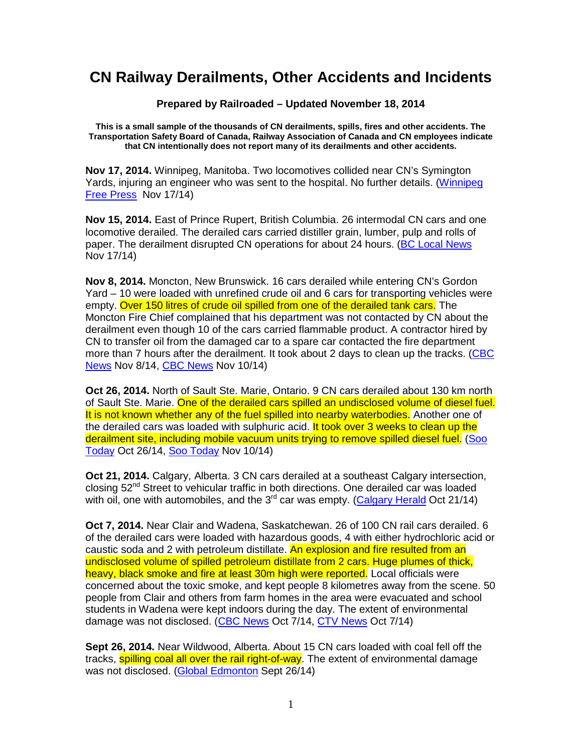# CN Railway Derailments, Other Accidents and Incidents

**Prepared by Railroaded – Updated November 18, 2014**

**This is a small sample of the thousands of CN derailments, spills, fires and other accidents. The Transportation Safety Board of Canada, Railway Association of Canada and CN employees indicate that CN intentionally does not report many of its derailments and other accidents.**

**Nov 17, 2014.** Winnipeg, Manitoba. Two locomotives collided near CN's Symington Yards, injuring an engineer who was sent to the hospital. No further details. (Winnipeg Free Press Nov 17/14)

**Nov 15, 2014.** East of Prince Rupert, British Columbia. 26 intermodal CN cars and one locomotive derailed. The derailed cars carried distiller grain, lumber, pulp and rolls of paper. The derailment disrupted CN operations for about 24 hours. (BC Local News Nov 17/14)

**Nov 8, 2014.** Moncton, New Brunswick. 16 cars derailed while entering CN's Gordon Yard – 10 were loaded with unrefined crude oil and 6 cars for transporting vehicles were empty. Over 150 litres of crude oil spilled from one of the derailed tank cars. The Moncton Fire Chief complained that his department was not contacted by CN about the derailment even though 10 of the cars carried flammable product. A contractor hired by CN to transfer oil from the damaged car to a spare car contacted the fire department more than 7 hours after the derailment. It took about 2 days to clean up the tracks. (CBC News Nov 8/14, CBC News Nov 10/14)

**Oct 26, 2014.** North of Sault Ste. Marie, Ontario. 9 CN cars derailed about 130 km north of Sault Ste. Marie. One of the derailed cars spilled an undisclosed volume of diesel fuel. It is not known whether any of the fuel spilled into nearby waterbodies. Another one of the derailed cars was loaded with sulphuric acid. It took over 3 weeks to clean up the derailment site, including mobile vacuum units trying to remove spilled diesel fuel. (Soo Today Oct 26/14, Soo Today Nov 10/14)

**Oct 21, 2014.** Calgary, Alberta. 3 CN cars derailed at a southeast Calgary intersection, closing 52nd Street to vehicular traffic in both directions. One derailed car was loaded with oil, one with automobiles, and the 3rd car was empty. (Calgary Herald Oct 21/14)

**Oct 7, 2014.** Near Clair and Wadena, Saskatchewan. 26 of 100 CN rail cars derailed. 6 of the derailed cars were loaded with hazardous goods, 4 with either hydrochloric acid or caustic soda and 2 with petroleum distillate. An explosion and fire resulted from an undisclosed volume of spilled petroleum distillate from 2 cars. Huge plumes of thick, heavy, black smoke and fire at least 30m high were reported. Local officials were concerned about the toxic smoke, and kept people 8 kilometres away from the scene. 50 people from Clair and others from farm homes in the area were evacuated and school students in Wadena were kept indoors during the day. The extent of environmental damage was not disclosed. (CBC News Oct 7/14, CTV News Oct 7/14)

**Sept 26, 2014.** Near Wildwood, Alberta. About 15 CN cars loaded with coal fell off the tracks, spilling coal all over the rail right-of-way. The extent of environmental damage was not disclosed. (Global Edmonton Sept 26/14)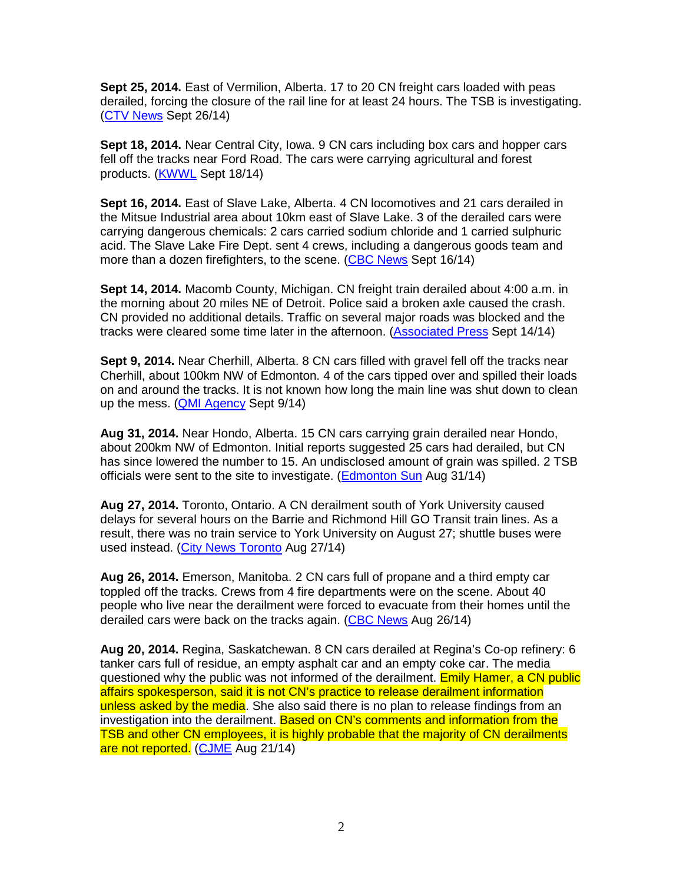**Sept 25, 2014.** East of Vermilion, Alberta. 17 to 20 CN freight cars loaded with peas derailed, forcing the closure of the rail line for at least 24 hours. The TSB is investigating. (CTV News Sept 26/14)

**Sept 18, 2014.** Near Central City, Iowa. 9 CN cars including box cars and hopper cars fell off the tracks near Ford Road. The cars were carrying agricultural and forest products. (KWWL Sept 18/14)

**Sept 16, 2014.** East of Slave Lake, Alberta. 4 CN locomotives and 21 cars derailed in the Mitsue Industrial area about 10km east of Slave Lake. 3 of the derailed cars were carrying dangerous chemicals: 2 cars carried sodium chloride and 1 carried sulphuric acid. The Slave Lake Fire Dept. sent 4 crews, including a dangerous goods team and more than a dozen firefighters, to the scene. (CBC News Sept 16/14)

**Sept 14, 2014.** Macomb County, Michigan. CN freight train derailed about 4:00 a.m. in the morning about 20 miles NE of Detroit. Police said a broken axle caused the crash. CN provided no additional details. Traffic on several major roads was blocked and the tracks were cleared some time later in the afternoon. (Associated Press Sept 14/14)

**Sept 9, 2014.** Near Cherhill, Alberta. 8 CN cars filled with gravel fell off the tracks near Cherhill, about 100km NW of Edmonton. 4 of the cars tipped over and spilled their loads on and around the tracks. It is not known how long the main line was shut down to clean up the mess. (QMI Agency Sept 9/14)

**Aug 31, 2014.** Near Hondo, Alberta. 15 CN cars carrying grain derailed near Hondo, about 200km NW of Edmonton. Initial reports suggested 25 cars had derailed, but CN has since lowered the number to 15. An undisclosed amount of grain was spilled. 2 TSB officials were sent to the site to investigate. (Edmonton Sun Aug 31/14)

**Aug 27, 2014.** Toronto, Ontario. A CN derailment south of York University caused delays for several hours on the Barrie and Richmond Hill GO Transit train lines. As a result, there was no train service to York University on August 27; shuttle buses were used instead. (City News Toronto Aug 27/14)

**Aug 26, 2014.** Emerson, Manitoba. 2 CN cars full of propane and a third empty car toppled off the tracks. Crews from 4 fire departments were on the scene. About 40 people who live near the derailment were forced to evacuate from their homes until the derailed cars were back on the tracks again. (CBC News Aug 26/14)

**Aug 20, 2014.** Regina, Saskatchewan. 8 CN cars derailed at Regina's Co-op refinery: 6 tanker cars full of residue, an empty asphalt car and an empty coke car. The media questioned why the public was not informed of the derailment. Emily Hamer, a CN public affairs spokesperson, said it is not CN's practice to release derailment information unless asked by the media. She also said there is no plan to release findings from an investigation into the derailment. Based on CN's comments and information from the TSB and other CN employees, it is highly probable that the majority of CN derailments are not reported. (CJME Aug 21/14)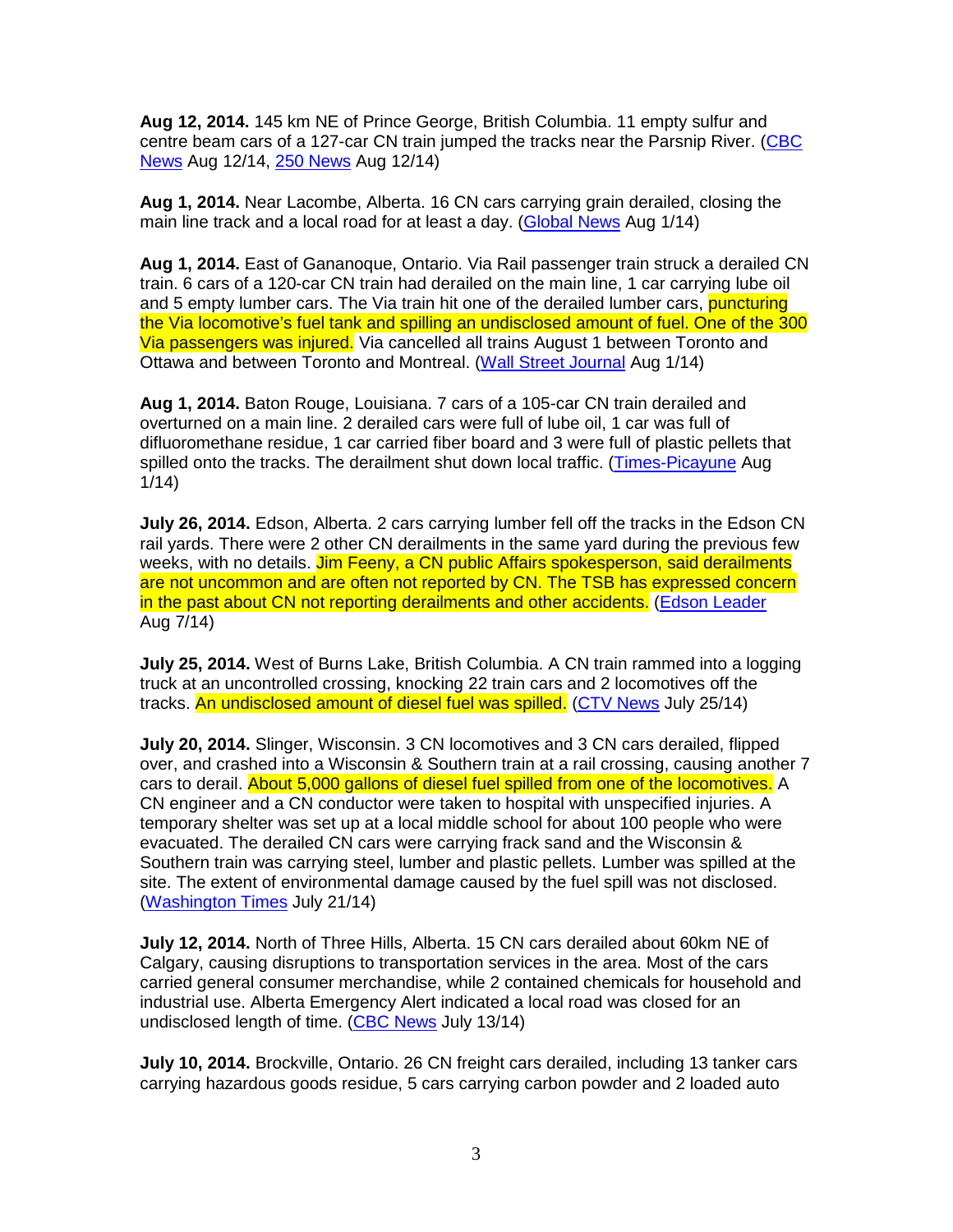**Aug 12, 2014.** 145 km NE of Prince George, British Columbia. 11 empty sulfur and centre beam cars of a 127-car CN train jumped the tracks near the Parsnip River. (CBC News Aug 12/14, 250 News Aug 12/14)

**Aug 1, 2014.** Near Lacombe, Alberta. 16 CN cars carrying grain derailed, closing the main line track and a local road for at least a day. (Global News Aug 1/14)

**Aug 1, 2014.** East of Gananoque, Ontario. Via Rail passenger train struck a derailed CN train. 6 cars of a 120-car CN train had derailed on the main line, 1 car carrying lube oil and 5 empty lumber cars. The Via train hit one of the derailed lumber cars, puncturing the Via locomotive's fuel tank and spilling an undisclosed amount of fuel. One of the 300 Via passengers was injured. Via cancelled all trains August 1 between Toronto and Ottawa and between Toronto and Montreal. (Wall Street Journal Aug 1/14)

**Aug 1, 2014.** Baton Rouge, Louisiana. 7 cars of a 105-car CN train derailed and overturned on a main line. 2 derailed cars were full of lube oil, 1 car was full of difluoromethane residue, 1 car carried fiber board and 3 were full of plastic pellets that spilled onto the tracks. The derailment shut down local traffic. (Times-Picayune Aug 1/14)

**July 26, 2014.** Edson, Alberta. 2 cars carrying lumber fell off the tracks in the Edson CN rail yards. There were 2 other CN derailments in the same yard during the previous few weeks, with no details. Jim Feeny, a CN public Affairs spokesperson, said derailments are not uncommon and are often not reported by CN. The TSB has expressed concern in the past about CN not reporting derailments and other accidents. (Edson Leader Aug 7/14)

**July 25, 2014.** West of Burns Lake, British Columbia. A CN train rammed into a logging truck at an uncontrolled crossing, knocking 22 train cars and 2 locomotives off the tracks. An undisclosed amount of diesel fuel was spilled. (CTV News July 25/14)

**July 20, 2014.** Slinger, Wisconsin. 3 CN locomotives and 3 CN cars derailed, flipped over, and crashed into a Wisconsin & Southern train at a rail crossing, causing another 7 cars to derail. About 5,000 gallons of diesel fuel spilled from one of the locomotives. A CN engineer and a CN conductor were taken to hospital with unspecified injuries. A temporary shelter was set up at a local middle school for about 100 people who were evacuated. The derailed CN cars were carrying frack sand and the Wisconsin & Southern train was carrying steel, lumber and plastic pellets. Lumber was spilled at the site. The extent of environmental damage caused by the fuel spill was not disclosed. (Washington Times July 21/14)

**July 12, 2014.** North of Three Hills, Alberta. 15 CN cars derailed about 60km NE of Calgary, causing disruptions to transportation services in the area. Most of the cars carried general consumer merchandise, while 2 contained chemicals for household and industrial use. Alberta Emergency Alert indicated a local road was closed for an undisclosed length of time. (CBC News July 13/14)

**July 10, 2014.** Brockville, Ontario. 26 CN freight cars derailed, including 13 tanker cars carrying hazardous goods residue, 5 cars carrying carbon powder and 2 loaded auto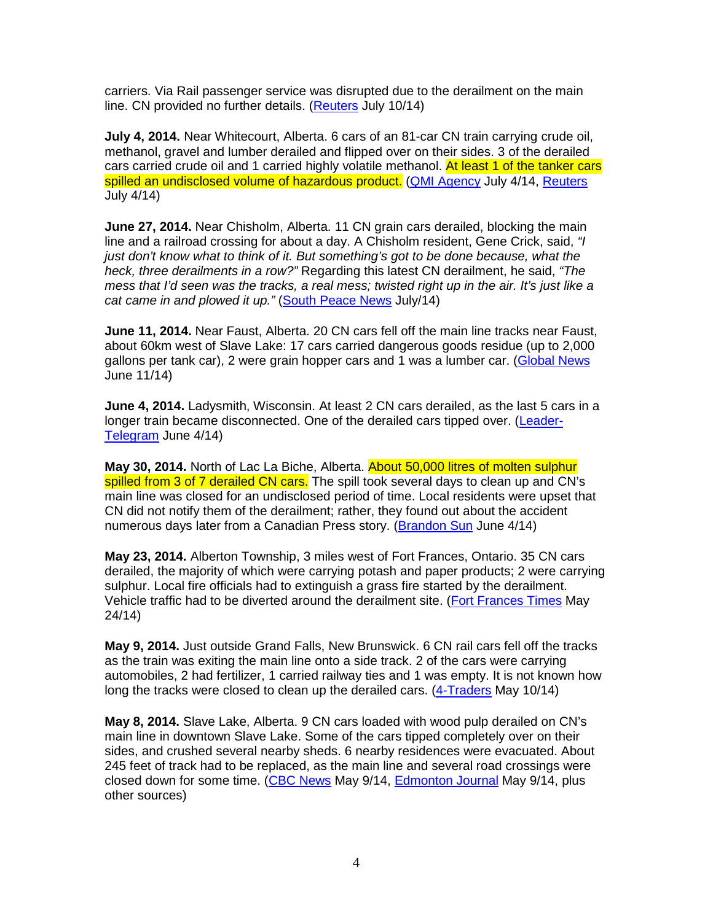carriers. Via Rail passenger service was disrupted due to the derailment on the main line. CN provided no further details. (Reuters July 10/14)

**July 4, 2014.** Near Whitecourt, Alberta. 6 cars of an 81-car CN train carrying crude oil, methanol, gravel and lumber derailed and flipped over on their sides. 3 of the derailed cars carried crude oil and 1 carried highly volatile methanol. At least 1 of the tanker cars spilled an undisclosed volume of hazardous product. (QMI Agency July 4/14, Reuters July 4/14)

**June 27, 2014.** Near Chisholm, Alberta. 11 CN grain cars derailed, blocking the main line and a railroad crossing for about a day. A Chisholm resident, Gene Crick, said, *"I just don't know what to think of it. But something's got to be done because, what the heck, three derailments in a row?"* Regarding this latest CN derailment, he said, *"The mess that I'd seen was the tracks, a real mess; twisted right up in the air. It's just like a cat came in and plowed it up."* (South Peace News July/14)

**June 11, 2014.** Near Faust, Alberta. 20 CN cars fell off the main line tracks near Faust, about 60km west of Slave Lake: 17 cars carried dangerous goods residue (up to 2,000 gallons per tank car), 2 were grain hopper cars and 1 was a lumber car. (Global News June 11/14)

**June 4, 2014.** Ladysmith, Wisconsin. At least 2 CN cars derailed, as the last 5 cars in a longer train became disconnected. One of the derailed cars tipped over. (Leader-Telegram June 4/14)

**May 30, 2014.** North of Lac La Biche, Alberta. About 50,000 litres of molten sulphur spilled from 3 of 7 derailed CN cars. The spill took several days to clean up and CN's main line was closed for an undisclosed period of time. Local residents were upset that CN did not notify them of the derailment; rather, they found out about the accident numerous days later from a Canadian Press story. (Brandon Sun June 4/14)

**May 23, 2014.** Alberton Township, 3 miles west of Fort Frances, Ontario. 35 CN cars derailed, the majority of which were carrying potash and paper products; 2 were carrying sulphur. Local fire officials had to extinguish a grass fire started by the derailment. Vehicle traffic had to be diverted around the derailment site. (Fort Frances Times May 24/14)

**May 9, 2014.** Just outside Grand Falls, New Brunswick. 6 CN rail cars fell off the tracks as the train was exiting the main line onto a side track. 2 of the cars were carrying automobiles, 2 had fertilizer, 1 carried railway ties and 1 was empty. It is not known how long the tracks were closed to clean up the derailed cars. (4-Traders May 10/14)

**May 8, 2014.** Slave Lake, Alberta. 9 CN cars loaded with wood pulp derailed on CN's main line in downtown Slave Lake. Some of the cars tipped completely over on their sides, and crushed several nearby sheds. 6 nearby residences were evacuated. About 245 feet of track had to be replaced, as the main line and several road crossings were closed down for some time. (CBC News May 9/14, Edmonton Journal May 9/14, plus other sources)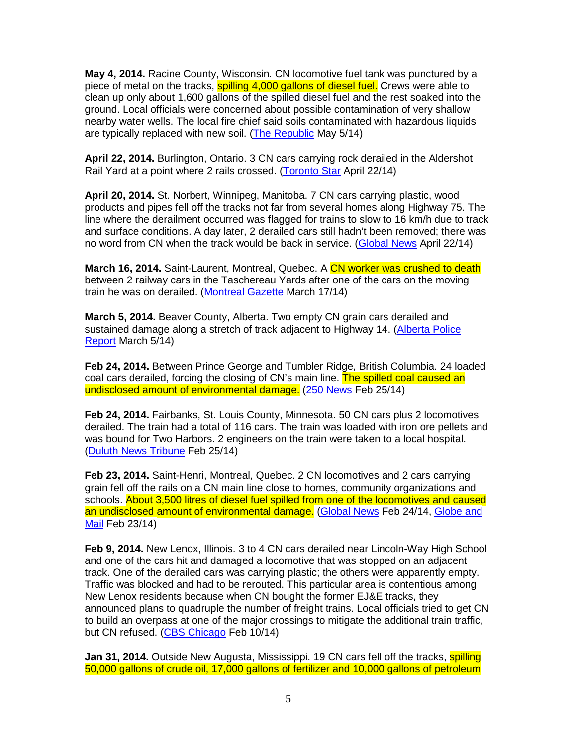**May 4, 2014.** Racine County, Wisconsin. CN locomotive fuel tank was punctured by a piece of metal on the tracks, spilling 4,000 gallons of diesel fuel. Crews were able to clean up only about 1,600 gallons of the spilled diesel fuel and the rest soaked into the ground. Local officials were concerned about possible contamination of very shallow nearby water wells. The local fire chief said soils contaminated with hazardous liquids are typically replaced with new soil. (The Republic May 5/14)

**April 22, 2014.** Burlington, Ontario. 3 CN cars carrying rock derailed in the Aldershot Rail Yard at a point where 2 rails crossed. (Toronto Star April 22/14)

**April 20, 2014.** St. Norbert, Winnipeg, Manitoba. 7 CN cars carrying plastic, wood products and pipes fell off the tracks not far from several homes along Highway 75. The line where the derailment occurred was flagged for trains to slow to 16 km/h due to track and surface conditions. A day later, 2 derailed cars still hadn't been removed; there was no word from CN when the track would be back in service. (Global News April 22/14)

**March 16, 2014.** Saint-Laurent, Montreal, Quebec. A CN worker was crushed to death between 2 railway cars in the Taschereau Yards after one of the cars on the moving train he was on derailed. (Montreal Gazette March 17/14)

**March 5, 2014.** Beaver County, Alberta. Two empty CN grain cars derailed and sustained damage along a stretch of track adjacent to Highway 14. (Alberta Police Report March 5/14)

**Feb 24, 2014.** Between Prince George and Tumbler Ridge, British Columbia. 24 loaded coal cars derailed, forcing the closing of CN's main line. The spilled coal caused an undisclosed amount of environmental damage. (250 News Feb 25/14)

**Feb 24, 2014.** Fairbanks, St. Louis County, Minnesota. 50 CN cars plus 2 locomotives derailed. The train had a total of 116 cars. The train was loaded with iron ore pellets and was bound for Two Harbors. 2 engineers on the train were taken to a local hospital. (Duluth News Tribune Feb 25/14)

**Feb 23, 2014.** Saint-Henri, Montreal, Quebec. 2 CN locomotives and 2 cars carrying grain fell off the rails on a CN main line close to homes, community organizations and schools. About 3,500 litres of diesel fuel spilled from one of the locomotives and caused an undisclosed amount of environmental damage. (Global News Feb 24/14, Globe and Mail Feb 23/14)

**Feb 9, 2014.** New Lenox, Illinois. 3 to 4 CN cars derailed near Lincoln-Way High School and one of the cars hit and damaged a locomotive that was stopped on an adjacent track. One of the derailed cars was carrying plastic; the others were apparently empty. Traffic was blocked and had to be rerouted. This particular area is contentious among New Lenox residents because when CN bought the former EJ&E tracks, they announced plans to quadruple the number of freight trains. Local officials tried to get CN to build an overpass at one of the major crossings to mitigate the additional train traffic, but CN refused. (CBS Chicago Feb 10/14)

**Jan 31, 2014.** Outside New Augusta, Mississippi. 19 CN cars fell off the tracks, spilling 50,000 gallons of crude oil, 17,000 gallons of fertilizer and 10,000 gallons of petroleum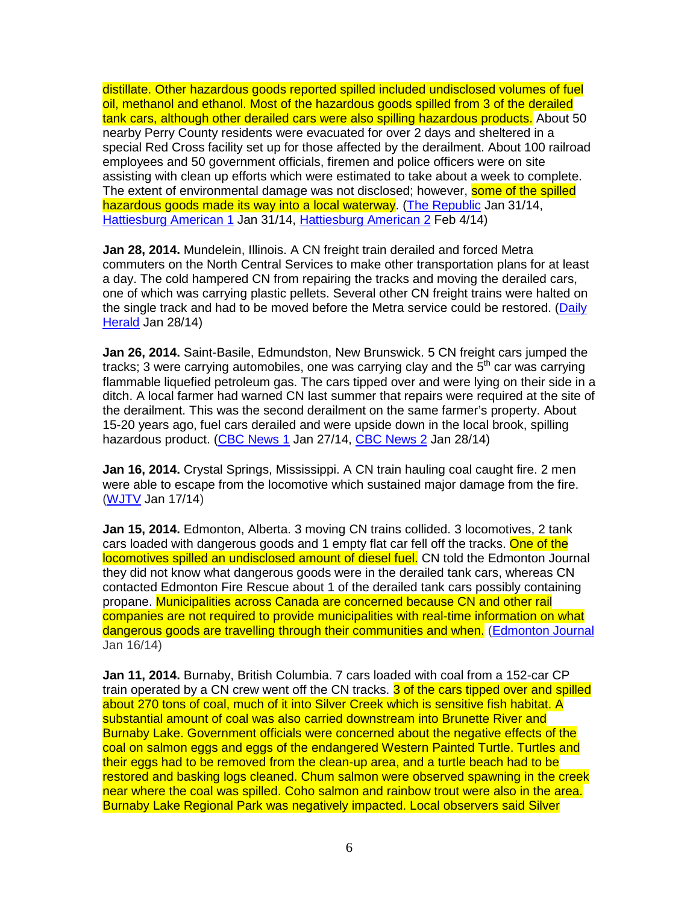distillate. Other hazardous goods reported spilled included undisclosed volumes of fuel oil, methanol and ethanol. Most of the hazardous goods spilled from 3 of the derailed tank cars, although other derailed cars were also spilling hazardous products. About 50 nearby Perry County residents were evacuated for over 2 days and sheltered in a special Red Cross facility set up for those affected by the derailment. About 100 railroad employees and 50 government officials, firemen and police officers were on site assisting with clean up efforts which were estimated to take about a week to complete. The extent of environmental damage was not disclosed; however, some of the spilled hazardous goods made its way into a local waterway. (The Republic Jan 31/14, Hattiesburg American 1 Jan 31/14, Hattiesburg American 2 Feb 4/14)

**Jan 28, 2014.** Mundelein, Illinois. A CN freight train derailed and forced Metra commuters on the North Central Services to make other transportation plans for at least a day. The cold hampered CN from repairing the tracks and moving the derailed cars, one of which was carrying plastic pellets. Several other CN freight trains were halted on the single track and had to be moved before the Metra service could be restored. (Daily Herald Jan 28/14)

**Jan 26, 2014.** Saint-Basile, Edmundston, New Brunswick. 5 CN freight cars jumped the tracks; 3 were carrying automobiles, one was carrying clay and the 5th car was carrying flammable liquefied petroleum gas. The cars tipped over and were lying on their side in a ditch. A local farmer had warned CN last summer that repairs were required at the site of the derailment. This was the second derailment on the same farmer's property. About 15-20 years ago, fuel cars derailed and were upside down in the local brook, spilling hazardous product. (CBC News 1 Jan 27/14, CBC News 2 Jan 28/14)

**Jan 16, 2014.** Crystal Springs, Mississippi. A CN train hauling coal caught fire. 2 men were able to escape from the locomotive which sustained major damage from the fire. (WJTV Jan 17/14)

**Jan 15, 2014.** Edmonton, Alberta. 3 moving CN trains collided. 3 locomotives, 2 tank cars loaded with dangerous goods and 1 empty flat car fell off the tracks. One of the locomotives spilled an undisclosed amount of diesel fuel. CN told the Edmonton Journal they did not know what dangerous goods were in the derailed tank cars, whereas CN contacted Edmonton Fire Rescue about 1 of the derailed tank cars possibly containing propane. Municipalities across Canada are concerned because CN and other rail companies are not required to provide municipalities with real-time information on what dangerous goods are travelling through their communities and when. (Edmonton Journal Jan 16/14)

**Jan 11, 2014.** Burnaby, British Columbia. 7 cars loaded with coal from a 152-car CP train operated by a CN crew went off the CN tracks. 3 of the cars tipped over and spilled about 270 tons of coal, much of it into Silver Creek which is sensitive fish habitat. A substantial amount of coal was also carried downstream into Brunette River and Burnaby Lake. Government officials were concerned about the negative effects of the coal on salmon eggs and eggs of the endangered Western Painted Turtle. Turtles and their eggs had to be removed from the clean-up area, and a turtle beach had to be restored and basking logs cleaned. Chum salmon were observed spawning in the creek near where the coal was spilled. Coho salmon and rainbow trout were also in the area. Burnaby Lake Regional Park was negatively impacted. Local observers said Silver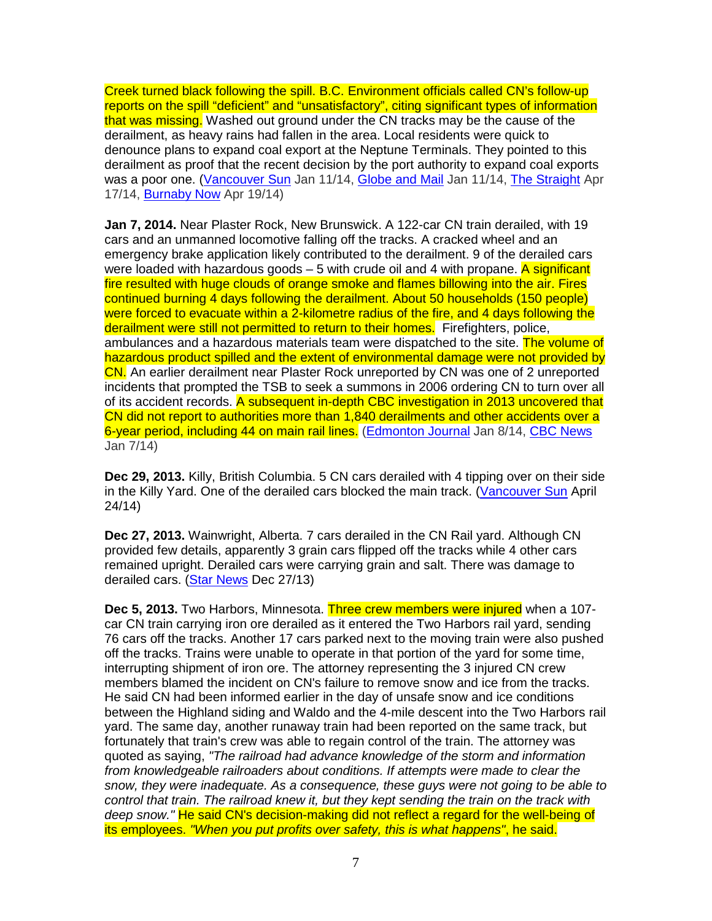Creek turned black following the spill. B.C. Environment officials called CN's follow-up reports on the spill "deficient" and "unsatisfactory", citing significant types of information that was missing. Washed out ground under the CN tracks may be the cause of the derailment, as heavy rains had fallen in the area. Local residents were quick to denounce plans to expand coal export at the Neptune Terminals. They pointed to this derailment as proof that the recent decision by the port authority to expand coal exports was a poor one. (Vancouver Sun Jan 11/14, Globe and Mail Jan 11/14, The Straight Apr 17/14, Burnaby Now Apr 19/14)

**Jan 7, 2014.** Near Plaster Rock, New Brunswick. A 122-car CN train derailed, with 19 cars and an unmanned locomotive falling off the tracks. A cracked wheel and an emergency brake application likely contributed to the derailment. 9 of the derailed cars were loaded with hazardous goods – 5 with crude oil and 4 with propane. A significant fire resulted with huge clouds of orange smoke and flames billowing into the air. Fires continued burning 4 days following the derailment. About 50 households (150 people) were forced to evacuate within a 2-kilometre radius of the fire, and 4 days following the derailment were still not permitted to return to their homes. Firefighters, police, ambulances and a hazardous materials team were dispatched to the site. The volume of hazardous product spilled and the extent of environmental damage were not provided by CN. An earlier derailment near Plaster Rock unreported by CN was one of 2 unreported incidents that prompted the TSB to seek a summons in 2006 ordering CN to turn over all of its accident records. A subsequent in-depth CBC investigation in 2013 uncovered that CN did not report to authorities more than 1,840 derailments and other accidents over a 6-year period, including 44 on main rail lines. (Edmonton Journal Jan 8/14, CBC News Jan 7/14)

**Dec 29, 2013.** Killy, British Columbia. 5 CN cars derailed with 4 tipping over on their side in the Killy Yard. One of the derailed cars blocked the main track. (Vancouver Sun April 24/14)

**Dec 27, 2013.** Wainwright, Alberta. 7 cars derailed in the CN Rail yard. Although CN provided few details, apparently 3 grain cars flipped off the tracks while 4 other cars remained upright. Derailed cars were carrying grain and salt. There was damage to derailed cars. (Star News Dec 27/13)

**Dec 5, 2013.** Two Harbors, Minnesota. Three crew members were injured when a 107-car CN train carrying iron ore derailed as it entered the Two Harbors rail yard, sending 76 cars off the tracks. Another 17 cars parked next to the moving train were also pushed off the tracks. Trains were unable to operate in that portion of the yard for some time, interrupting shipment of iron ore. The attorney representing the 3 injured CN crew members blamed the incident on CN's failure to remove snow and ice from the tracks. He said CN had been informed earlier in the day of unsafe snow and ice conditions between the Highland siding and Waldo and the 4-mile descent into the Two Harbors rail yard. The same day, another runaway train had been reported on the same track, but fortunately that train's crew was able to regain control of the train. The attorney was quoted as saying, *"The railroad had advance knowledge of the storm and information from knowledgeable railroaders about conditions. If attempts were made to clear the snow, they were inadequate. As a consequence, these guys were not going to be able to control that train. The railroad knew it, but they kept sending the train on the track with deep snow."* He said CN's decision-making did not reflect a regard for the well-being of its employees. *"When you put profits over safety, this is what happens"*, he said.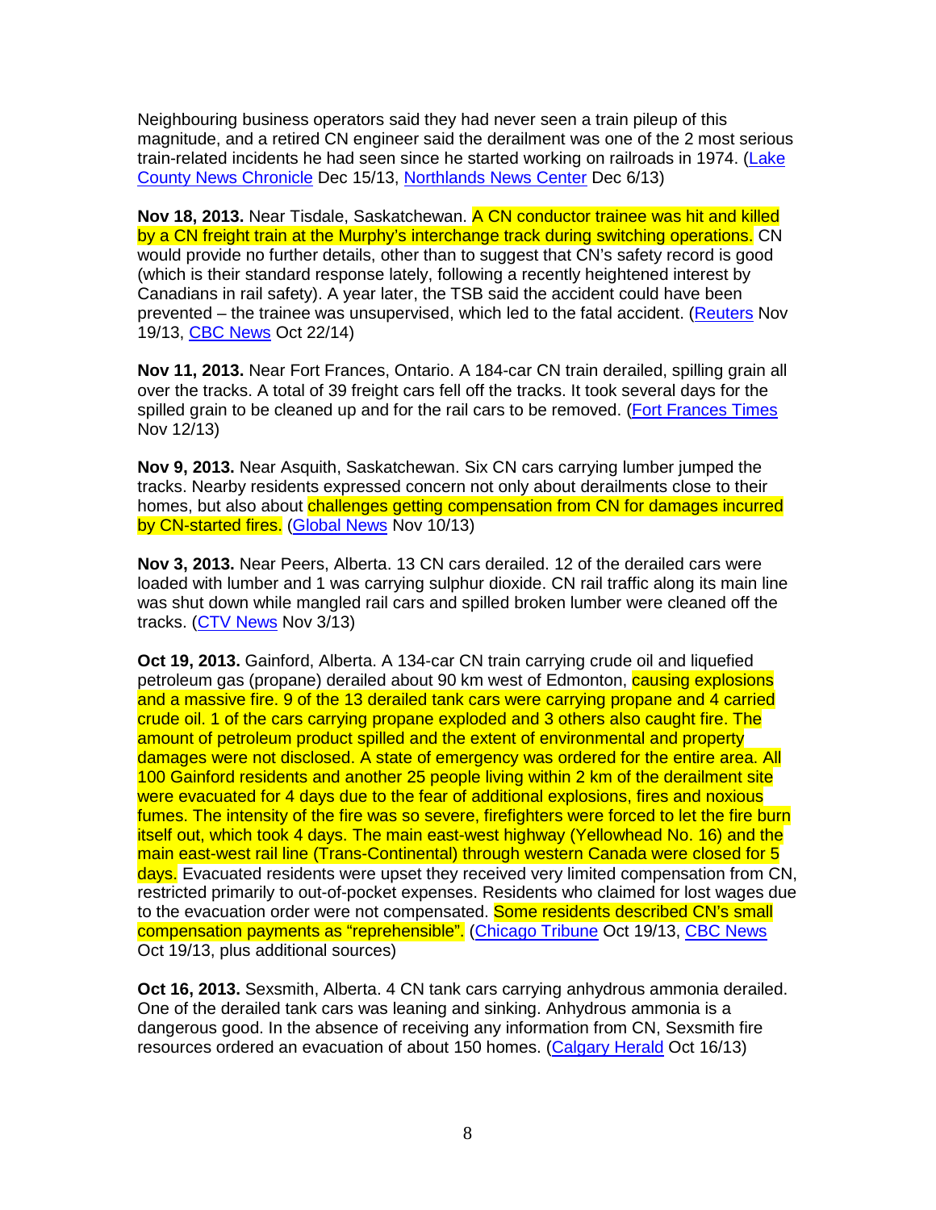Neighbouring business operators said they had never seen a train pileup of this magnitude, and a retired CN engineer said the derailment was one of the 2 most serious train-related incidents he had seen since he started working on railroads in 1974. (Lake County News Chronicle Dec 15/13, Northlands News Center Dec 6/13)

**Nov 18, 2013.** Near Tisdale, Saskatchewan. A CN conductor trainee was hit and killed by a CN freight train at the Murphy's interchange track during switching operations. CN would provide no further details, other than to suggest that CN's safety record is good (which is their standard response lately, following a recently heightened interest by Canadians in rail safety). A year later, the TSB said the accident could have been prevented – the trainee was unsupervised, which led to the fatal accident. (Reuters Nov 19/13, CBC News Oct 22/14)

**Nov 11, 2013.** Near Fort Frances, Ontario. A 184-car CN train derailed, spilling grain all over the tracks. A total of 39 freight cars fell off the tracks. It took several days for the spilled grain to be cleaned up and for the rail cars to be removed. (Fort Frances Times Nov 12/13)

**Nov 9, 2013.** Near Asquith, Saskatchewan. Six CN cars carrying lumber jumped the tracks. Nearby residents expressed concern not only about derailments close to their homes, but also about challenges getting compensation from CN for damages incurred by CN-started fires. (Global News Nov 10/13)

**Nov 3, 2013.** Near Peers, Alberta. 13 CN cars derailed. 12 of the derailed cars were loaded with lumber and 1 was carrying sulphur dioxide. CN rail traffic along its main line was shut down while mangled rail cars and spilled broken lumber were cleaned off the tracks. (CTV News Nov 3/13)

**Oct 19, 2013.** Gainford, Alberta. A 134-car CN train carrying crude oil and liquefied petroleum gas (propane) derailed about 90 km west of Edmonton, causing explosions and a massive fire. 9 of the 13 derailed tank cars were carrying propane and 4 carried crude oil. 1 of the cars carrying propane exploded and 3 others also caught fire. The amount of petroleum product spilled and the extent of environmental and property damages were not disclosed. A state of emergency was ordered for the entire area. All 100 Gainford residents and another 25 people living within 2 km of the derailment site were evacuated for 4 days due to the fear of additional explosions, fires and noxious fumes. The intensity of the fire was so severe, firefighters were forced to let the fire burn itself out, which took 4 days. The main east-west highway (Yellowhead No. 16) and the main east-west rail line (Trans-Continental) through western Canada were closed for 5 days. Evacuated residents were upset they received very limited compensation from CN, restricted primarily to out-of-pocket expenses. Residents who claimed for lost wages due to the evacuation order were not compensated. Some residents described CN's small compensation payments as "reprehensible". (Chicago Tribune Oct 19/13, CBC News Oct 19/13, plus additional sources)

**Oct 16, 2013.** Sexsmith, Alberta. 4 CN tank cars carrying anhydrous ammonia derailed. One of the derailed tank cars was leaning and sinking. Anhydrous ammonia is a dangerous good. In the absence of receiving any information from CN, Sexsmith fire resources ordered an evacuation of about 150 homes. (Calgary Herald Oct 16/13)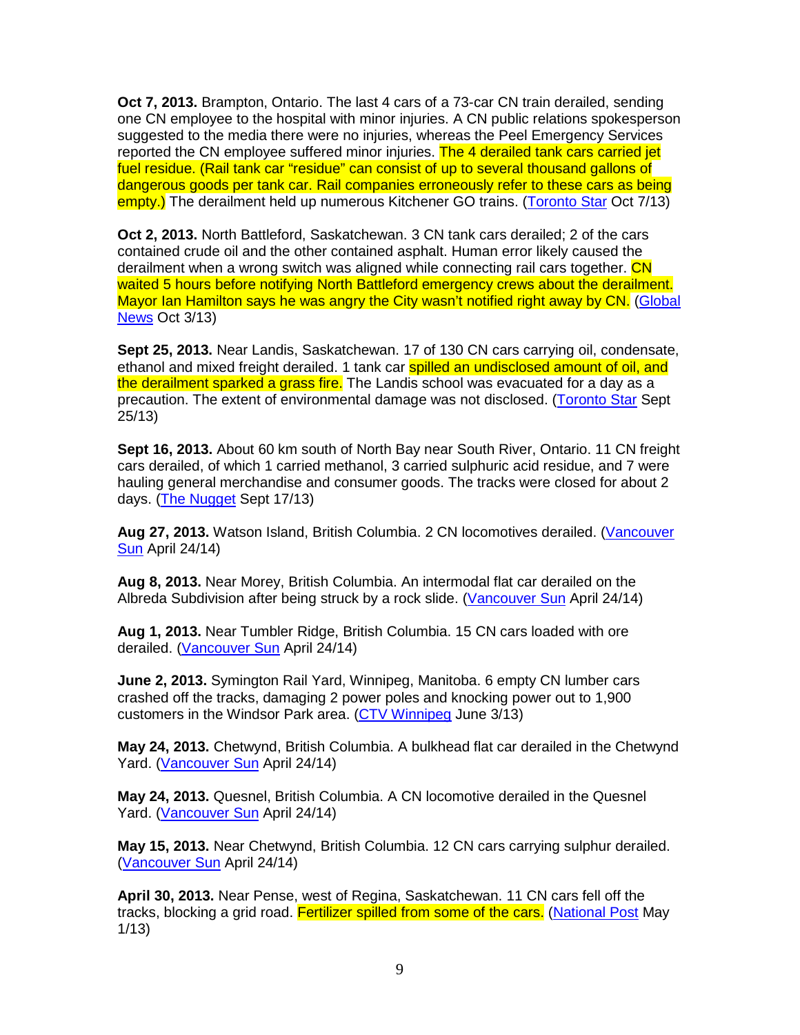**Oct 7, 2013.** Brampton, Ontario. The last 4 cars of a 73-car CN train derailed, sending one CN employee to the hospital with minor injuries. A CN public relations spokesperson suggested to the media there were no injuries, whereas the Peel Emergency Services reported the CN employee suffered minor injuries. The 4 derailed tank cars carried jet fuel residue. (Rail tank car "residue" can consist of up to several thousand gallons of dangerous goods per tank car. Rail companies erroneously refer to these cars as being empty.) The derailment held up numerous Kitchener GO trains. (Toronto Star Oct 7/13)

**Oct 2, 2013.** North Battleford, Saskatchewan. 3 CN tank cars derailed; 2 of the cars contained crude oil and the other contained asphalt. Human error likely caused the derailment when a wrong switch was aligned while connecting rail cars together. CN waited 5 hours before notifying North Battleford emergency crews about the derailment. Mayor Ian Hamilton says he was angry the City wasn't notified right away by CN. (Global News Oct 3/13)

**Sept 25, 2013.** Near Landis, Saskatchewan. 17 of 130 CN cars carrying oil, condensate, ethanol and mixed freight derailed. 1 tank car spilled an undisclosed amount of oil, and the derailment sparked a grass fire. The Landis school was evacuated for a day as a precaution. The extent of environmental damage was not disclosed. (Toronto Star Sept 25/13)

**Sept 16, 2013.** About 60 km south of North Bay near South River, Ontario. 11 CN freight cars derailed, of which 1 carried methanol, 3 carried sulphuric acid residue, and 7 were hauling general merchandise and consumer goods. The tracks were closed for about 2 days. (The Nugget Sept 17/13)

**Aug 27, 2013.** Watson Island, British Columbia. 2 CN locomotives derailed. (Vancouver Sun April 24/14)

**Aug 8, 2013.** Near Morey, British Columbia. An intermodal flat car derailed on the Albreda Subdivision after being struck by a rock slide. (Vancouver Sun April 24/14)

**Aug 1, 2013.** Near Tumbler Ridge, British Columbia. 15 CN cars loaded with ore derailed. (Vancouver Sun April 24/14)

**June 2, 2013.** Symington Rail Yard, Winnipeg, Manitoba. 6 empty CN lumber cars crashed off the tracks, damaging 2 power poles and knocking power out to 1,900 customers in the Windsor Park area. (CTV Winnipeg June 3/13)

**May 24, 2013.** Chetwynd, British Columbia. A bulkhead flat car derailed in the Chetwynd Yard. (Vancouver Sun April 24/14)

**May 24, 2013.** Quesnel, British Columbia. A CN locomotive derailed in the Quesnel Yard. (Vancouver Sun April 24/14)

**May 15, 2013.** Near Chetwynd, British Columbia. 12 CN cars carrying sulphur derailed. (Vancouver Sun April 24/14)

**April 30, 2013.** Near Pense, west of Regina, Saskatchewan. 11 CN cars fell off the tracks, blocking a grid road. Fertilizer spilled from some of the cars. (National Post May 1/13)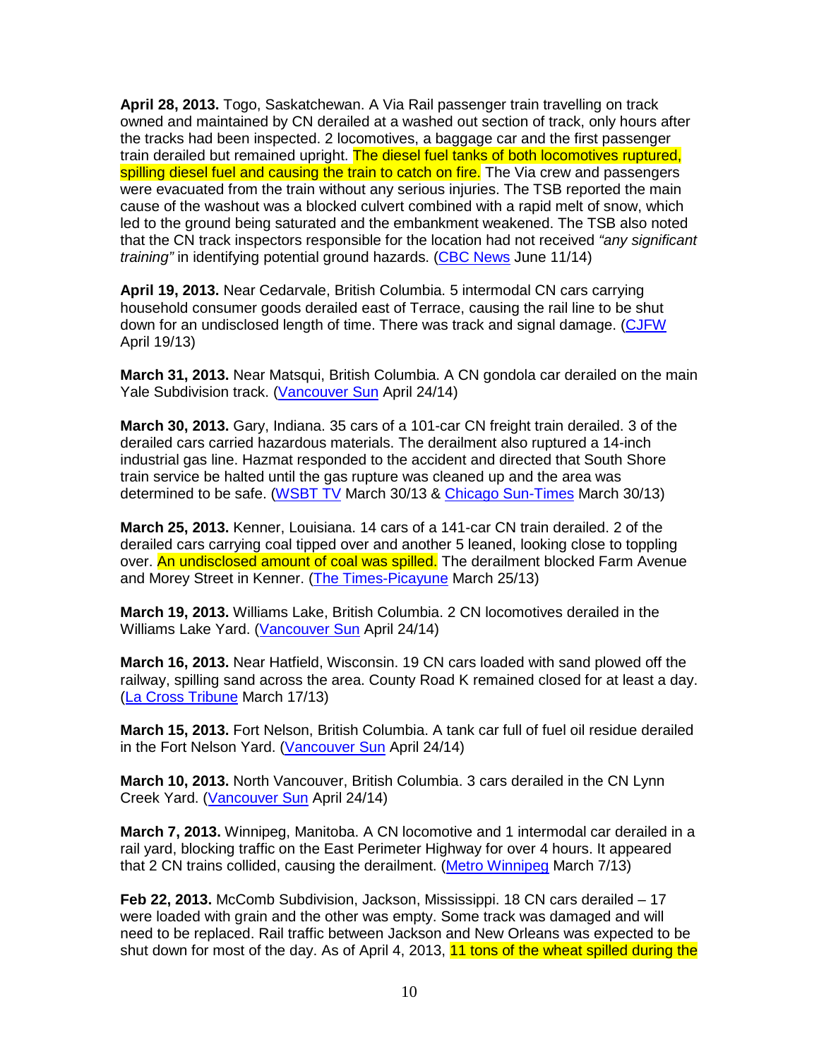**April 28, 2013.** Togo, Saskatchewan. A Via Rail passenger train travelling on track owned and maintained by CN derailed at a washed out section of track, only hours after the tracks had been inspected. 2 locomotives, a baggage car and the first passenger train derailed but remained upright. The diesel fuel tanks of both locomotives ruptured, spilling diesel fuel and causing the train to catch on fire. The Via crew and passengers were evacuated from the train without any serious injuries. The TSB reported the main cause of the washout was a blocked culvert combined with a rapid melt of snow, which led to the ground being saturated and the embankment weakened. The TSB also noted that the CN track inspectors responsible for the location had not received *"any significant training"* in identifying potential ground hazards. (CBC News June 11/14)

**April 19, 2013.** Near Cedarvale, British Columbia. 5 intermodal CN cars carrying household consumer goods derailed east of Terrace, causing the rail line to be shut down for an undisclosed length of time. There was track and signal damage. (CJFW April 19/13)

**March 31, 2013.** Near Matsqui, British Columbia. A CN gondola car derailed on the main Yale Subdivision track. (Vancouver Sun April 24/14)

**March 30, 2013.** Gary, Indiana. 35 cars of a 101-car CN freight train derailed. 3 of the derailed cars carried hazardous materials. The derailment also ruptured a 14-inch industrial gas line. Hazmat responded to the accident and directed that South Shore train service be halted until the gas rupture was cleaned up and the area was determined to be safe. (WSBT TV March 30/13 & Chicago Sun-Times March 30/13)

**March 25, 2013.** Kenner, Louisiana. 14 cars of a 141-car CN train derailed. 2 of the derailed cars carrying coal tipped over and another 5 leaned, looking close to toppling over. An undisclosed amount of coal was spilled. The derailment blocked Farm Avenue and Morey Street in Kenner. (The Times-Picayune March 25/13)

**March 19, 2013.** Williams Lake, British Columbia. 2 CN locomotives derailed in the Williams Lake Yard. (Vancouver Sun April 24/14)

**March 16, 2013.** Near Hatfield, Wisconsin. 19 CN cars loaded with sand plowed off the railway, spilling sand across the area. County Road K remained closed for at least a day. (La Cross Tribune March 17/13)

**March 15, 2013.** Fort Nelson, British Columbia. A tank car full of fuel oil residue derailed in the Fort Nelson Yard. (Vancouver Sun April 24/14)

**March 10, 2013.** North Vancouver, British Columbia. 3 cars derailed in the CN Lynn Creek Yard. (Vancouver Sun April 24/14)

**March 7, 2013.** Winnipeg, Manitoba. A CN locomotive and 1 intermodal car derailed in a rail yard, blocking traffic on the East Perimeter Highway for over 4 hours. It appeared that 2 CN trains collided, causing the derailment. (Metro Winnipeg March 7/13)

**Feb 22, 2013.** McComb Subdivision, Jackson, Mississippi. 18 CN cars derailed – 17 were loaded with grain and the other was empty. Some track was damaged and will need to be replaced. Rail traffic between Jackson and New Orleans was expected to be shut down for most of the day. As of April 4, 2013, 11 tons of the wheat spilled during the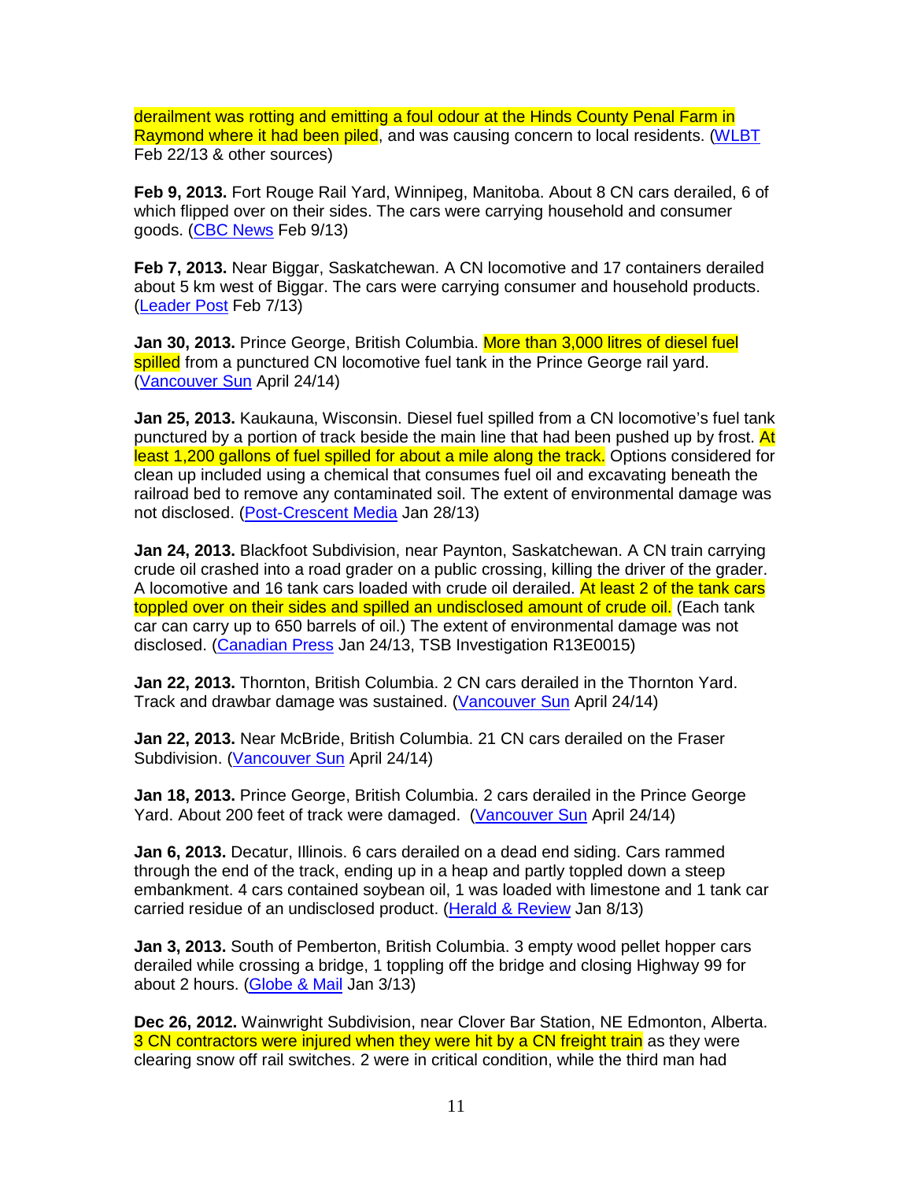derailment was rotting and emitting a foul odour at the Hinds County Penal Farm in Raymond where it had been piled, and was causing concern to local residents. (WLBT Feb 22/13 & other sources)

**Feb 9, 2013.** Fort Rouge Rail Yard, Winnipeg, Manitoba. About 8 CN cars derailed, 6 of which flipped over on their sides. The cars were carrying household and consumer goods. (CBC News Feb 9/13)

**Feb 7, 2013.** Near Biggar, Saskatchewan. A CN locomotive and 17 containers derailed about 5 km west of Biggar. The cars were carrying consumer and household products. (Leader Post Feb 7/13)

**Jan 30, 2013.** Prince George, British Columbia. More than 3,000 litres of diesel fuel spilled from a punctured CN locomotive fuel tank in the Prince George rail yard. (Vancouver Sun April 24/14)

**Jan 25, 2013.** Kaukauna, Wisconsin. Diesel fuel spilled from a CN locomotive's fuel tank punctured by a portion of track beside the main line that had been pushed up by frost. At least 1,200 gallons of fuel spilled for about a mile along the track. Options considered for clean up included using a chemical that consumes fuel oil and excavating beneath the railroad bed to remove any contaminated soil. The extent of environmental damage was not disclosed. (Post-Crescent Media Jan 28/13)

**Jan 24, 2013.** Blackfoot Subdivision, near Paynton, Saskatchewan. A CN train carrying crude oil crashed into a road grader on a public crossing, killing the driver of the grader. A locomotive and 16 tank cars loaded with crude oil derailed. At least 2 of the tank cars toppled over on their sides and spilled an undisclosed amount of crude oil. (Each tank car can carry up to 650 barrels of oil.) The extent of environmental damage was not disclosed. (Canadian Press Jan 24/13, TSB Investigation R13E0015)

**Jan 22, 2013.** Thornton, British Columbia. 2 CN cars derailed in the Thornton Yard. Track and drawbar damage was sustained. (Vancouver Sun April 24/14)

**Jan 22, 2013.** Near McBride, British Columbia. 21 CN cars derailed on the Fraser Subdivision. (Vancouver Sun April 24/14)

**Jan 18, 2013.** Prince George, British Columbia. 2 cars derailed in the Prince George Yard. About 200 feet of track were damaged. (Vancouver Sun April 24/14)

**Jan 6, 2013.** Decatur, Illinois. 6 cars derailed on a dead end siding. Cars rammed through the end of the track, ending up in a heap and partly toppled down a steep embankment. 4 cars contained soybean oil, 1 was loaded with limestone and 1 tank car carried residue of an undisclosed product. (Herald & Review Jan 8/13)

**Jan 3, 2013.** South of Pemberton, British Columbia. 3 empty wood pellet hopper cars derailed while crossing a bridge, 1 toppling off the bridge and closing Highway 99 for about 2 hours. (Globe & Mail Jan 3/13)

**Dec 26, 2012.** Wainwright Subdivision, near Clover Bar Station, NE Edmonton, Alberta. 3 CN contractors were injured when they were hit by a CN freight train as they were clearing snow off rail switches. 2 were in critical condition, while the third man had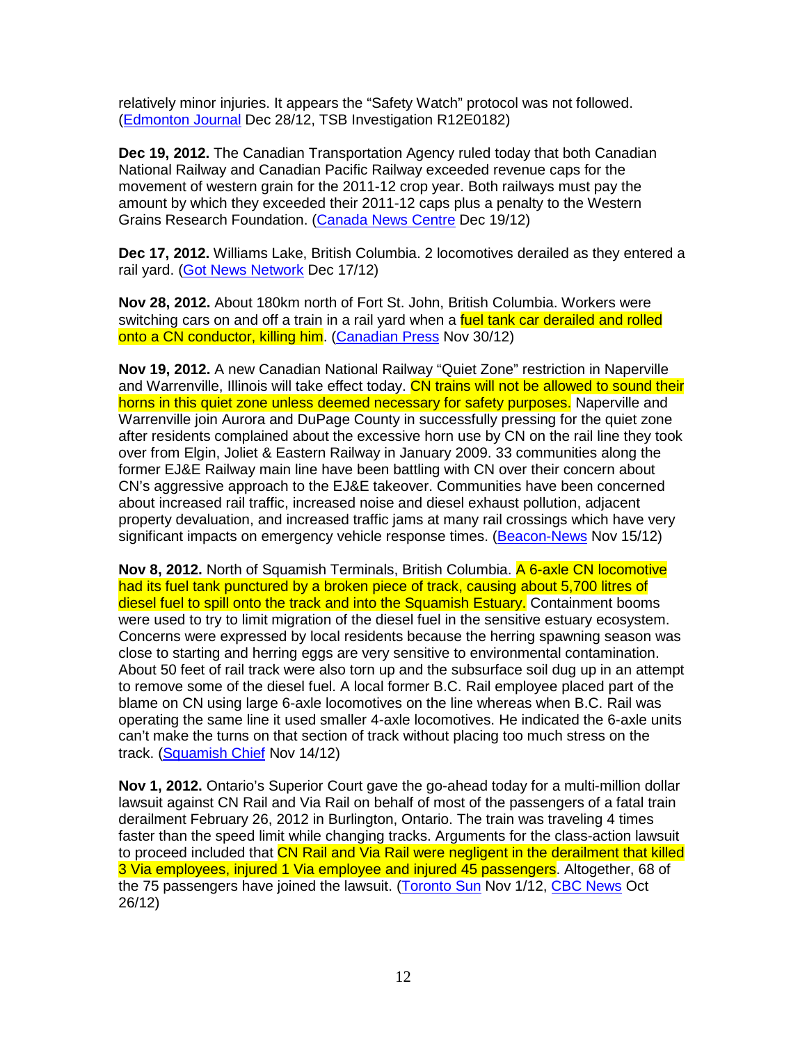relatively minor injuries. It appears the "Safety Watch" protocol was not followed. (Edmonton Journal Dec 28/12, TSB Investigation R12E0182)

**Dec 19, 2012.** The Canadian Transportation Agency ruled today that both Canadian National Railway and Canadian Pacific Railway exceeded revenue caps for the movement of western grain for the 2011-12 crop year. Both railways must pay the amount by which they exceeded their 2011-12 caps plus a penalty to the Western Grains Research Foundation. (Canada News Centre Dec 19/12)

**Dec 17, 2012.** Williams Lake, British Columbia. 2 locomotives derailed as they entered a rail yard. (Got News Network Dec 17/12)

**Nov 28, 2012.** About 180km north of Fort St. John, British Columbia. Workers were switching cars on and off a train in a rail yard when a fuel tank car derailed and rolled onto a CN conductor, killing him. (Canadian Press Nov 30/12)

**Nov 19, 2012.** A new Canadian National Railway "Quiet Zone" restriction in Naperville and Warrenville, Illinois will take effect today. CN trains will not be allowed to sound their horns in this quiet zone unless deemed necessary for safety purposes. Naperville and Warrenville join Aurora and DuPage County in successfully pressing for the quiet zone after residents complained about the excessive horn use by CN on the rail line they took over from Elgin, Joliet & Eastern Railway in January 2009. 33 communities along the former EJ&E Railway main line have been battling with CN over their concern about CN's aggressive approach to the EJ&E takeover. Communities have been concerned about increased rail traffic, increased noise and diesel exhaust pollution, adjacent property devaluation, and increased traffic jams at many rail crossings which have very significant impacts on emergency vehicle response times. (Beacon-News Nov 15/12)

**Nov 8, 2012.** North of Squamish Terminals, British Columbia. A 6-axle CN locomotive had its fuel tank punctured by a broken piece of track, causing about 5,700 litres of diesel fuel to spill onto the track and into the Squamish Estuary. Containment booms were used to try to limit migration of the diesel fuel in the sensitive estuary ecosystem. Concerns were expressed by local residents because the herring spawning season was close to starting and herring eggs are very sensitive to environmental contamination. About 50 feet of rail track were also torn up and the subsurface soil dug up in an attempt to remove some of the diesel fuel. A local former B.C. Rail employee placed part of the blame on CN using large 6-axle locomotives on the line whereas when B.C. Rail was operating the same line it used smaller 4-axle locomotives. He indicated the 6-axle units can't make the turns on that section of track without placing too much stress on the track. (Squamish Chief Nov 14/12)

**Nov 1, 2012.** Ontario's Superior Court gave the go-ahead today for a multi-million dollar lawsuit against CN Rail and Via Rail on behalf of most of the passengers of a fatal train derailment February 26, 2012 in Burlington, Ontario. The train was traveling 4 times faster than the speed limit while changing tracks. Arguments for the class-action lawsuit to proceed included that CN Rail and Via Rail were negligent in the derailment that killed 3 Via employees, injured 1 Via employee and injured 45 passengers. Altogether, 68 of the 75 passengers have joined the lawsuit. (Toronto Sun Nov 1/12, CBC News Oct 26/12)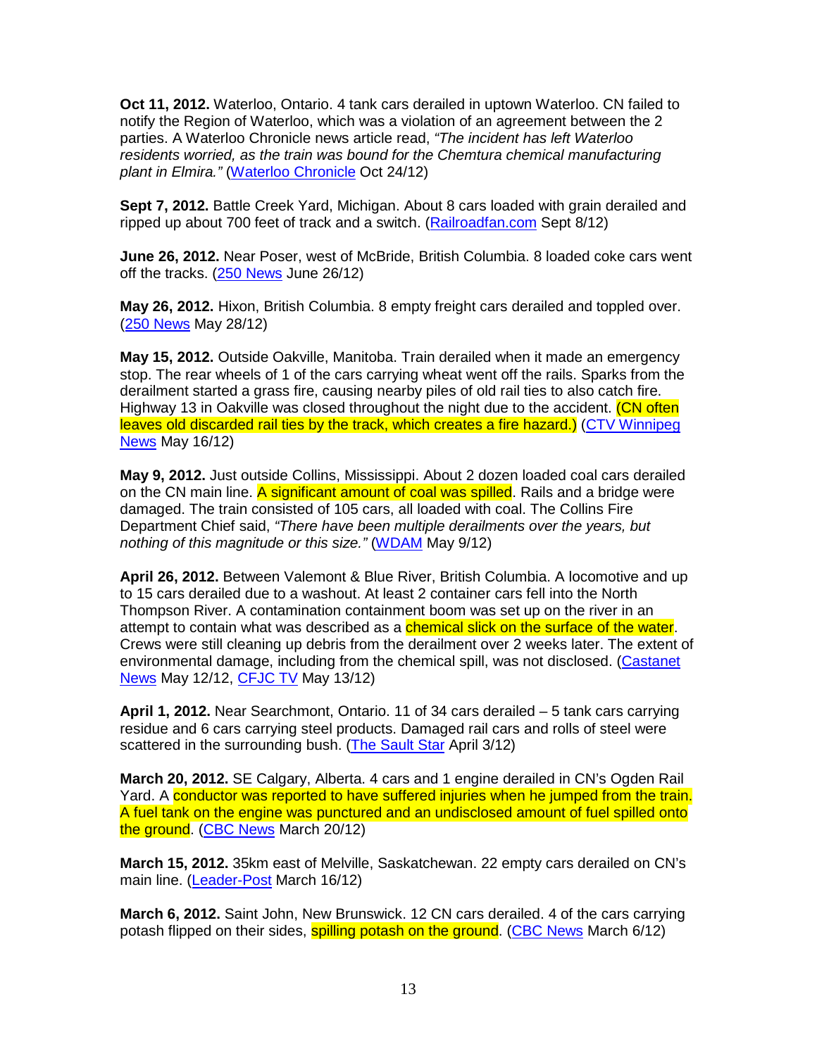**Oct 11, 2012.** Waterloo, Ontario. 4 tank cars derailed in uptown Waterloo. CN failed to notify the Region of Waterloo, which was a violation of an agreement between the 2 parties. A Waterloo Chronicle news article read, *"The incident has left Waterloo residents worried, as the train was bound for the Chemtura chemical manufacturing plant in Elmira."* (Waterloo Chronicle Oct 24/12)

**Sept 7, 2012.** Battle Creek Yard, Michigan. About 8 cars loaded with grain derailed and ripped up about 700 feet of track and a switch. (Railroadfan.com Sept 8/12)

**June 26, 2012.** Near Poser, west of McBride, British Columbia. 8 loaded coke cars went off the tracks. (250 News June 26/12)

**May 26, 2012.** Hixon, British Columbia. 8 empty freight cars derailed and toppled over. (250 News May 28/12)

**May 15, 2012.** Outside Oakville, Manitoba. Train derailed when it made an emergency stop. The rear wheels of 1 of the cars carrying wheat went off the rails. Sparks from the derailment started a grass fire, causing nearby piles of old rail ties to also catch fire. Highway 13 in Oakville was closed throughout the night due to the accident. (CN often leaves old discarded rail ties by the track, which creates a fire hazard.) (CTV Winnipeg News May 16/12)

**May 9, 2012.** Just outside Collins, Mississippi. About 2 dozen loaded coal cars derailed on the CN main line. A significant amount of coal was spilled. Rails and a bridge were damaged. The train consisted of 105 cars, all loaded with coal. The Collins Fire Department Chief said, *"There have been multiple derailments over the years, but nothing of this magnitude or this size."* (WDAM May 9/12)

**April 26, 2012.** Between Valemont & Blue River, British Columbia. A locomotive and up to 15 cars derailed due to a washout. At least 2 container cars fell into the North Thompson River. A contamination containment boom was set up on the river in an attempt to contain what was described as a chemical slick on the surface of the water. Crews were still cleaning up debris from the derailment over 2 weeks later. The extent of environmental damage, including from the chemical spill, was not disclosed. (Castanet News May 12/12, CFJC TV May 13/12)

**April 1, 2012.** Near Searchmont, Ontario. 11 of 34 cars derailed – 5 tank cars carrying residue and 6 cars carrying steel products. Damaged rail cars and rolls of steel were scattered in the surrounding bush. (The Sault Star April 3/12)

**March 20, 2012.** SE Calgary, Alberta. 4 cars and 1 engine derailed in CN's Ogden Rail Yard. A conductor was reported to have suffered injuries when he jumped from the train. A fuel tank on the engine was punctured and an undisclosed amount of fuel spilled onto the ground. (CBC News March 20/12)

**March 15, 2012.** 35km east of Melville, Saskatchewan. 22 empty cars derailed on CN's main line. (Leader-Post March 16/12)

**March 6, 2012.** Saint John, New Brunswick. 12 CN cars derailed. 4 of the cars carrying potash flipped on their sides, spilling potash on the ground. (CBC News March 6/12)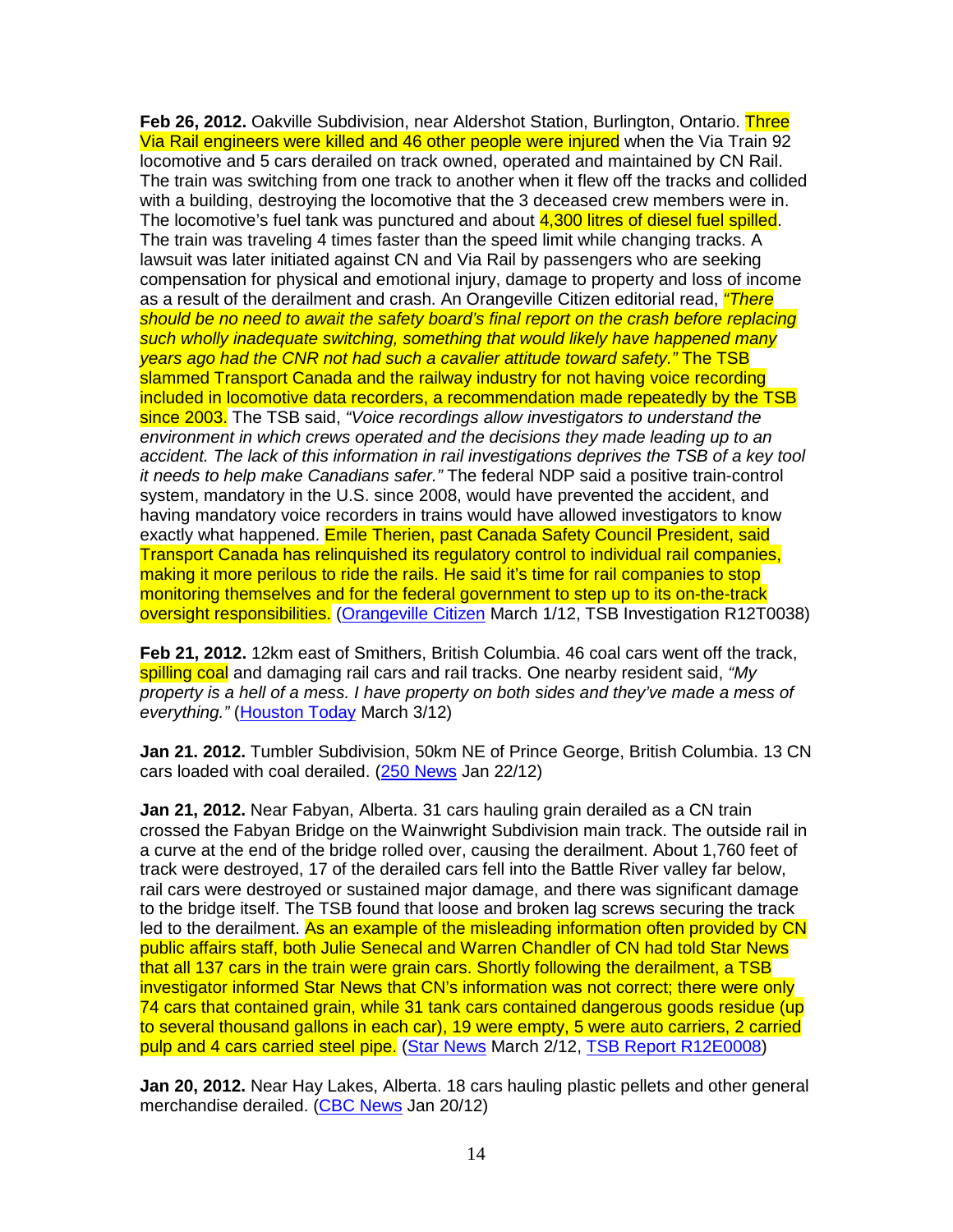**Feb 26, 2012.** Oakville Subdivision, near Aldershot Station, Burlington, Ontario. Three Via Rail engineers were killed and 46 other people were injured when the Via Train 92 locomotive and 5 cars derailed on track owned, operated and maintained by CN Rail. The train was switching from one track to another when it flew off the tracks and collided with a building, destroying the locomotive that the 3 deceased crew members were in. The locomotive's fuel tank was punctured and about 4,300 litres of diesel fuel spilled. The train was traveling 4 times faster than the speed limit while changing tracks. A lawsuit was later initiated against CN and Via Rail by passengers who are seeking compensation for physical and emotional injury, damage to property and loss of income as a result of the derailment and crash. An Orangeville Citizen editorial read, *"There should be no need to await the safety board's final report on the crash before replacing such wholly inadequate switching, something that would likely have happened many years ago had the CNR not had such a cavalier attitude toward safety."* The TSB slammed Transport Canada and the railway industry for not having voice recording included in locomotive data recorders, a recommendation made repeatedly by the TSB since 2003. The TSB said, *"Voice recordings allow investigators to understand the environment in which crews operated and the decisions they made leading up to an accident. The lack of this information in rail investigations deprives the TSB of a key tool it needs to help make Canadians safer."* The federal NDP said a positive train-control system, mandatory in the U.S. since 2008, would have prevented the accident, and having mandatory voice recorders in trains would have allowed investigators to know exactly what happened. Emile Therien, past Canada Safety Council President, said Transport Canada has relinquished its regulatory control to individual rail companies, making it more perilous to ride the rails. He said it's time for rail companies to stop monitoring themselves and for the federal government to step up to its on-the-track oversight responsibilities. (Orangeville Citizen March 1/12, TSB Investigation R12T0038)

**Feb 21, 2012.** 12km east of Smithers, British Columbia. 46 coal cars went off the track, spilling coal and damaging rail cars and rail tracks. One nearby resident said, *"My property is a hell of a mess. I have property on both sides and they've made a mess of everything."* (Houston Today March 3/12)

**Jan 21. 2012.** Tumbler Subdivision, 50km NE of Prince George, British Columbia. 13 CN cars loaded with coal derailed. (250 News Jan 22/12)

**Jan 21, 2012.** Near Fabyan, Alberta. 31 cars hauling grain derailed as a CN train crossed the Fabyan Bridge on the Wainwright Subdivision main track. The outside rail in a curve at the end of the bridge rolled over, causing the derailment. About 1,760 feet of track were destroyed, 17 of the derailed cars fell into the Battle River valley far below, rail cars were destroyed or sustained major damage, and there was significant damage to the bridge itself. The TSB found that loose and broken lag screws securing the track led to the derailment. As an example of the misleading information often provided by CN public affairs staff, both Julie Senecal and Warren Chandler of CN had told Star News that all 137 cars in the train were grain cars. Shortly following the derailment, a TSB investigator informed Star News that CN's information was not correct; there were only 74 cars that contained grain, while 31 tank cars contained dangerous goods residue (up to several thousand gallons in each car), 19 were empty, 5 were auto carriers, 2 carried pulp and 4 cars carried steel pipe. (Star News March 2/12, TSB Report R12E0008)

**Jan 20, 2012.** Near Hay Lakes, Alberta. 18 cars hauling plastic pellets and other general merchandise derailed. (CBC News Jan 20/12)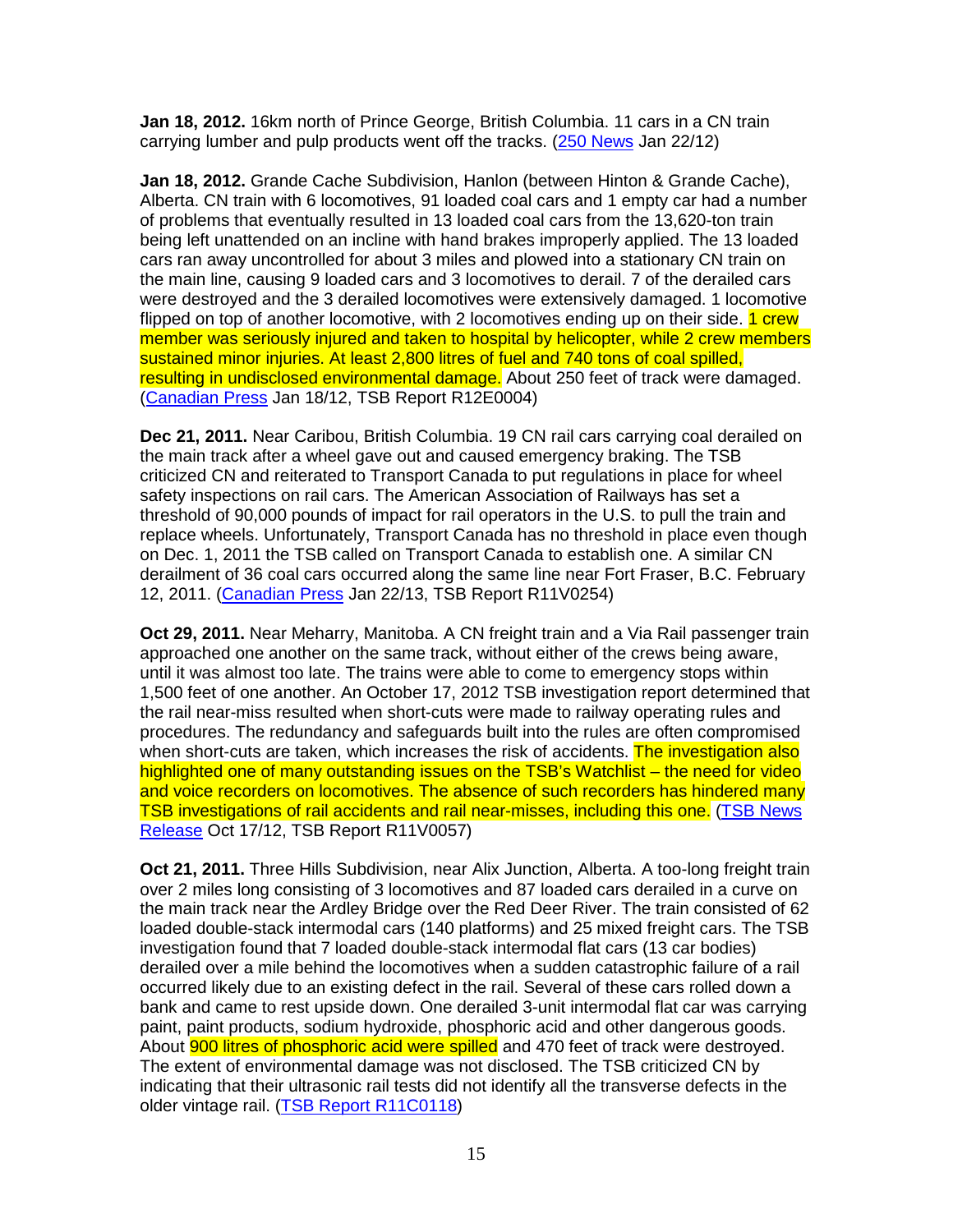**Jan 18, 2012.** 16km north of Prince George, British Columbia. 11 cars in a CN train carrying lumber and pulp products went off the tracks. (250 News Jan 22/12)

**Jan 18, 2012.** Grande Cache Subdivision, Hanlon (between Hinton & Grande Cache), Alberta. CN train with 6 locomotives, 91 loaded coal cars and 1 empty car had a number of problems that eventually resulted in 13 loaded coal cars from the 13,620-ton train being left unattended on an incline with hand brakes improperly applied. The 13 loaded cars ran away uncontrolled for about 3 miles and plowed into a stationary CN train on the main line, causing 9 loaded cars and 3 locomotives to derail. 7 of the derailed cars were destroyed and the 3 derailed locomotives were extensively damaged. 1 locomotive flipped on top of another locomotive, with 2 locomotives ending up on their side. 1 crew member was seriously injured and taken to hospital by helicopter, while 2 crew members sustained minor injuries. At least 2,800 litres of fuel and 740 tons of coal spilled, resulting in undisclosed environmental damage. About 250 feet of track were damaged. (Canadian Press Jan 18/12, TSB Report R12E0004)

**Dec 21, 2011.** Near Caribou, British Columbia. 19 CN rail cars carrying coal derailed on the main track after a wheel gave out and caused emergency braking. The TSB criticized CN and reiterated to Transport Canada to put regulations in place for wheel safety inspections on rail cars. The American Association of Railways has set a threshold of 90,000 pounds of impact for rail operators in the U.S. to pull the train and replace wheels. Unfortunately, Transport Canada has no threshold in place even though on Dec. 1, 2011 the TSB called on Transport Canada to establish one. A similar CN derailment of 36 coal cars occurred along the same line near Fort Fraser, B.C. February 12, 2011. (Canadian Press Jan 22/13, TSB Report R11V0254)

**Oct 29, 2011.** Near Meharry, Manitoba. A CN freight train and a Via Rail passenger train approached one another on the same track, without either of the crews being aware, until it was almost too late. The trains were able to come to emergency stops within 1,500 feet of one another. An October 17, 2012 TSB investigation report determined that the rail near-miss resulted when short-cuts were made to railway operating rules and procedures. The redundancy and safeguards built into the rules are often compromised when short-cuts are taken, which increases the risk of accidents. The investigation also highlighted one of many outstanding issues on the TSB's Watchlist – the need for video and voice recorders on locomotives. The absence of such recorders has hindered many TSB investigations of rail accidents and rail near-misses, including this one. (TSB News Release Oct 17/12, TSB Report R11V0057)

**Oct 21, 2011.** Three Hills Subdivision, near Alix Junction, Alberta. A too-long freight train over 2 miles long consisting of 3 locomotives and 87 loaded cars derailed in a curve on the main track near the Ardley Bridge over the Red Deer River. The train consisted of 62 loaded double-stack intermodal cars (140 platforms) and 25 mixed freight cars. The TSB investigation found that 7 loaded double-stack intermodal flat cars (13 car bodies) derailed over a mile behind the locomotives when a sudden catastrophic failure of a rail occurred likely due to an existing defect in the rail. Several of these cars rolled down a bank and came to rest upside down. One derailed 3-unit intermodal flat car was carrying paint, paint products, sodium hydroxide, phosphoric acid and other dangerous goods. About 900 litres of phosphoric acid were spilled and 470 feet of track were destroyed. The extent of environmental damage was not disclosed. The TSB criticized CN by indicating that their ultrasonic rail tests did not identify all the transverse defects in the older vintage rail. (TSB Report R11C0118)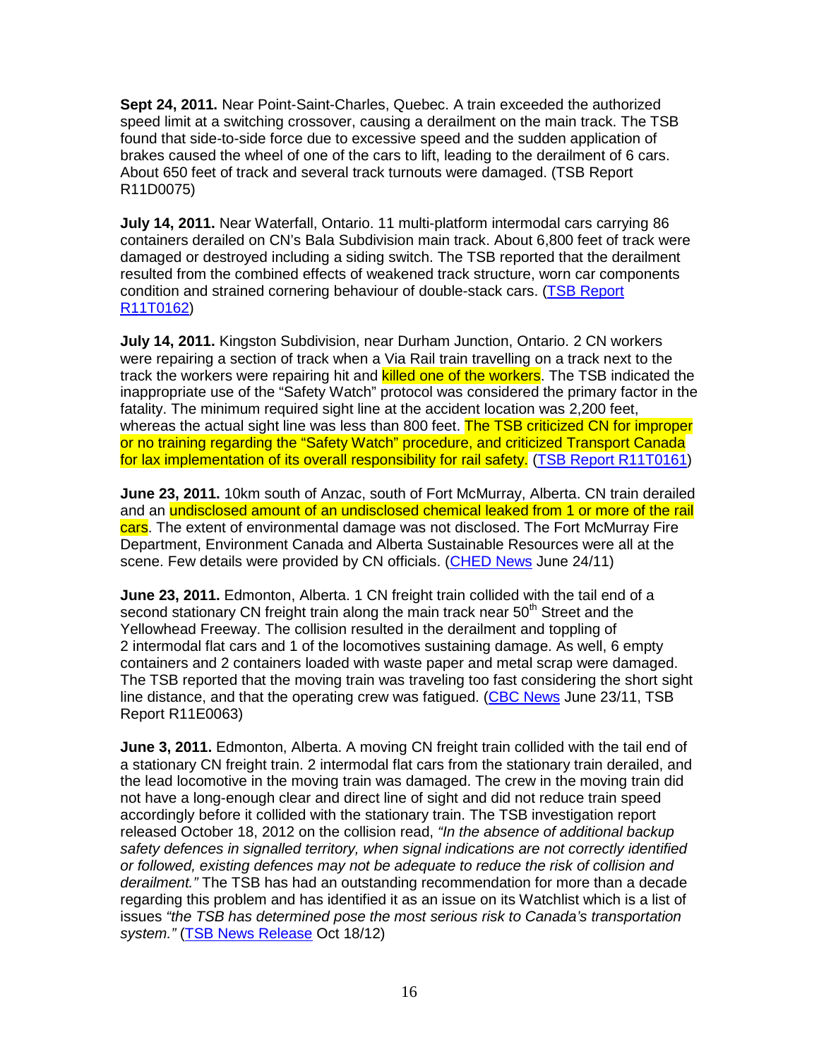**Sept 24, 2011.** Near Point-Saint-Charles, Quebec. A train exceeded the authorized speed limit at a switching crossover, causing a derailment on the main track. The TSB found that side-to-side force due to excessive speed and the sudden application of brakes caused the wheel of one of the cars to lift, leading to the derailment of 6 cars. About 650 feet of track and several track turnouts were damaged. (TSB Report R11D0075)

**July 14, 2011.** Near Waterfall, Ontario. 11 multi-platform intermodal cars carrying 86 containers derailed on CN's Bala Subdivision main track. About 6,800 feet of track were damaged or destroyed including a siding switch. The TSB reported that the derailment resulted from the combined effects of weakened track structure, worn car components condition and strained cornering behaviour of double-stack cars. (TSB Report R11T0162)

**July 14, 2011.** Kingston Subdivision, near Durham Junction, Ontario. 2 CN workers were repairing a section of track when a Via Rail train travelling on a track next to the track the workers were repairing hit and killed one of the workers. The TSB indicated the inappropriate use of the "Safety Watch" protocol was considered the primary factor in the fatality. The minimum required sight line at the accident location was 2,200 feet, whereas the actual sight line was less than 800 feet. The TSB criticized CN for improper or no training regarding the "Safety Watch" procedure, and criticized Transport Canada for lax implementation of its overall responsibility for rail safety. (TSB Report R11T0161)

**June 23, 2011.** 10km south of Anzac, south of Fort McMurray, Alberta. CN train derailed and an undisclosed amount of an undisclosed chemical leaked from 1 or more of the rail cars. The extent of environmental damage was not disclosed. The Fort McMurray Fire Department, Environment Canada and Alberta Sustainable Resources were all at the scene. Few details were provided by CN officials. (CHED News June 24/11)

**June 23, 2011.** Edmonton, Alberta. 1 CN freight train collided with the tail end of a second stationary CN freight train along the main track near 50th Street and the Yellowhead Freeway. The collision resulted in the derailment and toppling of 2 intermodal flat cars and 1 of the locomotives sustaining damage. As well, 6 empty containers and 2 containers loaded with waste paper and metal scrap were damaged. The TSB reported that the moving train was traveling too fast considering the short sight line distance, and that the operating crew was fatigued. (CBC News June 23/11, TSB Report R11E0063)

**June 3, 2011.** Edmonton, Alberta. A moving CN freight train collided with the tail end of a stationary CN freight train. 2 intermodal flat cars from the stationary train derailed, and the lead locomotive in the moving train was damaged. The crew in the moving train did not have a long-enough clear and direct line of sight and did not reduce train speed accordingly before it collided with the stationary train. The TSB investigation report released October 18, 2012 on the collision read, *"In the absence of additional backup safety defences in signalled territory, when signal indications are not correctly identified or followed, existing defences may not be adequate to reduce the risk of collision and derailment."* The TSB has had an outstanding recommendation for more than a decade regarding this problem and has identified it as an issue on its Watchlist which is a list of issues *"the TSB has determined pose the most serious risk to Canada's transportation system."* (TSB News Release Oct 18/12)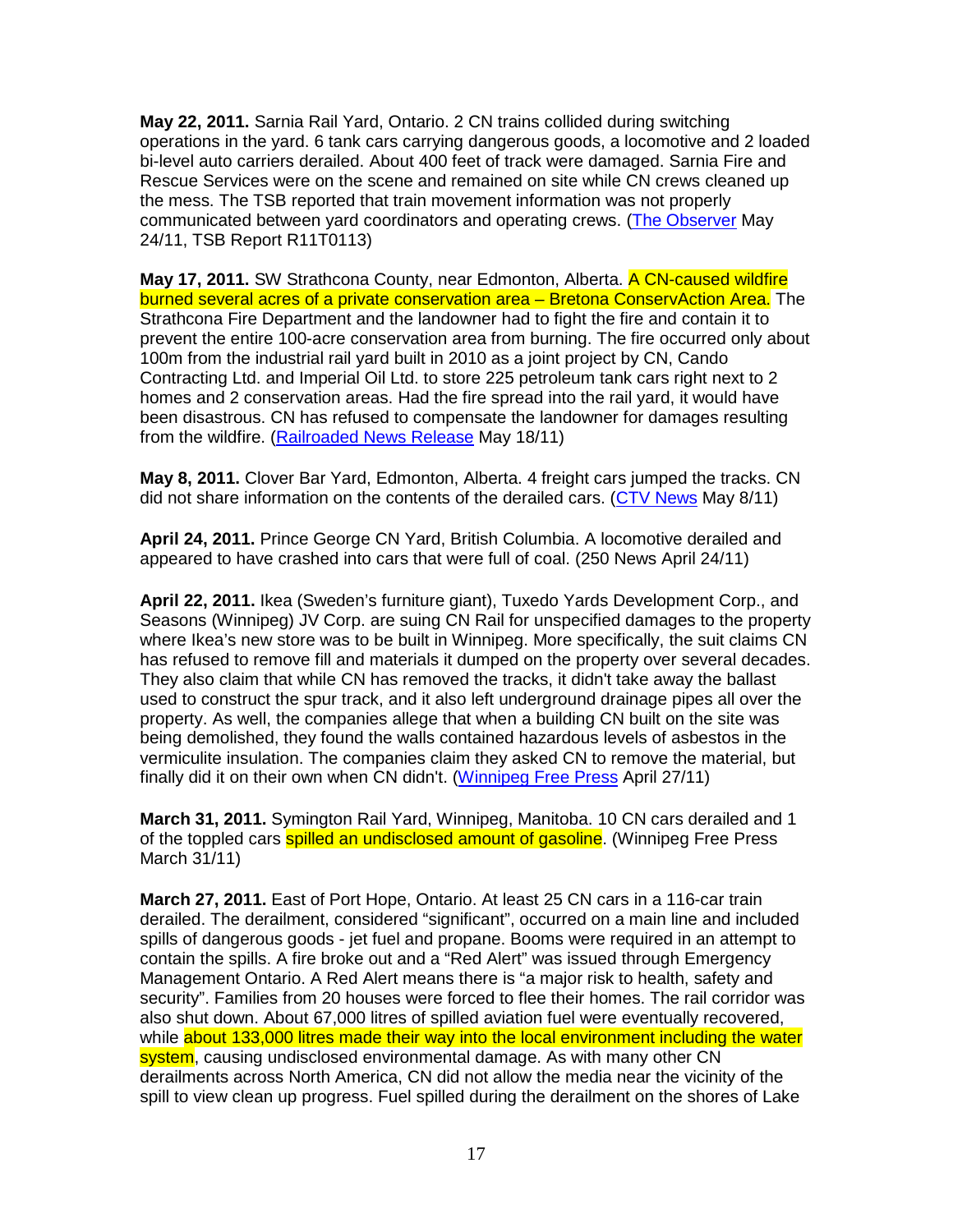**May 22, 2011.** Sarnia Rail Yard, Ontario. 2 CN trains collided during switching operations in the yard. 6 tank cars carrying dangerous goods, a locomotive and 2 loaded bi-level auto carriers derailed. About 400 feet of track were damaged. Sarnia Fire and Rescue Services were on the scene and remained on site while CN crews cleaned up the mess. The TSB reported that train movement information was not properly communicated between yard coordinators and operating crews. (The Observer May 24/11, TSB Report R11T0113)

**May 17, 2011.** SW Strathcona County, near Edmonton, Alberta. A CN-caused wildfire burned several acres of a private conservation area – Bretona ConservAction Area. The Strathcona Fire Department and the landowner had to fight the fire and contain it to prevent the entire 100-acre conservation area from burning. The fire occurred only about 100m from the industrial rail yard built in 2010 as a joint project by CN, Cando Contracting Ltd. and Imperial Oil Ltd. to store 225 petroleum tank cars right next to 2 homes and 2 conservation areas. Had the fire spread into the rail yard, it would have been disastrous. CN has refused to compensate the landowner for damages resulting from the wildfire. (Railroaded News Release May 18/11)

**May 8, 2011.** Clover Bar Yard, Edmonton, Alberta. 4 freight cars jumped the tracks. CN did not share information on the contents of the derailed cars. (CTV News May 8/11)

**April 24, 2011.** Prince George CN Yard, British Columbia. A locomotive derailed and appeared to have crashed into cars that were full of coal. (250 News April 24/11)

**April 22, 2011.** Ikea (Sweden's furniture giant), Tuxedo Yards Development Corp., and Seasons (Winnipeg) JV Corp. are suing CN Rail for unspecified damages to the property where Ikea's new store was to be built in Winnipeg. More specifically, the suit claims CN has refused to remove fill and materials it dumped on the property over several decades. They also claim that while CN has removed the tracks, it didn't take away the ballast used to construct the spur track, and it also left underground drainage pipes all over the property. As well, the companies allege that when a building CN built on the site was being demolished, they found the walls contained hazardous levels of asbestos in the vermiculite insulation. The companies claim they asked CN to remove the material, but finally did it on their own when CN didn't. (Winnipeg Free Press April 27/11)

**March 31, 2011.** Symington Rail Yard, Winnipeg, Manitoba. 10 CN cars derailed and 1 of the toppled cars spilled an undisclosed amount of gasoline. (Winnipeg Free Press March 31/11)

**March 27, 2011.** East of Port Hope, Ontario. At least 25 CN cars in a 116-car train derailed. The derailment, considered "significant", occurred on a main line and included spills of dangerous goods - jet fuel and propane. Booms were required in an attempt to contain the spills. A fire broke out and a "Red Alert" was issued through Emergency Management Ontario. A Red Alert means there is "a major risk to health, safety and security". Families from 20 houses were forced to flee their homes. The rail corridor was also shut down. About 67,000 litres of spilled aviation fuel were eventually recovered, while about 133,000 litres made their way into the local environment including the water system, causing undisclosed environmental damage. As with many other CN derailments across North America, CN did not allow the media near the vicinity of the spill to view clean up progress. Fuel spilled during the derailment on the shores of Lake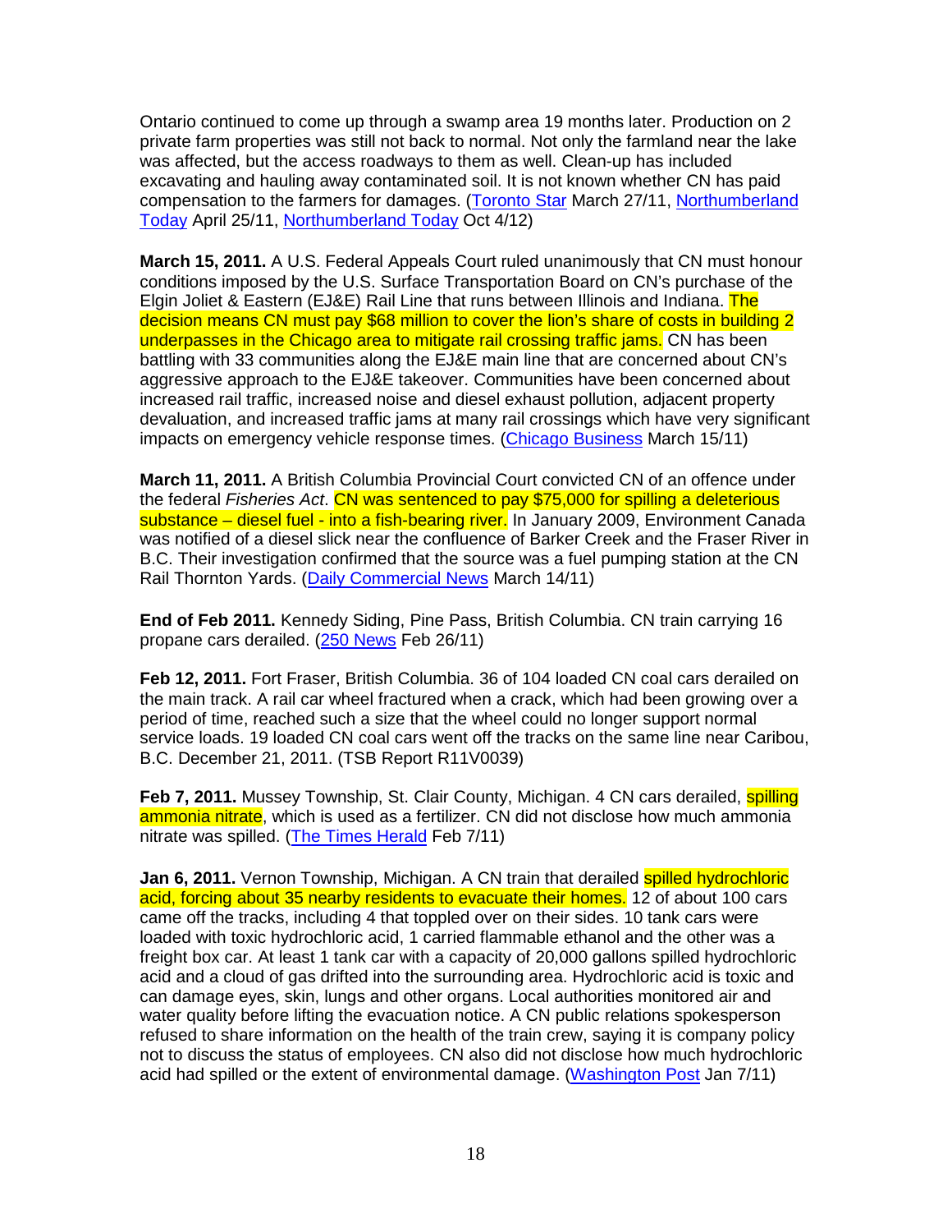Ontario continued to come up through a swamp area 19 months later. Production on 2 private farm properties was still not back to normal. Not only the farmland near the lake was affected, but the access roadways to them as well. Clean-up has included excavating and hauling away contaminated soil. It is not known whether CN has paid compensation to the farmers for damages. (Toronto Star March 27/11, Northumberland Today April 25/11, Northumberland Today Oct 4/12)

**March 15, 2011.** A U.S. Federal Appeals Court ruled unanimously that CN must honour conditions imposed by the U.S. Surface Transportation Board on CN's purchase of the Elgin Joliet & Eastern (EJ&E) Rail Line that runs between Illinois and Indiana. The decision means CN must pay $68 million to cover the lion's share of costs in building 2 underpasses in the Chicago area to mitigate rail crossing traffic jams. CN has been battling with 33 communities along the EJ&E main line that are concerned about CN's aggressive approach to the EJ&E takeover. Communities have been concerned about increased rail traffic, increased noise and diesel exhaust pollution, adjacent property devaluation, and increased traffic jams at many rail crossings which have very significant impacts on emergency vehicle response times. (Chicago Business March 15/11)

**March 11, 2011.** A British Columbia Provincial Court convicted CN of an offence under the federal *Fisheries Act*. CN was sentenced to pay $75,000 for spilling a deleterious substance – diesel fuel - into a fish-bearing river. In January 2009, Environment Canada was notified of a diesel slick near the confluence of Barker Creek and the Fraser River in B.C. Their investigation confirmed that the source was a fuel pumping station at the CN Rail Thornton Yards. (Daily Commercial News March 14/11)

**End of Feb 2011.** Kennedy Siding, Pine Pass, British Columbia. CN train carrying 16 propane cars derailed. (250 News Feb 26/11)

**Feb 12, 2011.** Fort Fraser, British Columbia. 36 of 104 loaded CN coal cars derailed on the main track. A rail car wheel fractured when a crack, which had been growing over a period of time, reached such a size that the wheel could no longer support normal service loads. 19 loaded CN coal cars went off the tracks on the same line near Caribou, B.C. December 21, 2011. (TSB Report R11V0039)

**Feb 7, 2011.** Mussey Township, St. Clair County, Michigan. 4 CN cars derailed, spilling ammonia nitrate, which is used as a fertilizer. CN did not disclose how much ammonia nitrate was spilled. (The Times Herald Feb 7/11)

**Jan 6, 2011.** Vernon Township, Michigan. A CN train that derailed spilled hydrochloric acid, forcing about 35 nearby residents to evacuate their homes. 12 of about 100 cars came off the tracks, including 4 that toppled over on their sides. 10 tank cars were loaded with toxic hydrochloric acid, 1 carried flammable ethanol and the other was a freight box car. At least 1 tank car with a capacity of 20,000 gallons spilled hydrochloric acid and a cloud of gas drifted into the surrounding area. Hydrochloric acid is toxic and can damage eyes, skin, lungs and other organs. Local authorities monitored air and water quality before lifting the evacuation notice. A CN public relations spokesperson refused to share information on the health of the train crew, saying it is company policy not to discuss the status of employees. CN also did not disclose how much hydrochloric acid had spilled or the extent of environmental damage. (Washington Post Jan 7/11)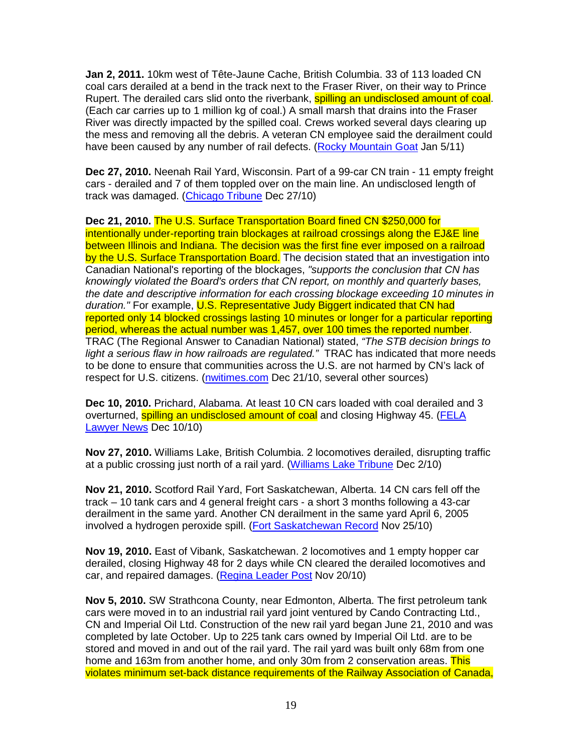**Jan 2, 2011.** 10km west of Tête-Jaune Cache, British Columbia. 33 of 113 loaded CN coal cars derailed at a bend in the track next to the Fraser River, on their way to Prince Rupert. The derailed cars slid onto the riverbank, spilling an undisclosed amount of coal. (Each car carries up to 1 million kg of coal.) A small marsh that drains into the Fraser River was directly impacted by the spilled coal. Crews worked several days clearing up the mess and removing all the debris. A veteran CN employee said the derailment could have been caused by any number of rail defects. (Rocky Mountain Goat Jan 5/11)

**Dec 27, 2010.** Neenah Rail Yard, Wisconsin. Part of a 99-car CN train - 11 empty freight cars - derailed and 7 of them toppled over on the main line. An undisclosed length of track was damaged. (Chicago Tribune Dec 27/10)

**Dec 21, 2010.** The U.S. Surface Transportation Board fined CN $250,000 for intentionally under-reporting train blockages at railroad crossings along the EJ&E line between Illinois and Indiana. The decision was the first fine ever imposed on a railroad by the U.S. Surface Transportation Board. The decision stated that an investigation into Canadian National's reporting of the blockages, *"supports the conclusion that CN has knowingly violated the Board's orders that CN report, on monthly and quarterly bases, the date and descriptive information for each crossing blockage exceeding 10 minutes in duration."* For example, U.S. Representative Judy Biggert indicated that CN had reported only 14 blocked crossings lasting 10 minutes or longer for a particular reporting period, whereas the actual number was 1,457, over 100 times the reported number. TRAC (The Regional Answer to Canadian National) stated, *"The STB decision brings to light a serious flaw in how railroads are regulated."* TRAC has indicated that more needs to be done to ensure that communities across the U.S. are not harmed by CN's lack of respect for U.S. citizens. (nwitimes.com Dec 21/10, several other sources)

**Dec 10, 2010.** Prichard, Alabama. At least 10 CN cars loaded with coal derailed and 3 overturned, spilling an undisclosed amount of coal and closing Highway 45. (FELA Lawyer News Dec 10/10)

**Nov 27, 2010.** Williams Lake, British Columbia. 2 locomotives derailed, disrupting traffic at a public crossing just north of a rail yard. (Williams Lake Tribune Dec 2/10)

**Nov 21, 2010.** Scotford Rail Yard, Fort Saskatchewan, Alberta. 14 CN cars fell off the track – 10 tank cars and 4 general freight cars - a short 3 months following a 43-car derailment in the same yard. Another CN derailment in the same yard April 6, 2005 involved a hydrogen peroxide spill. (Fort Saskatchewan Record Nov 25/10)

**Nov 19, 2010.** East of Vibank, Saskatchewan. 2 locomotives and 1 empty hopper car derailed, closing Highway 48 for 2 days while CN cleared the derailed locomotives and car, and repaired damages. (Regina Leader Post Nov 20/10)

**Nov 5, 2010.** SW Strathcona County, near Edmonton, Alberta. The first petroleum tank cars were moved in to an industrial rail yard joint ventured by Cando Contracting Ltd., CN and Imperial Oil Ltd. Construction of the new rail yard began June 21, 2010 and was completed by late October. Up to 225 tank cars owned by Imperial Oil Ltd. are to be stored and moved in and out of the rail yard. The rail yard was built only 68m from one home and 163m from another home, and only 30m from 2 conservation areas. This violates minimum set-back distance requirements of the Railway Association of Canada,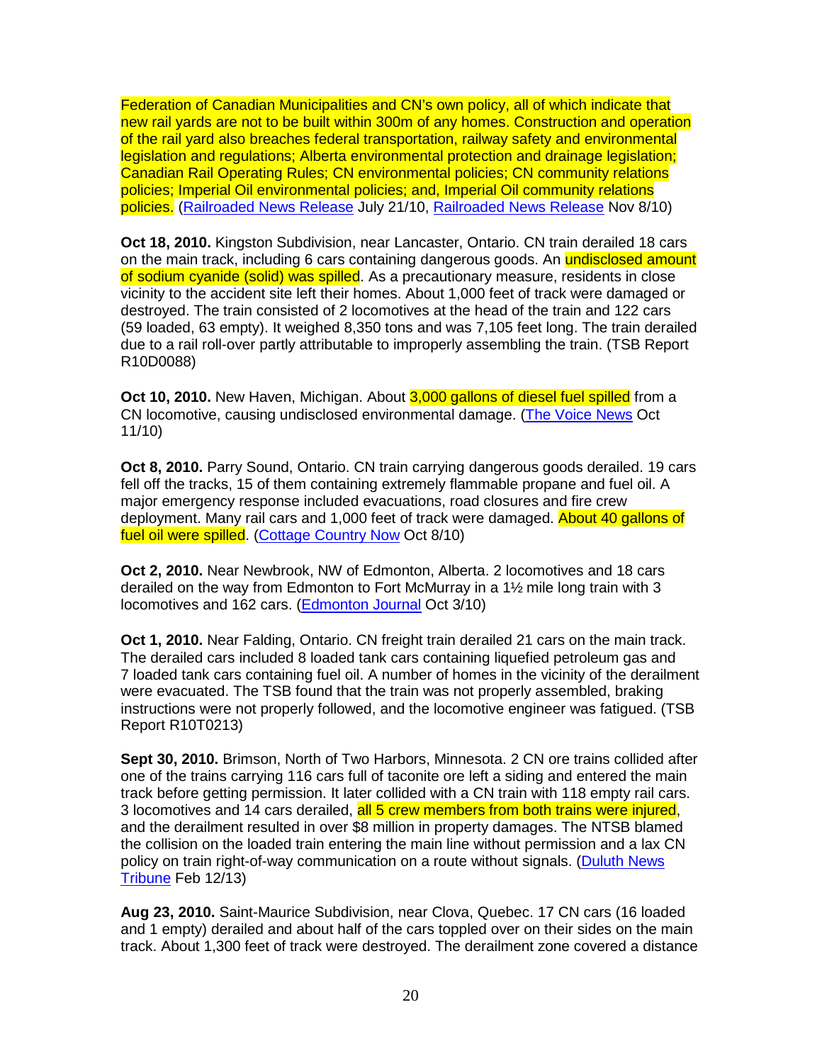Federation of Canadian Municipalities and CN's own policy, all of which indicate that new rail yards are not to be built within 300m of any homes. Construction and operation of the rail yard also breaches federal transportation, railway safety and environmental legislation and regulations; Alberta environmental protection and drainage legislation; Canadian Rail Operating Rules; CN environmental policies; CN community relations policies; Imperial Oil environmental policies; and, Imperial Oil community relations policies. (Railroaded News Release July 21/10, Railroaded News Release Nov 8/10)

**Oct 18, 2010.** Kingston Subdivision, near Lancaster, Ontario. CN train derailed 18 cars on the main track, including 6 cars containing dangerous goods. An undisclosed amount of sodium cyanide (solid) was spilled. As a precautionary measure, residents in close vicinity to the accident site left their homes. About 1,000 feet of track were damaged or destroyed. The train consisted of 2 locomotives at the head of the train and 122 cars (59 loaded, 63 empty). It weighed 8,350 tons and was 7,105 feet long. The train derailed due to a rail roll-over partly attributable to improperly assembling the train. (TSB Report R10D0088)

**Oct 10, 2010.** New Haven, Michigan. About 3,000 gallons of diesel fuel spilled from a CN locomotive, causing undisclosed environmental damage. (The Voice News Oct 11/10)

**Oct 8, 2010.** Parry Sound, Ontario. CN train carrying dangerous goods derailed. 19 cars fell off the tracks, 15 of them containing extremely flammable propane and fuel oil. A major emergency response included evacuations, road closures and fire crew deployment. Many rail cars and 1,000 feet of track were damaged. About 40 gallons of fuel oil were spilled. (Cottage Country Now Oct 8/10)

**Oct 2, 2010.** Near Newbrook, NW of Edmonton, Alberta. 2 locomotives and 18 cars derailed on the way from Edmonton to Fort McMurray in a 1½ mile long train with 3 locomotives and 162 cars. (Edmonton Journal Oct 3/10)

**Oct 1, 2010.** Near Falding, Ontario. CN freight train derailed 21 cars on the main track. The derailed cars included 8 loaded tank cars containing liquefied petroleum gas and 7 loaded tank cars containing fuel oil. A number of homes in the vicinity of the derailment were evacuated. The TSB found that the train was not properly assembled, braking instructions were not properly followed, and the locomotive engineer was fatigued. (TSB Report R10T0213)

**Sept 30, 2010.** Brimson, North of Two Harbors, Minnesota. 2 CN ore trains collided after one of the trains carrying 116 cars full of taconite ore left a siding and entered the main track before getting permission. It later collided with a CN train with 118 empty rail cars. 3 locomotives and 14 cars derailed, all 5 crew members from both trains were injured, and the derailment resulted in over $8 million in property damages. The NTSB blamed the collision on the loaded train entering the main line without permission and a lax CN policy on train right-of-way communication on a route without signals. (Duluth News Tribune Feb 12/13)

**Aug 23, 2010.** Saint-Maurice Subdivision, near Clova, Quebec. 17 CN cars (16 loaded and 1 empty) derailed and about half of the cars toppled over on their sides on the main track. About 1,300 feet of track were destroyed. The derailment zone covered a distance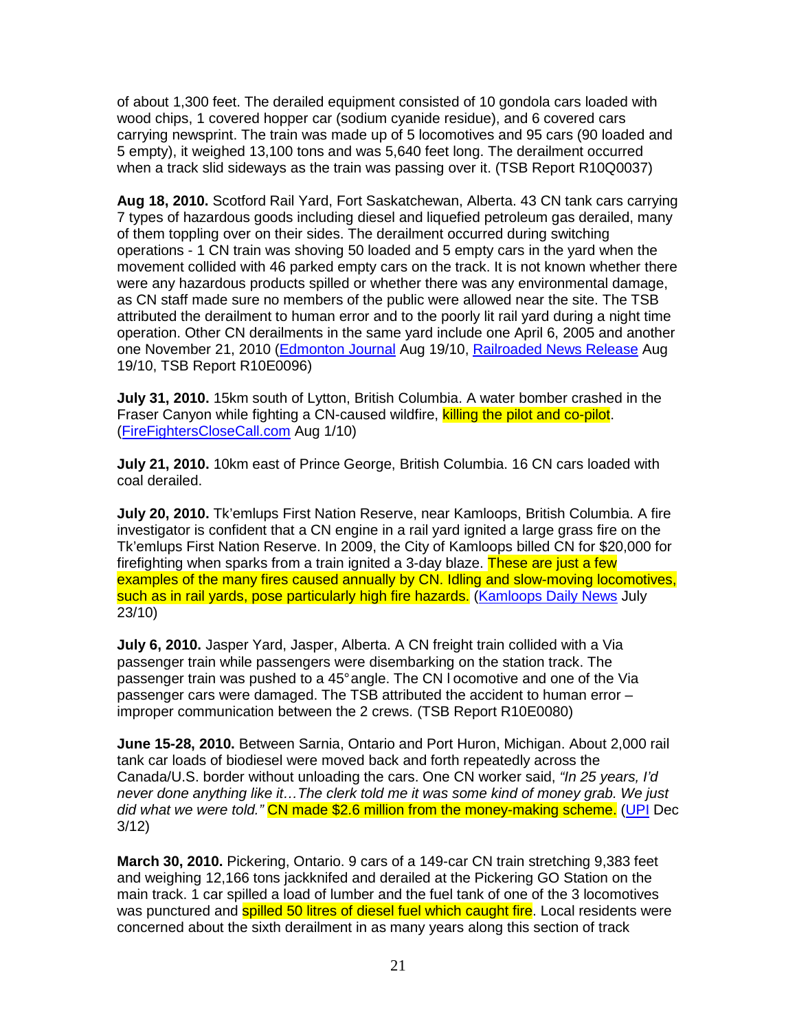of about 1,300 feet. The derailed equipment consisted of 10 gondola cars loaded with wood chips, 1 covered hopper car (sodium cyanide residue), and 6 covered cars carrying newsprint. The train was made up of 5 locomotives and 95 cars (90 loaded and 5 empty), it weighed 13,100 tons and was 5,640 feet long. The derailment occurred when a track slid sideways as the train was passing over it. (TSB Report R10Q0037)

**Aug 18, 2010.** Scotford Rail Yard, Fort Saskatchewan, Alberta. 43 CN tank cars carrying 7 types of hazardous goods including diesel and liquefied petroleum gas derailed, many of them toppling over on their sides. The derailment occurred during switching operations - 1 CN train was shoving 50 loaded and 5 empty cars in the yard when the movement collided with 46 parked empty cars on the track. It is not known whether there were any hazardous products spilled or whether there was any environmental damage, as CN staff made sure no members of the public were allowed near the site. The TSB attributed the derailment to human error and to the poorly lit rail yard during a night time operation. Other CN derailments in the same yard include one April 6, 2005 and another one November 21, 2010 (Edmonton Journal Aug 19/10, Railroaded News Release Aug 19/10, TSB Report R10E0096)

**July 31, 2010.** 15km south of Lytton, British Columbia. A water bomber crashed in the Fraser Canyon while fighting a CN-caused wildfire, killing the pilot and co-pilot. (FireFightersCloseCall.com Aug 1/10)

**July 21, 2010.** 10km east of Prince George, British Columbia. 16 CN cars loaded with coal derailed.

**July 20, 2010.** Tk'emlups First Nation Reserve, near Kamloops, British Columbia. A fire investigator is confident that a CN engine in a rail yard ignited a large grass fire on the Tk'emlups First Nation Reserve. In 2009, the City of Kamloops billed CN for $20,000 for firefighting when sparks from a train ignited a 3-day blaze. These are just a few examples of the many fires caused annually by CN. Idling and slow-moving locomotives, such as in rail yards, pose particularly high fire hazards. (Kamloops Daily News July 23/10)

**July 6, 2010.** Jasper Yard, Jasper, Alberta. A CN freight train collided with a Via passenger train while passengers were disembarking on the station track. The passenger train was pushed to a 45° angle. The CN locomotive and one of the Via passenger cars were damaged. The TSB attributed the accident to human error – improper communication between the 2 crews. (TSB Report R10E0080)

**June 15-28, 2010.** Between Sarnia, Ontario and Port Huron, Michigan. About 2,000 rail tank car loads of biodiesel were moved back and forth repeatedly across the Canada/U.S. border without unloading the cars. One CN worker said, *"In 25 years, I'd never done anything like it…The clerk told me it was some kind of money grab. We just did what we were told."* CN made $2.6 million from the money-making scheme. (UPI Dec 3/12)

**March 30, 2010.** Pickering, Ontario. 9 cars of a 149-car CN train stretching 9,383 feet and weighing 12,166 tons jackknifed and derailed at the Pickering GO Station on the main track. 1 car spilled a load of lumber and the fuel tank of one of the 3 locomotives was punctured and spilled 50 litres of diesel fuel which caught fire. Local residents were concerned about the sixth derailment in as many years along this section of track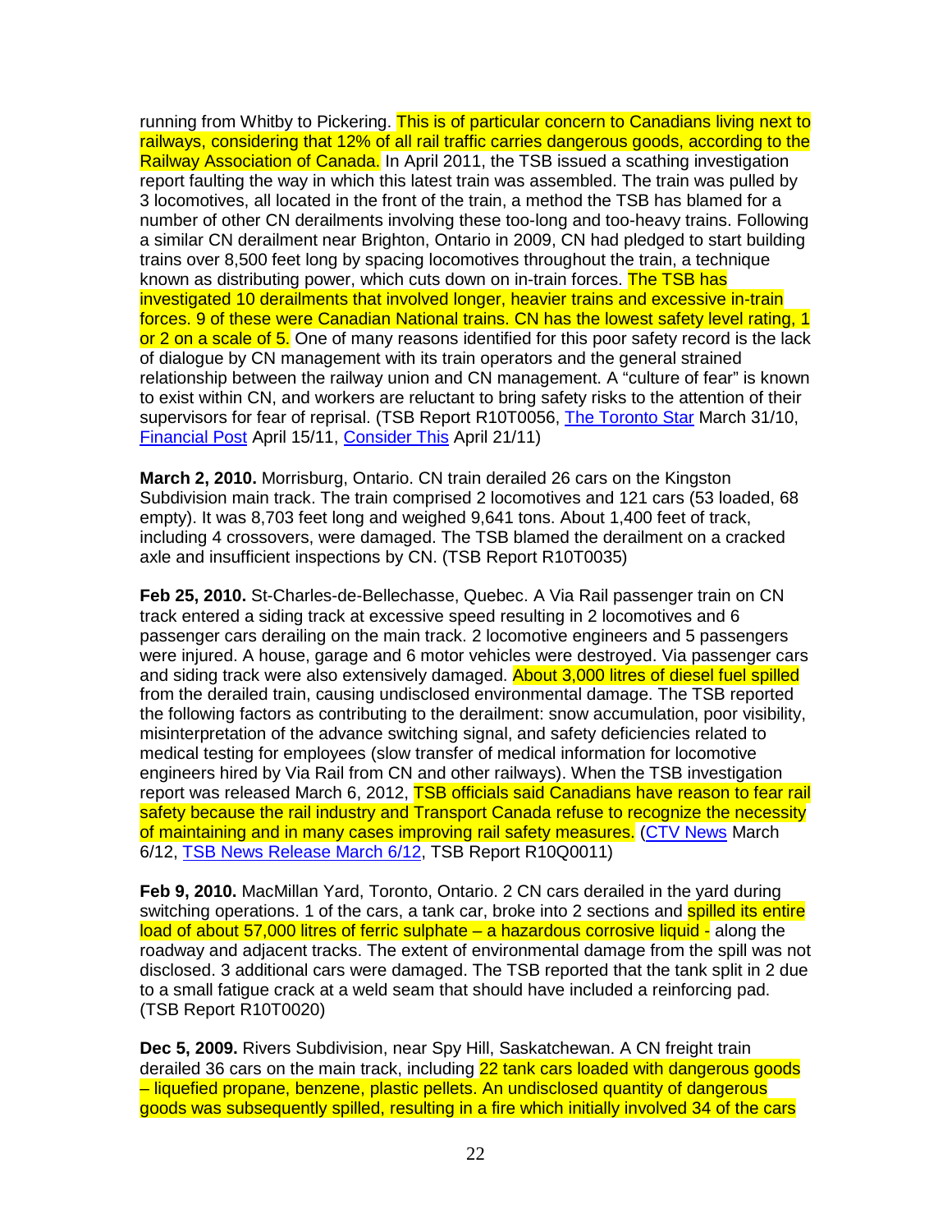running from Whitby to Pickering. This is of particular concern to Canadians living next to railways, considering that 12% of all rail traffic carries dangerous goods, according to the Railway Association of Canada. In April 2011, the TSB issued a scathing investigation report faulting the way in which this latest train was assembled. The train was pulled by 3 locomotives, all located in the front of the train, a method the TSB has blamed for a number of other CN derailments involving these too-long and too-heavy trains. Following a similar CN derailment near Brighton, Ontario in 2009, CN had pledged to start building trains over 8,500 feet long by spacing locomotives throughout the train, a technique known as distributing power, which cuts down on in-train forces. The TSB has investigated 10 derailments that involved longer, heavier trains and excessive in-train forces. 9 of these were Canadian National trains. CN has the lowest safety level rating, 1 or 2 on a scale of 5. One of many reasons identified for this poor safety record is the lack of dialogue by CN management with its train operators and the general strained relationship between the railway union and CN management. A "culture of fear" is known to exist within CN, and workers are reluctant to bring safety risks to the attention of their supervisors for fear of reprisal. (TSB Report R10T0056, The Toronto Star March 31/10, Financial Post April 15/11, Consider This April 21/11)

**March 2, 2010.** Morrisburg, Ontario. CN train derailed 26 cars on the Kingston Subdivision main track. The train comprised 2 locomotives and 121 cars (53 loaded, 68 empty). It was 8,703 feet long and weighed 9,641 tons. About 1,400 feet of track, including 4 crossovers, were damaged. The TSB blamed the derailment on a cracked axle and insufficient inspections by CN. (TSB Report R10T0035)

**Feb 25, 2010.** St-Charles-de-Bellechasse, Quebec. A Via Rail passenger train on CN track entered a siding track at excessive speed resulting in 2 locomotives and 6 passenger cars derailing on the main track. 2 locomotive engineers and 5 passengers were injured. A house, garage and 6 motor vehicles were destroyed. Via passenger cars and siding track were also extensively damaged. About 3,000 litres of diesel fuel spilled from the derailed train, causing undisclosed environmental damage. The TSB reported the following factors as contributing to the derailment: snow accumulation, poor visibility, misinterpretation of the advance switching signal, and safety deficiencies related to medical testing for employees (slow transfer of medical information for locomotive engineers hired by Via Rail from CN and other railways). When the TSB investigation report was released March 6, 2012, TSB officials said Canadians have reason to fear rail safety because the rail industry and Transport Canada refuse to recognize the necessity of maintaining and in many cases improving rail safety measures. (CTV News March 6/12, TSB News Release March 6/12, TSB Report R10Q0011)

**Feb 9, 2010.** MacMillan Yard, Toronto, Ontario. 2 CN cars derailed in the yard during switching operations. 1 of the cars, a tank car, broke into 2 sections and spilled its entire load of about 57,000 litres of ferric sulphate – a hazardous corrosive liquid - along the roadway and adjacent tracks. The extent of environmental damage from the spill was not disclosed. 3 additional cars were damaged. The TSB reported that the tank split in 2 due to a small fatigue crack at a weld seam that should have included a reinforcing pad. (TSB Report R10T0020)

**Dec 5, 2009.** Rivers Subdivision, near Spy Hill, Saskatchewan. A CN freight train derailed 36 cars on the main track, including 22 tank cars loaded with dangerous goods – liquefied propane, benzene, plastic pellets. An undisclosed quantity of dangerous goods was subsequently spilled, resulting in a fire which initially involved 34 of the cars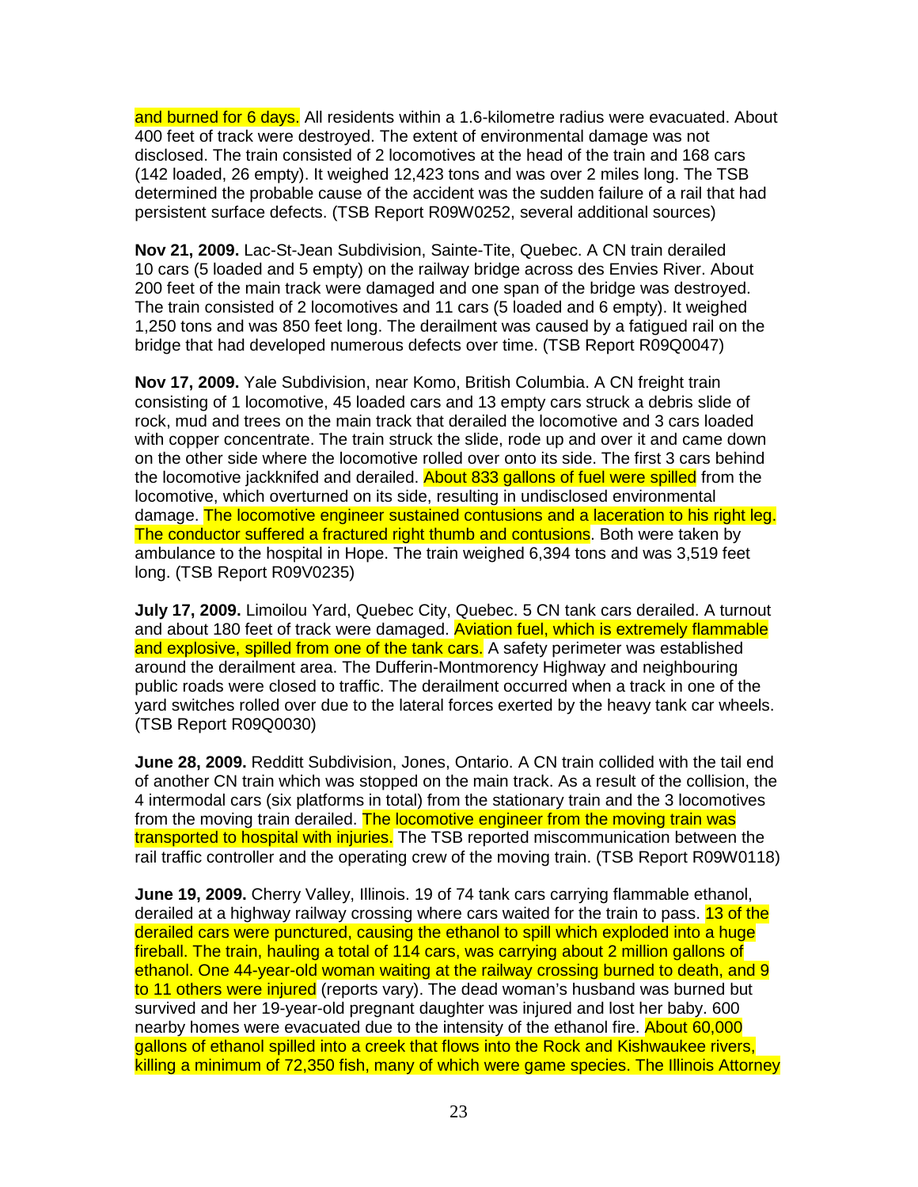and burned for 6 days. All residents within a 1.6-kilometre radius were evacuated. About 400 feet of track were destroyed. The extent of environmental damage was not disclosed. The train consisted of 2 locomotives at the head of the train and 168 cars (142 loaded, 26 empty). It weighed 12,423 tons and was over 2 miles long. The TSB determined the probable cause of the accident was the sudden failure of a rail that had persistent surface defects. (TSB Report R09W0252, several additional sources)

**Nov 21, 2009.** Lac-St-Jean Subdivision, Sainte-Tite, Quebec. A CN train derailed 10 cars (5 loaded and 5 empty) on the railway bridge across des Envies River. About 200 feet of the main track were damaged and one span of the bridge was destroyed. The train consisted of 2 locomotives and 11 cars (5 loaded and 6 empty). It weighed 1,250 tons and was 850 feet long. The derailment was caused by a fatigued rail on the bridge that had developed numerous defects over time. (TSB Report R09Q0047)

**Nov 17, 2009.** Yale Subdivision, near Komo, British Columbia. A CN freight train consisting of 1 locomotive, 45 loaded cars and 13 empty cars struck a debris slide of rock, mud and trees on the main track that derailed the locomotive and 3 cars loaded with copper concentrate. The train struck the slide, rode up and over it and came down on the other side where the locomotive rolled over onto its side. The first 3 cars behind the locomotive jackknifed and derailed. About 833 gallons of fuel were spilled from the locomotive, which overturned on its side, resulting in undisclosed environmental damage. The locomotive engineer sustained contusions and a laceration to his right leg. The conductor suffered a fractured right thumb and contusions. Both were taken by ambulance to the hospital in Hope. The train weighed 6,394 tons and was 3,519 feet long. (TSB Report R09V0235)

**July 17, 2009.** Limoilou Yard, Quebec City, Quebec. 5 CN tank cars derailed. A turnout and about 180 feet of track were damaged. Aviation fuel, which is extremely flammable and explosive, spilled from one of the tank cars. A safety perimeter was established around the derailment area. The Dufferin-Montmorency Highway and neighbouring public roads were closed to traffic. The derailment occurred when a track in one of the yard switches rolled over due to the lateral forces exerted by the heavy tank car wheels. (TSB Report R09Q0030)

**June 28, 2009.** Redditt Subdivision, Jones, Ontario. A CN train collided with the tail end of another CN train which was stopped on the main track. As a result of the collision, the 4 intermodal cars (six platforms in total) from the stationary train and the 3 locomotives from the moving train derailed. The locomotive engineer from the moving train was transported to hospital with injuries. The TSB reported miscommunication between the rail traffic controller and the operating crew of the moving train. (TSB Report R09W0118)

**June 19, 2009.** Cherry Valley, Illinois. 19 of 74 tank cars carrying flammable ethanol, derailed at a highway railway crossing where cars waited for the train to pass. 13 of the derailed cars were punctured, causing the ethanol to spill which exploded into a huge fireball. The train, hauling a total of 114 cars, was carrying about 2 million gallons of ethanol. One 44-year-old woman waiting at the railway crossing burned to death, and 9 to 11 others were injured (reports vary). The dead woman's husband was burned but survived and her 19-year-old pregnant daughter was injured and lost her baby. 600 nearby homes were evacuated due to the intensity of the ethanol fire. About 60,000 gallons of ethanol spilled into a creek that flows into the Rock and Kishwaukee rivers, killing a minimum of 72,350 fish, many of which were game species. The Illinois Attorney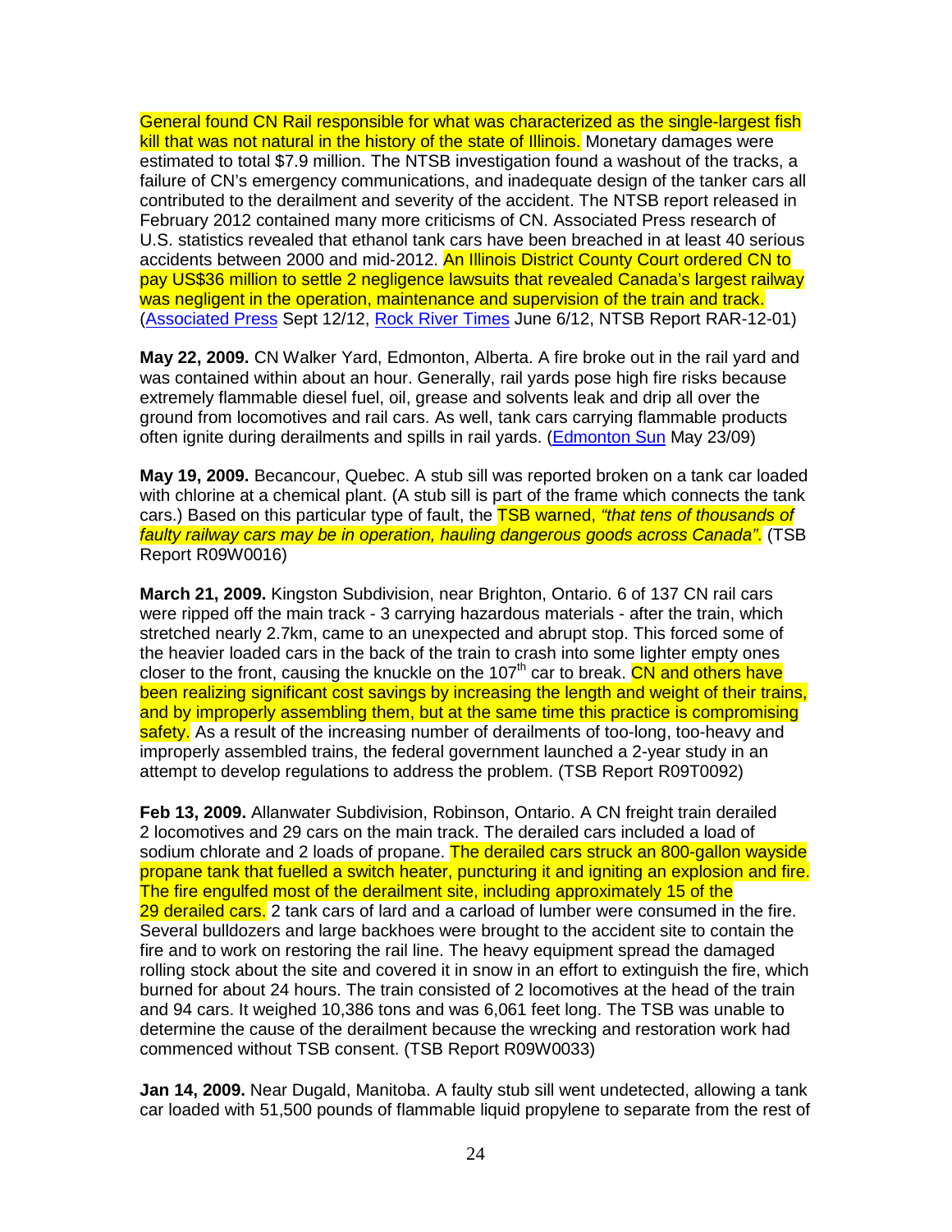General found CN Rail responsible for what was characterized as the single-largest fish kill that was not natural in the history of the state of Illinois. Monetary damages were estimated to total $7.9 million. The NTSB investigation found a washout of the tracks, a failure of CN's emergency communications, and inadequate design of the tanker cars all contributed to the derailment and severity of the accident. The NTSB report released in February 2012 contained many more criticisms of CN. Associated Press research of U.S. statistics revealed that ethanol tank cars have been breached in at least 40 serious accidents between 2000 and mid-2012. An Illinois District County Court ordered CN to pay US$36 million to settle 2 negligence lawsuits that revealed Canada's largest railway was negligent in the operation, maintenance and supervision of the train and track. (Associated Press Sept 12/12, Rock River Times June 6/12, NTSB Report RAR-12-01)

**May 22, 2009.** CN Walker Yard, Edmonton, Alberta. A fire broke out in the rail yard and was contained within about an hour. Generally, rail yards pose high fire risks because extremely flammable diesel fuel, oil, grease and solvents leak and drip all over the ground from locomotives and rail cars. As well, tank cars carrying flammable products often ignite during derailments and spills in rail yards. (Edmonton Sun May 23/09)

**May 19, 2009.** Becancour, Quebec. A stub sill was reported broken on a tank car loaded with chlorine at a chemical plant. (A stub sill is part of the frame which connects the tank cars.) Based on this particular type of fault, the TSB warned, *"that tens of thousands of faulty railway cars may be in operation, hauling dangerous goods across Canada"*. (TSB Report R09W0016)

**March 21, 2009.** Kingston Subdivision, near Brighton, Ontario. 6 of 137 CN rail cars were ripped off the main track - 3 carrying hazardous materials - after the train, which stretched nearly 2.7km, came to an unexpected and abrupt stop. This forced some of the heavier loaded cars in the back of the train to crash into some lighter empty ones closer to the front, causing the knuckle on the 107th car to break. CN and others have been realizing significant cost savings by increasing the length and weight of their trains, and by improperly assembling them, but at the same time this practice is compromising safety. As a result of the increasing number of derailments of too-long, too-heavy and improperly assembled trains, the federal government launched a 2-year study in an attempt to develop regulations to address the problem. (TSB Report R09T0092)

**Feb 13, 2009.** Allanwater Subdivision, Robinson, Ontario. A CN freight train derailed 2 locomotives and 29 cars on the main track. The derailed cars included a load of sodium chlorate and 2 loads of propane. The derailed cars struck an 800-gallon wayside propane tank that fuelled a switch heater, puncturing it and igniting an explosion and fire. The fire engulfed most of the derailment site, including approximately 15 of the 29 derailed cars. 2 tank cars of lard and a carload of lumber were consumed in the fire. Several bulldozers and large backhoes were brought to the accident site to contain the fire and to work on restoring the rail line. The heavy equipment spread the damaged rolling stock about the site and covered it in snow in an effort to extinguish the fire, which burned for about 24 hours. The train consisted of 2 locomotives at the head of the train and 94 cars. It weighed 10,386 tons and was 6,061 feet long. The TSB was unable to determine the cause of the derailment because the wrecking and restoration work had commenced without TSB consent. (TSB Report R09W0033)

**Jan 14, 2009.** Near Dugald, Manitoba. A faulty stub sill went undetected, allowing a tank car loaded with 51,500 pounds of flammable liquid propylene to separate from the rest of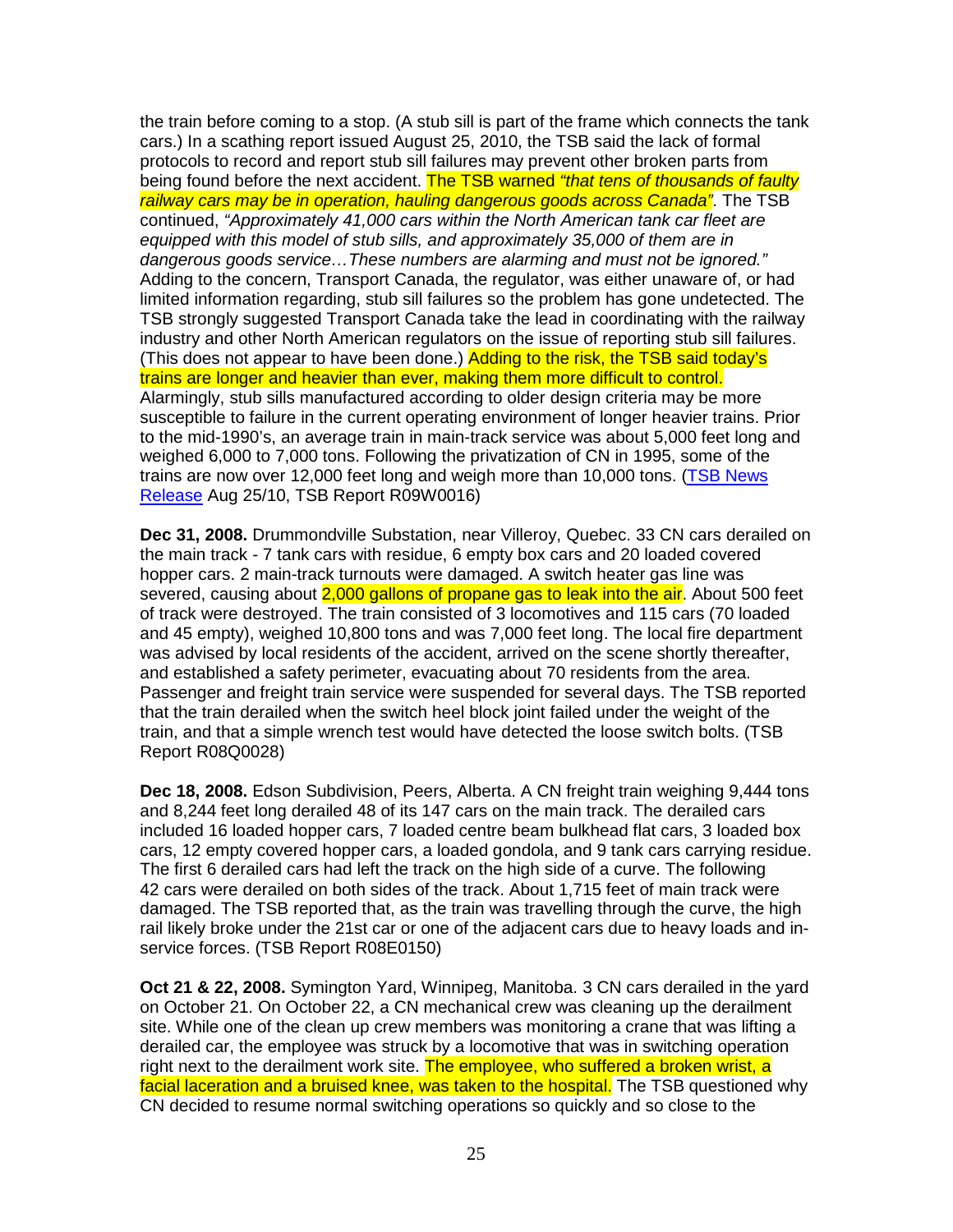the train before coming to a stop. (A stub sill is part of the frame which connects the tank cars.) In a scathing report issued August 25, 2010, the TSB said the lack of formal protocols to record and report stub sill failures may prevent other broken parts from being found before the next accident. The TSB warned *"that tens of thousands of faulty railway cars may be in operation, hauling dangerous goods across Canada"*. The TSB continued, *"Approximately 41,000 cars within the North American tank car fleet are equipped with this model of stub sills, and approximately 35,000 of them are in dangerous goods service…These numbers are alarming and must not be ignored."* Adding to the concern, Transport Canada, the regulator, was either unaware of, or had limited information regarding, stub sill failures so the problem has gone undetected. The TSB strongly suggested Transport Canada take the lead in coordinating with the railway industry and other North American regulators on the issue of reporting stub sill failures. (This does not appear to have been done.) Adding to the risk, the TSB said today's trains are longer and heavier than ever, making them more difficult to control. Alarmingly, stub sills manufactured according to older design criteria may be more susceptible to failure in the current operating environment of longer heavier trains. Prior to the mid-1990's, an average train in main-track service was about 5,000 feet long and weighed 6,000 to 7,000 tons. Following the privatization of CN in 1995, some of the trains are now over 12,000 feet long and weigh more than 10,000 tons. (TSB News Release Aug 25/10, TSB Report R09W0016)

**Dec 31, 2008.** Drummondville Substation, near Villeroy, Quebec. 33 CN cars derailed on the main track - 7 tank cars with residue, 6 empty box cars and 20 loaded covered hopper cars. 2 main-track turnouts were damaged. A switch heater gas line was severed, causing about 2,000 gallons of propane gas to leak into the air. About 500 feet of track were destroyed. The train consisted of 3 locomotives and 115 cars (70 loaded and 45 empty), weighed 10,800 tons and was 7,000 feet long. The local fire department was advised by local residents of the accident, arrived on the scene shortly thereafter, and established a safety perimeter, evacuating about 70 residents from the area. Passenger and freight train service were suspended for several days. The TSB reported that the train derailed when the switch heel block joint failed under the weight of the train, and that a simple wrench test would have detected the loose switch bolts. (TSB Report R08Q0028)

**Dec 18, 2008.** Edson Subdivision, Peers, Alberta. A CN freight train weighing 9,444 tons and 8,244 feet long derailed 48 of its 147 cars on the main track. The derailed cars included 16 loaded hopper cars, 7 loaded centre beam bulkhead flat cars, 3 loaded box cars, 12 empty covered hopper cars, a loaded gondola, and 9 tank cars carrying residue. The first 6 derailed cars had left the track on the high side of a curve. The following 42 cars were derailed on both sides of the track. About 1,715 feet of main track were damaged. The TSB reported that, as the train was travelling through the curve, the high rail likely broke under the 21st car or one of the adjacent cars due to heavy loads and in-service forces. (TSB Report R08E0150)

**Oct 21 & 22, 2008.** Symington Yard, Winnipeg, Manitoba. 3 CN cars derailed in the yard on October 21. On October 22, a CN mechanical crew was cleaning up the derailment site. While one of the clean up crew members was monitoring a crane that was lifting a derailed car, the employee was struck by a locomotive that was in switching operation right next to the derailment work site. The employee, who suffered a broken wrist, a facial laceration and a bruised knee, was taken to the hospital. The TSB questioned why CN decided to resume normal switching operations so quickly and so close to the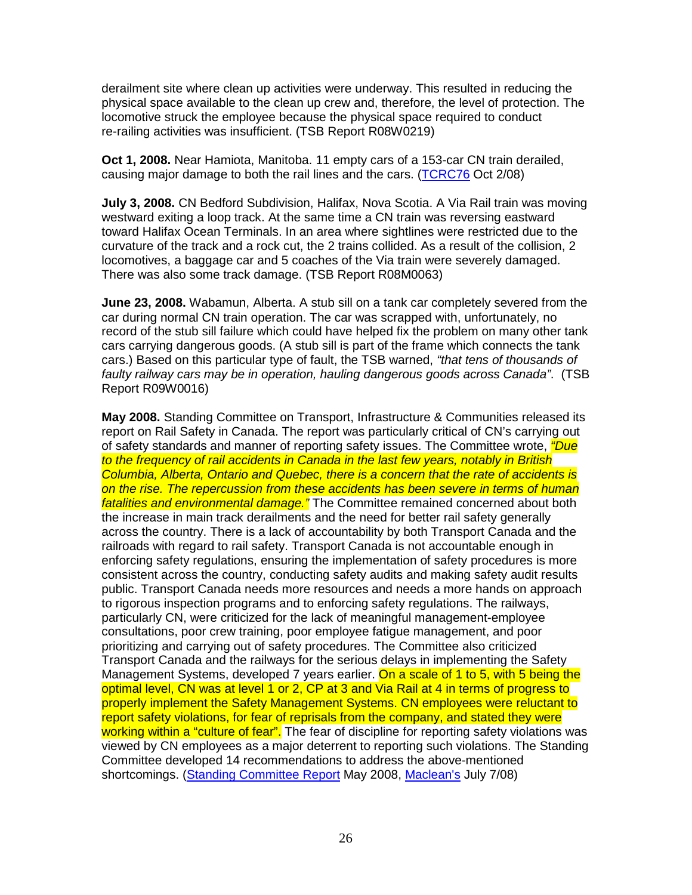derailment site where clean up activities were underway. This resulted in reducing the physical space available to the clean up crew and, therefore, the level of protection. The locomotive struck the employee because the physical space required to conduct re-railing activities was insufficient. (TSB Report R08W0219)

**Oct 1, 2008.** Near Hamiota, Manitoba. 11 empty cars of a 153-car CN train derailed, causing major damage to both the rail lines and the cars. (TCRC76 Oct 2/08)

**July 3, 2008.** CN Bedford Subdivision, Halifax, Nova Scotia. A Via Rail train was moving westward exiting a loop track. At the same time a CN train was reversing eastward toward Halifax Ocean Terminals. In an area where sightlines were restricted due to the curvature of the track and a rock cut, the 2 trains collided. As a result of the collision, 2 locomotives, a baggage car and 5 coaches of the Via train were severely damaged. There was also some track damage. (TSB Report R08M0063)

**June 23, 2008.** Wabamun, Alberta. A stub sill on a tank car completely severed from the car during normal CN train operation. The car was scrapped with, unfortunately, no record of the stub sill failure which could have helped fix the problem on many other tank cars carrying dangerous goods. (A stub sill is part of the frame which connects the tank cars.) Based on this particular type of fault, the TSB warned, *"that tens of thousands of faulty railway cars may be in operation, hauling dangerous goods across Canada"*. (TSB Report R09W0016)

**May 2008.** Standing Committee on Transport, Infrastructure & Communities released its report on Rail Safety in Canada. The report was particularly critical of CN's carrying out of safety standards and manner of reporting safety issues. The Committee wrote, *"Due to the frequency of rail accidents in Canada in the last few years, notably in British Columbia, Alberta, Ontario and Quebec, there is a concern that the rate of accidents is on the rise. The repercussion from these accidents has been severe in terms of human fatalities and environmental damage."* The Committee remained concerned about both the increase in main track derailments and the need for better rail safety generally across the country. There is a lack of accountability by both Transport Canada and the railroads with regard to rail safety. Transport Canada is not accountable enough in enforcing safety regulations, ensuring the implementation of safety procedures is more consistent across the country, conducting safety audits and making safety audit results public. Transport Canada needs more resources and needs a more hands on approach to rigorous inspection programs and to enforcing safety regulations. The railways, particularly CN, were criticized for the lack of meaningful management-employee consultations, poor crew training, poor employee fatigue management, and poor prioritizing and carrying out of safety procedures. The Committee also criticized Transport Canada and the railways for the serious delays in implementing the Safety Management Systems, developed 7 years earlier. On a scale of 1 to 5, with 5 being the optimal level, CN was at level 1 or 2, CP at 3 and Via Rail at 4 in terms of progress to properly implement the Safety Management Systems. CN employees were reluctant to report safety violations, for fear of reprisals from the company, and stated they were working within a "culture of fear". The fear of discipline for reporting safety violations was viewed by CN employees as a major deterrent to reporting such violations. The Standing Committee developed 14 recommendations to address the above-mentioned shortcomings. (Standing Committee Report May 2008, Maclean's July 7/08)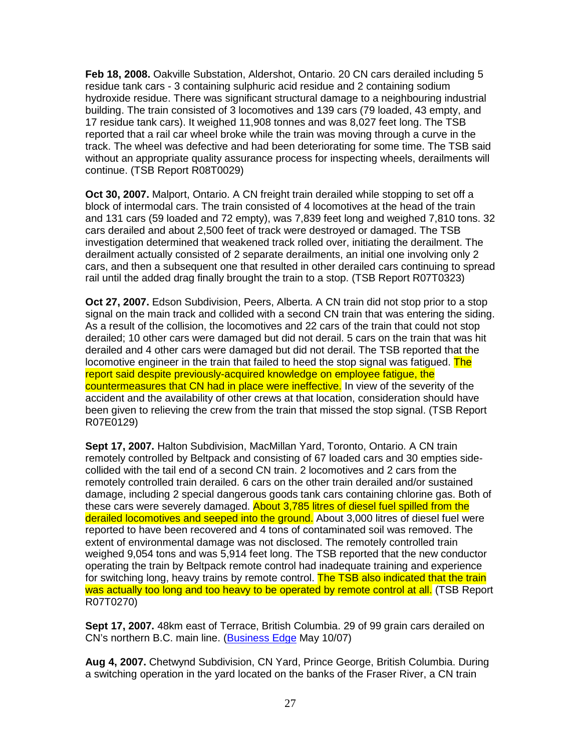**Feb 18, 2008.** Oakville Substation, Aldershot, Ontario. 20 CN cars derailed including 5 residue tank cars - 3 containing sulphuric acid residue and 2 containing sodium hydroxide residue. There was significant structural damage to a neighbouring industrial building. The train consisted of 3 locomotives and 139 cars (79 loaded, 43 empty, and 17 residue tank cars). It weighed 11,908 tonnes and was 8,027 feet long. The TSB reported that a rail car wheel broke while the train was moving through a curve in the track. The wheel was defective and had been deteriorating for some time. The TSB said without an appropriate quality assurance process for inspecting wheels, derailments will continue. (TSB Report R08T0029)

**Oct 30, 2007.** Malport, Ontario. A CN freight train derailed while stopping to set off a block of intermodal cars. The train consisted of 4 locomotives at the head of the train and 131 cars (59 loaded and 72 empty), was 7,839 feet long and weighed 7,810 tons. 32 cars derailed and about 2,500 feet of track were destroyed or damaged. The TSB investigation determined that weakened track rolled over, initiating the derailment. The derailment actually consisted of 2 separate derailments, an initial one involving only 2 cars, and then a subsequent one that resulted in other derailed cars continuing to spread rail until the added drag finally brought the train to a stop. (TSB Report R07T0323)

**Oct 27, 2007.** Edson Subdivision, Peers, Alberta. A CN train did not stop prior to a stop signal on the main track and collided with a second CN train that was entering the siding. As a result of the collision, the locomotives and 22 cars of the train that could not stop derailed; 10 other cars were damaged but did not derail. 5 cars on the train that was hit derailed and 4 other cars were damaged but did not derail. The TSB reported that the locomotive engineer in the train that failed to heed the stop signal was fatigued. The report said despite previously-acquired knowledge on employee fatigue, the countermeasures that CN had in place were ineffective. In view of the severity of the accident and the availability of other crews at that location, consideration should have been given to relieving the crew from the train that missed the stop signal. (TSB Report R07E0129)

**Sept 17, 2007.** Halton Subdivision, MacMillan Yard, Toronto, Ontario. A CN train remotely controlled by Beltpack and consisting of 67 loaded cars and 30 empties side-collided with the tail end of a second CN train. 2 locomotives and 2 cars from the remotely controlled train derailed. 6 cars on the other train derailed and/or sustained damage, including 2 special dangerous goods tank cars containing chlorine gas. Both of these cars were severely damaged. About 3,785 litres of diesel fuel spilled from the derailed locomotives and seeped into the ground. About 3,000 litres of diesel fuel were reported to have been recovered and 4 tons of contaminated soil was removed. The extent of environmental damage was not disclosed. The remotely controlled train weighed 9,054 tons and was 5,914 feet long. The TSB reported that the new conductor operating the train by Beltpack remote control had inadequate training and experience for switching long, heavy trains by remote control. The TSB also indicated that the train was actually too long and too heavy to be operated by remote control at all. (TSB Report R07T0270)

**Sept 17, 2007.** 48km east of Terrace, British Columbia. 29 of 99 grain cars derailed on CN's northern B.C. main line. (Business Edge May 10/07)

**Aug 4, 2007.** Chetwynd Subdivision, CN Yard, Prince George, British Columbia. During a switching operation in the yard located on the banks of the Fraser River, a CN train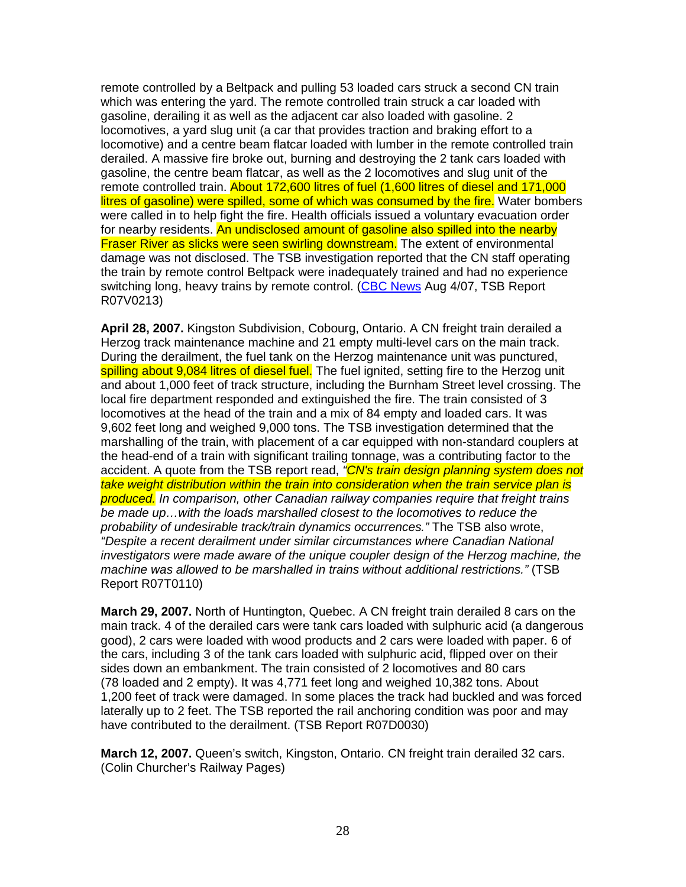remote controlled by a Beltpack and pulling 53 loaded cars struck a second CN train which was entering the yard. The remote controlled train struck a car loaded with gasoline, derailing it as well as the adjacent car also loaded with gasoline. 2 locomotives, a yard slug unit (a car that provides traction and braking effort to a locomotive) and a centre beam flatcar loaded with lumber in the remote controlled train derailed. A massive fire broke out, burning and destroying the 2 tank cars loaded with gasoline, the centre beam flatcar, as well as the 2 locomotives and slug unit of the remote controlled train. About 172,600 litres of fuel (1,600 litres of diesel and 171,000 litres of gasoline) were spilled, some of which was consumed by the fire. Water bombers were called in to help fight the fire. Health officials issued a voluntary evacuation order for nearby residents. An undisclosed amount of gasoline also spilled into the nearby Fraser River as slicks were seen swirling downstream. The extent of environmental damage was not disclosed. The TSB investigation reported that the CN staff operating the train by remote control Beltpack were inadequately trained and had no experience switching long, heavy trains by remote control. (CBC News Aug 4/07, TSB Report R07V0213)

**April 28, 2007.** Kingston Subdivision, Cobourg, Ontario. A CN freight train derailed a Herzog track maintenance machine and 21 empty multi-level cars on the main track. During the derailment, the fuel tank on the Herzog maintenance unit was punctured, spilling about 9,084 litres of diesel fuel. The fuel ignited, setting fire to the Herzog unit and about 1,000 feet of track structure, including the Burnham Street level crossing. The local fire department responded and extinguished the fire. The train consisted of 3 locomotives at the head of the train and a mix of 84 empty and loaded cars. It was 9,602 feet long and weighed 9,000 tons. The TSB investigation determined that the marshalling of the train, with placement of a car equipped with non-standard couplers at the head-end of a train with significant trailing tonnage, was a contributing factor to the accident. A quote from the TSB report read, *"CN's train design planning system does not take weight distribution within the train into consideration when the train service plan is produced. In comparison, other Canadian railway companies require that freight trains be made up…with the loads marshalled closest to the locomotives to reduce the probability of undesirable track/train dynamics occurrences."* The TSB also wrote, *"Despite a recent derailment under similar circumstances where Canadian National investigators were made aware of the unique coupler design of the Herzog machine, the machine was allowed to be marshalled in trains without additional restrictions."* (TSB Report R07T0110)

**March 29, 2007.** North of Huntington, Quebec. A CN freight train derailed 8 cars on the main track. 4 of the derailed cars were tank cars loaded with sulphuric acid (a dangerous good), 2 cars were loaded with wood products and 2 cars were loaded with paper. 6 of the cars, including 3 of the tank cars loaded with sulphuric acid, flipped over on their sides down an embankment. The train consisted of 2 locomotives and 80 cars (78 loaded and 2 empty). It was 4,771 feet long and weighed 10,382 tons. About 1,200 feet of track were damaged. In some places the track had buckled and was forced laterally up to 2 feet. The TSB reported the rail anchoring condition was poor and may have contributed to the derailment. (TSB Report R07D0030)

**March 12, 2007.** Queen's switch, Kingston, Ontario. CN freight train derailed 32 cars. (Colin Churcher's Railway Pages)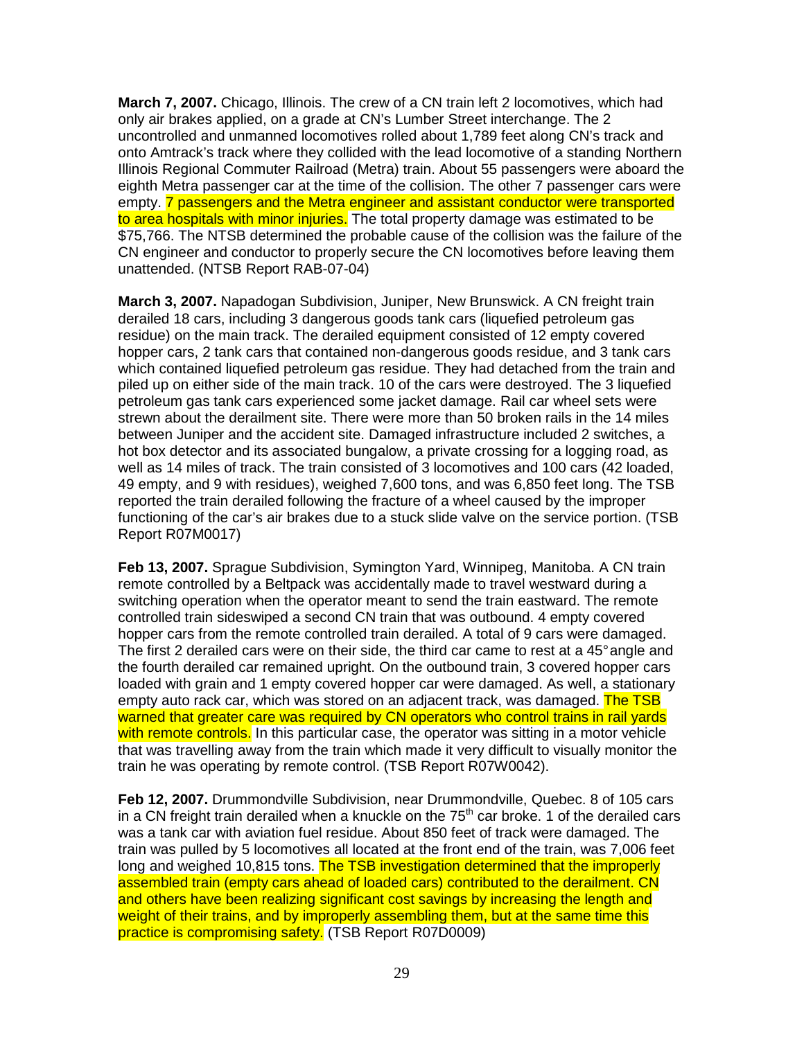**March 7, 2007.** Chicago, Illinois. The crew of a CN train left 2 locomotives, which had only air brakes applied, on a grade at CN's Lumber Street interchange. The 2 uncontrolled and unmanned locomotives rolled about 1,789 feet along CN's track and onto Amtrack's track where they collided with the lead locomotive of a standing Northern Illinois Regional Commuter Railroad (Metra) train. About 55 passengers were aboard the eighth Metra passenger car at the time of the collision. The other 7 passenger cars were empty. 7 passengers and the Metra engineer and assistant conductor were transported to area hospitals with minor injuries. The total property damage was estimated to be $75,766. The NTSB determined the probable cause of the collision was the failure of the CN engineer and conductor to properly secure the CN locomotives before leaving them unattended. (NTSB Report RAB-07-04)

**March 3, 2007.** Napadogan Subdivision, Juniper, New Brunswick. A CN freight train derailed 18 cars, including 3 dangerous goods tank cars (liquefied petroleum gas residue) on the main track. The derailed equipment consisted of 12 empty covered hopper cars, 2 tank cars that contained non-dangerous goods residue, and 3 tank cars which contained liquefied petroleum gas residue. They had detached from the train and piled up on either side of the main track. 10 of the cars were destroyed. The 3 liquefied petroleum gas tank cars experienced some jacket damage. Rail car wheel sets were strewn about the derailment site. There were more than 50 broken rails in the 14 miles between Juniper and the accident site. Damaged infrastructure included 2 switches, a hot box detector and its associated bungalow, a private crossing for a logging road, as well as 14 miles of track. The train consisted of 3 locomotives and 100 cars (42 loaded, 49 empty, and 9 with residues), weighed 7,600 tons, and was 6,850 feet long. The TSB reported the train derailed following the fracture of a wheel caused by the improper functioning of the car's air brakes due to a stuck slide valve on the service portion. (TSB Report R07M0017)

**Feb 13, 2007.** Sprague Subdivision, Symington Yard, Winnipeg, Manitoba. A CN train remote controlled by a Beltpack was accidentally made to travel westward during a switching operation when the operator meant to send the train eastward. The remote controlled train sideswiped a second CN train that was outbound. 4 empty covered hopper cars from the remote controlled train derailed. A total of 9 cars were damaged. The first 2 derailed cars were on their side, the third car came to rest at a 45° angle and the fourth derailed car remained upright. On the outbound train, 3 covered hopper cars loaded with grain and 1 empty covered hopper car were damaged. As well, a stationary empty auto rack car, which was stored on an adjacent track, was damaged. The TSB warned that greater care was required by CN operators who control trains in rail yards with remote controls. In this particular case, the operator was sitting in a motor vehicle that was travelling away from the train which made it very difficult to visually monitor the train he was operating by remote control. (TSB Report R07W0042).

**Feb 12, 2007.** Drummondville Subdivision, near Drummondville, Quebec. 8 of 105 cars in a CN freight train derailed when a knuckle on the 75th car broke. 1 of the derailed cars was a tank car with aviation fuel residue. About 850 feet of track were damaged. The train was pulled by 5 locomotives all located at the front end of the train, was 7,006 feet long and weighed 10,815 tons. The TSB investigation determined that the improperly assembled train (empty cars ahead of loaded cars) contributed to the derailment. CN and others have been realizing significant cost savings by increasing the length and weight of their trains, and by improperly assembling them, but at the same time this practice is compromising safety. (TSB Report R07D0009)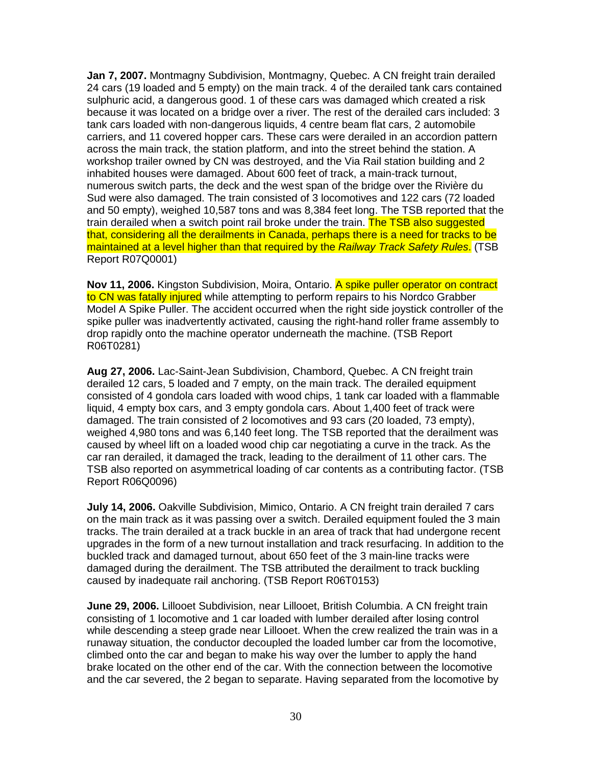**Jan 7, 2007.** Montmagny Subdivision, Montmagny, Quebec. A CN freight train derailed 24 cars (19 loaded and 5 empty) on the main track. 4 of the derailed tank cars contained sulphuric acid, a dangerous good. 1 of these cars was damaged which created a risk because it was located on a bridge over a river. The rest of the derailed cars included: 3 tank cars loaded with non-dangerous liquids, 4 centre beam flat cars, 2 automobile carriers, and 11 covered hopper cars. These cars were derailed in an accordion pattern across the main track, the station platform, and into the street behind the station. A workshop trailer owned by CN was destroyed, and the Via Rail station building and 2 inhabited houses were damaged. About 600 feet of track, a main-track turnout, numerous switch parts, the deck and the west span of the bridge over the Rivière du Sud were also damaged. The train consisted of 3 locomotives and 122 cars (72 loaded and 50 empty), weighed 10,587 tons and was 8,384 feet long. The TSB reported that the train derailed when a switch point rail broke under the train. The TSB also suggested that, considering all the derailments in Canada, perhaps there is a need for tracks to be maintained at a level higher than that required by the *Railway Track Safety Rules*. (TSB Report R07Q0001)

**Nov 11, 2006.** Kingston Subdivision, Moira, Ontario. A spike puller operator on contract to CN was fatally injured while attempting to perform repairs to his Nordco Grabber Model A Spike Puller. The accident occurred when the right side joystick controller of the spike puller was inadvertently activated, causing the right-hand roller frame assembly to drop rapidly onto the machine operator underneath the machine. (TSB Report R06T0281)

**Aug 27, 2006.** Lac-Saint-Jean Subdivision, Chambord, Quebec. A CN freight train derailed 12 cars, 5 loaded and 7 empty, on the main track. The derailed equipment consisted of 4 gondola cars loaded with wood chips, 1 tank car loaded with a flammable liquid, 4 empty box cars, and 3 empty gondola cars. About 1,400 feet of track were damaged. The train consisted of 2 locomotives and 93 cars (20 loaded, 73 empty), weighed 4,980 tons and was 6,140 feet long. The TSB reported that the derailment was caused by wheel lift on a loaded wood chip car negotiating a curve in the track. As the car ran derailed, it damaged the track, leading to the derailment of 11 other cars. The TSB also reported on asymmetrical loading of car contents as a contributing factor. (TSB Report R06Q0096)

**July 14, 2006.** Oakville Subdivision, Mimico, Ontario. A CN freight train derailed 7 cars on the main track as it was passing over a switch. Derailed equipment fouled the 3 main tracks. The train derailed at a track buckle in an area of track that had undergone recent upgrades in the form of a new turnout installation and track resurfacing. In addition to the buckled track and damaged turnout, about 650 feet of the 3 main-line tracks were damaged during the derailment. The TSB attributed the derailment to track buckling caused by inadequate rail anchoring. (TSB Report R06T0153)

**June 29, 2006.** Lillooet Subdivision, near Lillooet, British Columbia. A CN freight train consisting of 1 locomotive and 1 car loaded with lumber derailed after losing control while descending a steep grade near Lillooet. When the crew realized the train was in a runaway situation, the conductor decoupled the loaded lumber car from the locomotive, climbed onto the car and began to make his way over the lumber to apply the hand brake located on the other end of the car. With the connection between the locomotive and the car severed, the 2 began to separate. Having separated from the locomotive by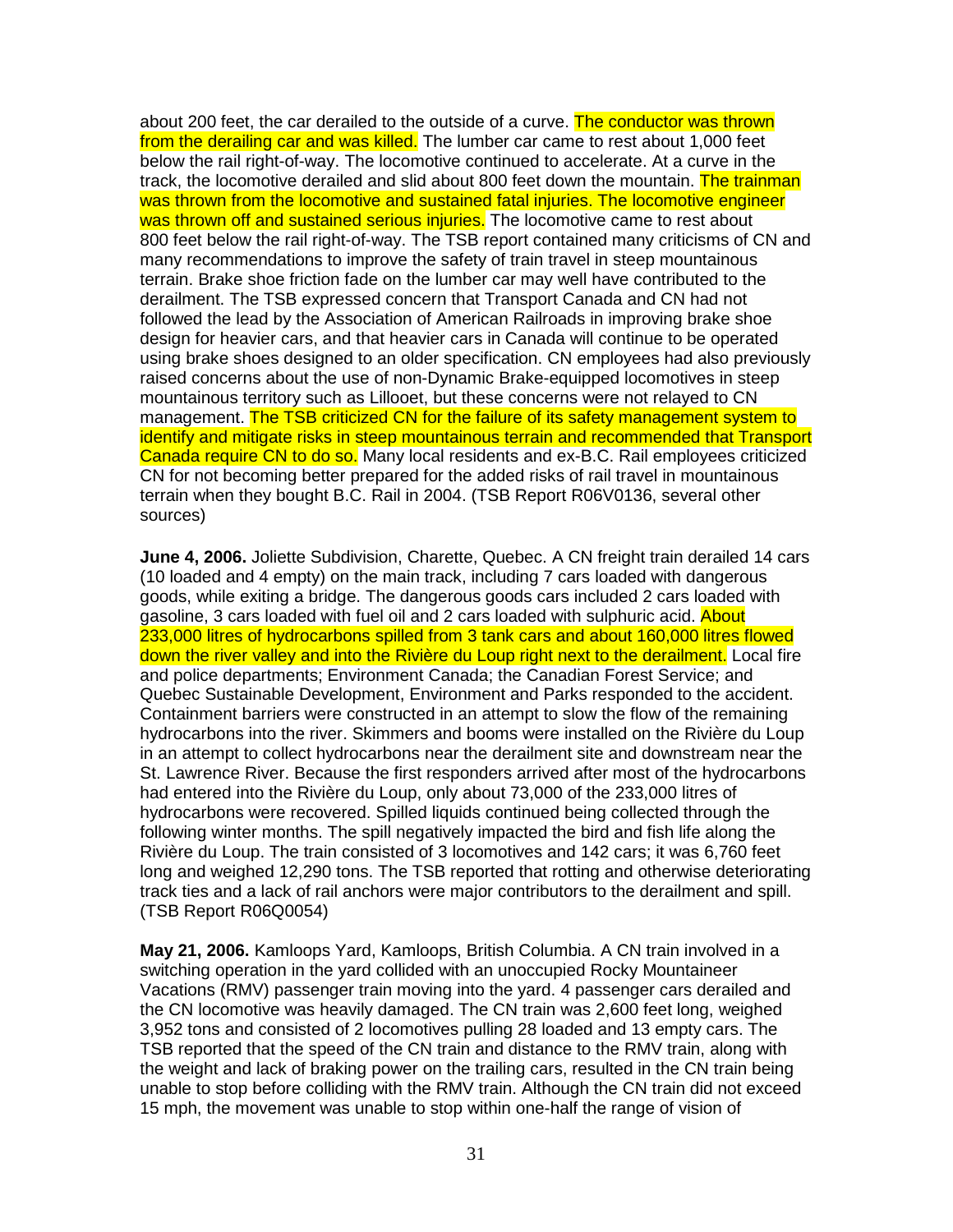about 200 feet, the car derailed to the outside of a curve. The conductor was thrown from the derailing car and was killed. The lumber car came to rest about 1,000 feet below the rail right-of-way. The locomotive continued to accelerate. At a curve in the track, the locomotive derailed and slid about 800 feet down the mountain. The trainman was thrown from the locomotive and sustained fatal injuries. The locomotive engineer was thrown off and sustained serious injuries. The locomotive came to rest about 800 feet below the rail right-of-way. The TSB report contained many criticisms of CN and many recommendations to improve the safety of train travel in steep mountainous terrain. Brake shoe friction fade on the lumber car may well have contributed to the derailment. The TSB expressed concern that Transport Canada and CN had not followed the lead by the Association of American Railroads in improving brake shoe design for heavier cars, and that heavier cars in Canada will continue to be operated using brake shoes designed to an older specification. CN employees had also previously raised concerns about the use of non-Dynamic Brake-equipped locomotives in steep mountainous territory such as Lillooet, but these concerns were not relayed to CN management. The TSB criticized CN for the failure of its safety management system to identify and mitigate risks in steep mountainous terrain and recommended that Transport Canada require CN to do so. Many local residents and ex-B.C. Rail employees criticized CN for not becoming better prepared for the added risks of rail travel in mountainous terrain when they bought B.C. Rail in 2004. (TSB Report R06V0136, several other sources)

**June 4, 2006.** Joliette Subdivision, Charette, Quebec. A CN freight train derailed 14 cars (10 loaded and 4 empty) on the main track, including 7 cars loaded with dangerous goods, while exiting a bridge. The dangerous goods cars included 2 cars loaded with gasoline, 3 cars loaded with fuel oil and 2 cars loaded with sulphuric acid. About 233,000 litres of hydrocarbons spilled from 3 tank cars and about 160,000 litres flowed down the river valley and into the Rivière du Loup right next to the derailment. Local fire and police departments; Environment Canada; the Canadian Forest Service; and Quebec Sustainable Development, Environment and Parks responded to the accident. Containment barriers were constructed in an attempt to slow the flow of the remaining hydrocarbons into the river. Skimmers and booms were installed on the Rivière du Loup in an attempt to collect hydrocarbons near the derailment site and downstream near the St. Lawrence River. Because the first responders arrived after most of the hydrocarbons had entered into the Rivière du Loup, only about 73,000 of the 233,000 litres of hydrocarbons were recovered. Spilled liquids continued being collected through the following winter months. The spill negatively impacted the bird and fish life along the Rivière du Loup. The train consisted of 3 locomotives and 142 cars; it was 6,760 feet long and weighed 12,290 tons. The TSB reported that rotting and otherwise deteriorating track ties and a lack of rail anchors were major contributors to the derailment and spill. (TSB Report R06Q0054)

**May 21, 2006.** Kamloops Yard, Kamloops, British Columbia. A CN train involved in a switching operation in the yard collided with an unoccupied Rocky Mountaineer Vacations (RMV) passenger train moving into the yard. 4 passenger cars derailed and the CN locomotive was heavily damaged. The CN train was 2,600 feet long, weighed 3,952 tons and consisted of 2 locomotives pulling 28 loaded and 13 empty cars. The TSB reported that the speed of the CN train and distance to the RMV train, along with the weight and lack of braking power on the trailing cars, resulted in the CN train being unable to stop before colliding with the RMV train. Although the CN train did not exceed 15 mph, the movement was unable to stop within one-half the range of vision of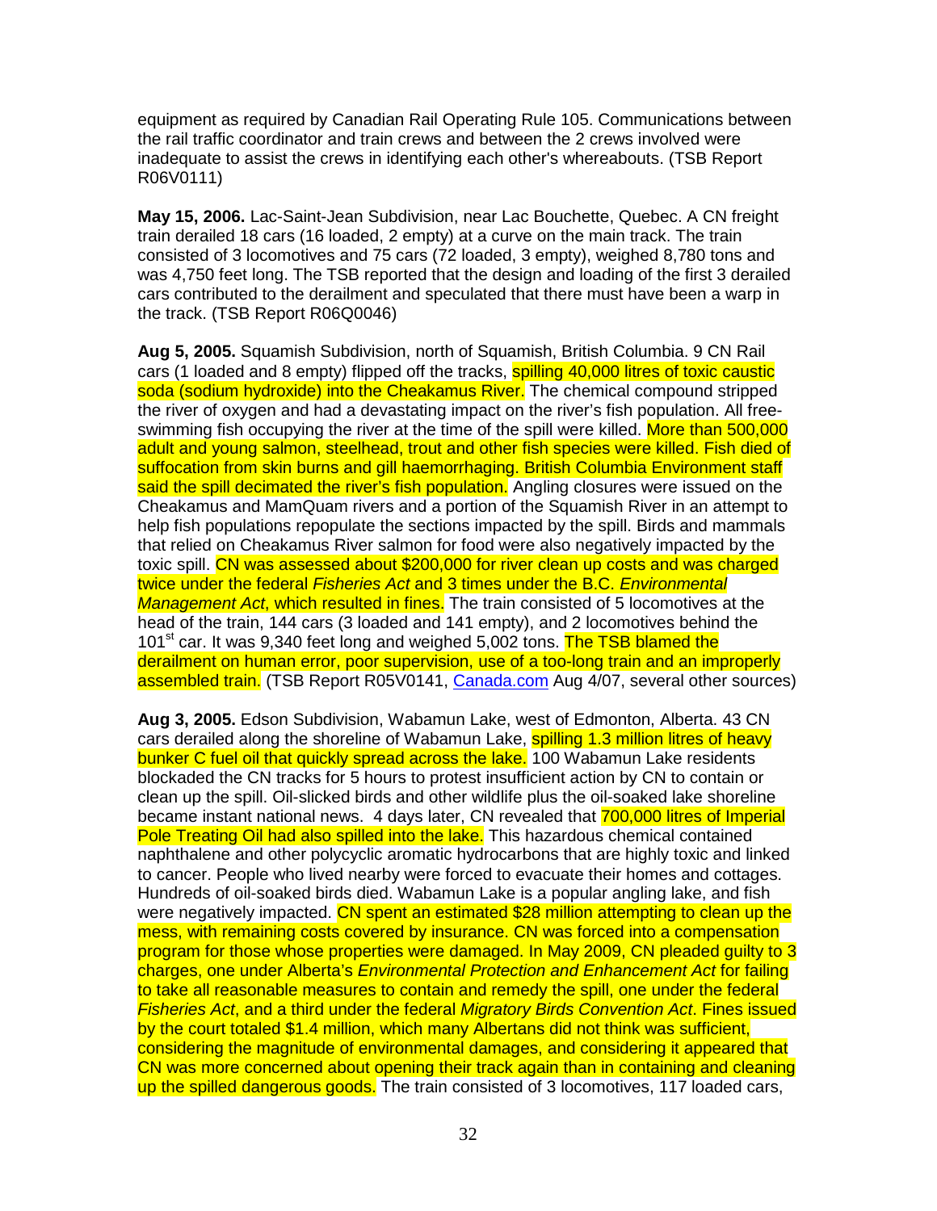equipment as required by Canadian Rail Operating Rule 105. Communications between the rail traffic coordinator and train crews and between the 2 crews involved were inadequate to assist the crews in identifying each other's whereabouts. (TSB Report R06V0111)

**May 15, 2006.** Lac-Saint-Jean Subdivision, near Lac Bouchette, Quebec. A CN freight train derailed 18 cars (16 loaded, 2 empty) at a curve on the main track. The train consisted of 3 locomotives and 75 cars (72 loaded, 3 empty), weighed 8,780 tons and was 4,750 feet long. The TSB reported that the design and loading of the first 3 derailed cars contributed to the derailment and speculated that there must have been a warp in the track. (TSB Report R06Q0046)

**Aug 5, 2005.** Squamish Subdivision, north of Squamish, British Columbia. 9 CN Rail cars (1 loaded and 8 empty) flipped off the tracks, spilling 40,000 litres of toxic caustic soda (sodium hydroxide) into the Cheakamus River. The chemical compound stripped the river of oxygen and had a devastating impact on the river's fish population. All free-swimming fish occupying the river at the time of the spill were killed. More than 500,000 adult and young salmon, steelhead, trout and other fish species were killed. Fish died of suffocation from skin burns and gill haemorrhaging. British Columbia Environment staff said the spill decimated the river's fish population. Angling closures were issued on the Cheakamus and MamQuam rivers and a portion of the Squamish River in an attempt to help fish populations repopulate the sections impacted by the spill. Birds and mammals that relied on Cheakamus River salmon for food were also negatively impacted by the toxic spill. CN was assessed about $200,000 for river clean up costs and was charged twice under the federal *Fisheries Act* and 3 times under the B.C. *Environmental Management Act*, which resulted in fines. The train consisted of 5 locomotives at the head of the train, 144 cars (3 loaded and 141 empty), and 2 locomotives behind the 101st car. It was 9,340 feet long and weighed 5,002 tons. The TSB blamed the derailment on human error, poor supervision, use of a too-long train and an improperly assembled train. (TSB Report R05V0141, Canada.com Aug 4/07, several other sources)

**Aug 3, 2005.** Edson Subdivision, Wabamun Lake, west of Edmonton, Alberta. 43 CN cars derailed along the shoreline of Wabamun Lake, spilling 1.3 million litres of heavy bunker C fuel oil that quickly spread across the lake. 100 Wabamun Lake residents blockaded the CN tracks for 5 hours to protest insufficient action by CN to contain or clean up the spill. Oil-slicked birds and other wildlife plus the oil-soaked lake shoreline became instant national news. 4 days later, CN revealed that 700,000 litres of Imperial Pole Treating Oil had also spilled into the lake. This hazardous chemical contained naphthalene and other polycyclic aromatic hydrocarbons that are highly toxic and linked to cancer. People who lived nearby were forced to evacuate their homes and cottages. Hundreds of oil-soaked birds died. Wabamun Lake is a popular angling lake, and fish were negatively impacted. CN spent an estimated $28 million attempting to clean up the mess, with remaining costs covered by insurance. CN was forced into a compensation program for those whose properties were damaged. In May 2009, CN pleaded guilty to 3 charges, one under Alberta's *Environmental Protection and Enhancement Act* for failing to take all reasonable measures to contain and remedy the spill, one under the federal *Fisheries Act*, and a third under the federal *Migratory Birds Convention Act*. Fines issued by the court totaled $1.4 million, which many Albertans did not think was sufficient, considering the magnitude of environmental damages, and considering it appeared that CN was more concerned about opening their track again than in containing and cleaning up the spilled dangerous goods. The train consisted of 3 locomotives, 117 loaded cars,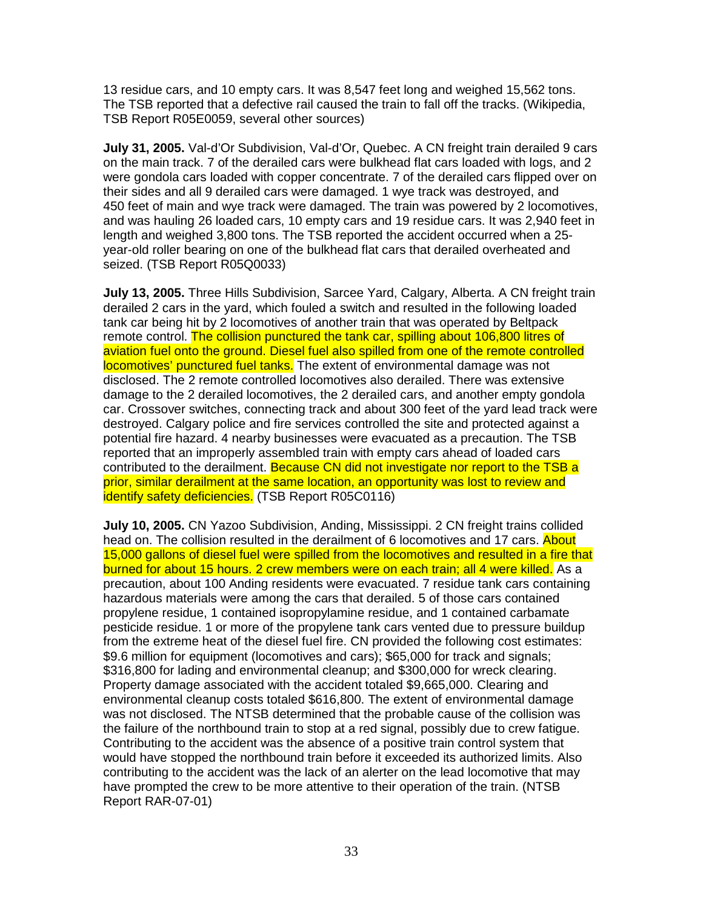13 residue cars, and 10 empty cars. It was 8,547 feet long and weighed 15,562 tons. The TSB reported that a defective rail caused the train to fall off the tracks. (Wikipedia, TSB Report R05E0059, several other sources)

**July 31, 2005.** Val-d'Or Subdivision, Val-d'Or, Quebec. A CN freight train derailed 9 cars on the main track. 7 of the derailed cars were bulkhead flat cars loaded with logs, and 2 were gondola cars loaded with copper concentrate. 7 of the derailed cars flipped over on their sides and all 9 derailed cars were damaged. 1 wye track was destroyed, and 450 feet of main and wye track were damaged. The train was powered by 2 locomotives, and was hauling 26 loaded cars, 10 empty cars and 19 residue cars. It was 2,940 feet in length and weighed 3,800 tons. The TSB reported the accident occurred when a 25-year-old roller bearing on one of the bulkhead flat cars that derailed overheated and seized. (TSB Report R05Q0033)

**July 13, 2005.** Three Hills Subdivision, Sarcee Yard, Calgary, Alberta. A CN freight train derailed 2 cars in the yard, which fouled a switch and resulted in the following loaded tank car being hit by 2 locomotives of another train that was operated by Beltpack remote control. The collision punctured the tank car, spilling about 106,800 litres of aviation fuel onto the ground. Diesel fuel also spilled from one of the remote controlled locomotives' punctured fuel tanks. The extent of environmental damage was not disclosed. The 2 remote controlled locomotives also derailed. There was extensive damage to the 2 derailed locomotives, the 2 derailed cars, and another empty gondola car. Crossover switches, connecting track and about 300 feet of the yard lead track were destroyed. Calgary police and fire services controlled the site and protected against a potential fire hazard. 4 nearby businesses were evacuated as a precaution. The TSB reported that an improperly assembled train with empty cars ahead of loaded cars contributed to the derailment. Because CN did not investigate nor report to the TSB a prior, similar derailment at the same location, an opportunity was lost to review and identify safety deficiencies. (TSB Report R05C0116)

**July 10, 2005.** CN Yazoo Subdivision, Anding, Mississippi. 2 CN freight trains collided head on. The collision resulted in the derailment of 6 locomotives and 17 cars. About 15,000 gallons of diesel fuel were spilled from the locomotives and resulted in a fire that burned for about 15 hours. 2 crew members were on each train; all 4 were killed. As a precaution, about 100 Anding residents were evacuated. 7 residue tank cars containing hazardous materials were among the cars that derailed. 5 of those cars contained propylene residue, 1 contained isopropylamine residue, and 1 contained carbamate pesticide residue. 1 or more of the propylene tank cars vented due to pressure buildup from the extreme heat of the diesel fuel fire. CN provided the following cost estimates: $9.6 million for equipment (locomotives and cars); $65,000 for track and signals; $316,800 for lading and environmental cleanup; and $300,000 for wreck clearing. Property damage associated with the accident totaled $9,665,000. Clearing and environmental cleanup costs totaled $616,800. The extent of environmental damage was not disclosed. The NTSB determined that the probable cause of the collision was the failure of the northbound train to stop at a red signal, possibly due to crew fatigue. Contributing to the accident was the absence of a positive train control system that would have stopped the northbound train before it exceeded its authorized limits. Also contributing to the accident was the lack of an alerter on the lead locomotive that may have prompted the crew to be more attentive to their operation of the train. (NTSB Report RAR-07-01)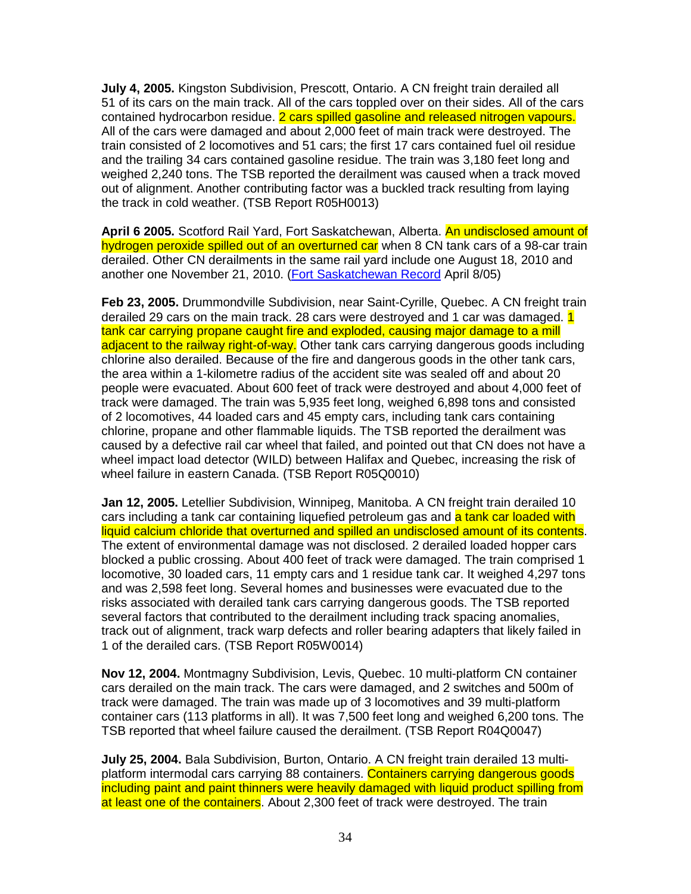**July 4, 2005.** Kingston Subdivision, Prescott, Ontario. A CN freight train derailed all 51 of its cars on the main track. All of the cars toppled over on their sides. All of the cars contained hydrocarbon residue. 2 cars spilled gasoline and released nitrogen vapours. All of the cars were damaged and about 2,000 feet of main track were destroyed. The train consisted of 2 locomotives and 51 cars; the first 17 cars contained fuel oil residue and the trailing 34 cars contained gasoline residue. The train was 3,180 feet long and weighed 2,240 tons. The TSB reported the derailment was caused when a track moved out of alignment. Another contributing factor was a buckled track resulting from laying the track in cold weather. (TSB Report R05H0013)

**April 6 2005.** Scotford Rail Yard, Fort Saskatchewan, Alberta. An undisclosed amount of hydrogen peroxide spilled out of an overturned car when 8 CN tank cars of a 98-car train derailed. Other CN derailments in the same rail yard include one August 18, 2010 and another one November 21, 2010. (Fort Saskatchewan Record April 8/05)

**Feb 23, 2005.** Drummondville Subdivision, near Saint-Cyrille, Quebec. A CN freight train derailed 29 cars on the main track. 28 cars were destroyed and 1 car was damaged. 1 tank car carrying propane caught fire and exploded, causing major damage to a mill adjacent to the railway right-of-way. Other tank cars carrying dangerous goods including chlorine also derailed. Because of the fire and dangerous goods in the other tank cars, the area within a 1-kilometre radius of the accident site was sealed off and about 20 people were evacuated. About 600 feet of track were destroyed and about 4,000 feet of track were damaged. The train was 5,935 feet long, weighed 6,898 tons and consisted of 2 locomotives, 44 loaded cars and 45 empty cars, including tank cars containing chlorine, propane and other flammable liquids. The TSB reported the derailment was caused by a defective rail car wheel that failed, and pointed out that CN does not have a wheel impact load detector (WILD) between Halifax and Quebec, increasing the risk of wheel failure in eastern Canada. (TSB Report R05Q0010)

**Jan 12, 2005.** Letellier Subdivision, Winnipeg, Manitoba. A CN freight train derailed 10 cars including a tank car containing liquefied petroleum gas and a tank car loaded with liquid calcium chloride that overturned and spilled an undisclosed amount of its contents. The extent of environmental damage was not disclosed. 2 derailed loaded hopper cars blocked a public crossing. About 400 feet of track were damaged. The train comprised 1 locomotive, 30 loaded cars, 11 empty cars and 1 residue tank car. It weighed 4,297 tons and was 2,598 feet long. Several homes and businesses were evacuated due to the risks associated with derailed tank cars carrying dangerous goods. The TSB reported several factors that contributed to the derailment including track spacing anomalies, track out of alignment, track warp defects and roller bearing adapters that likely failed in 1 of the derailed cars. (TSB Report R05W0014)

**Nov 12, 2004.** Montmagny Subdivision, Levis, Quebec. 10 multi-platform CN container cars derailed on the main track. The cars were damaged, and 2 switches and 500m of track were damaged. The train was made up of 3 locomotives and 39 multi-platform container cars (113 platforms in all). It was 7,500 feet long and weighed 6,200 tons. The TSB reported that wheel failure caused the derailment. (TSB Report R04Q0047)

**July 25, 2004.** Bala Subdivision, Burton, Ontario. A CN freight train derailed 13 multi-platform intermodal cars carrying 88 containers. Containers carrying dangerous goods including paint and paint thinners were heavily damaged with liquid product spilling from at least one of the containers. About 2,300 feet of track were destroyed. The train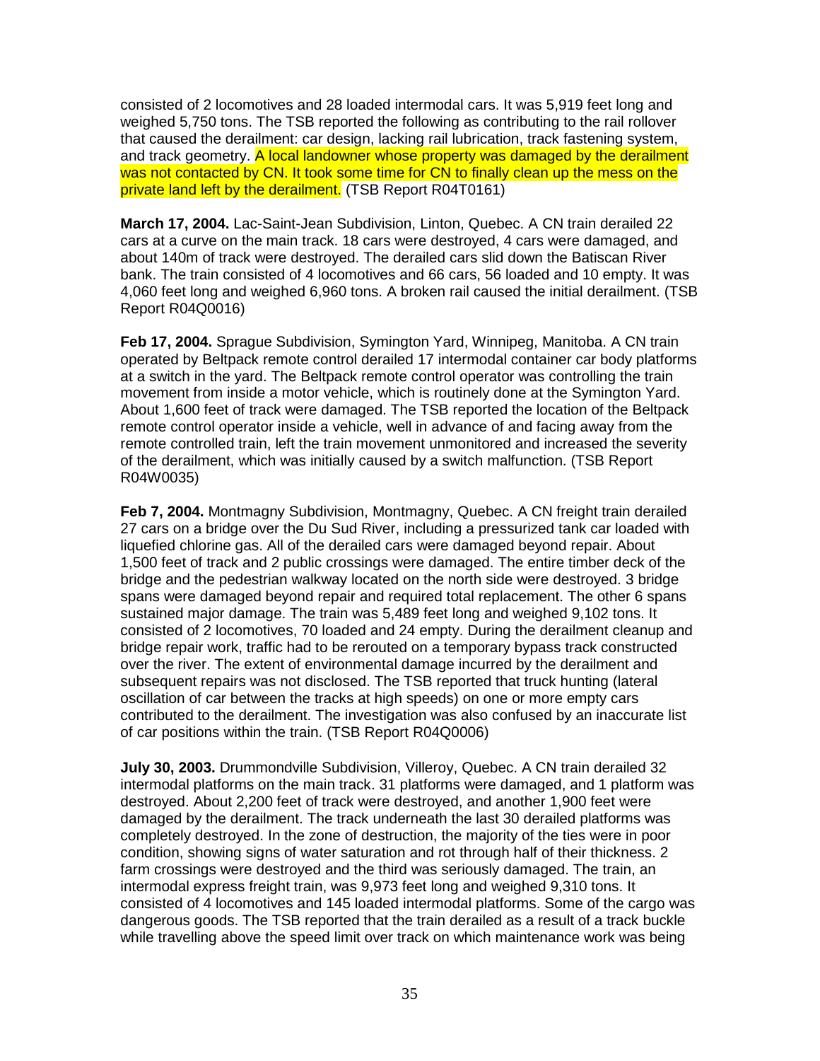consisted of 2 locomotives and 28 loaded intermodal cars. It was 5,919 feet long and weighed 5,750 tons. The TSB reported the following as contributing to the rail rollover that caused the derailment: car design, lacking rail lubrication, track fastening system, and track geometry. A local landowner whose property was damaged by the derailment was not contacted by CN. It took some time for CN to finally clean up the mess on the private land left by the derailment. (TSB Report R04T0161)

**March 17, 2004.** Lac-Saint-Jean Subdivision, Linton, Quebec. A CN train derailed 22 cars at a curve on the main track. 18 cars were destroyed, 4 cars were damaged, and about 140m of track were destroyed. The derailed cars slid down the Batiscan River bank. The train consisted of 4 locomotives and 66 cars, 56 loaded and 10 empty. It was 4,060 feet long and weighed 6,960 tons. A broken rail caused the initial derailment. (TSB Report R04Q0016)

**Feb 17, 2004.** Sprague Subdivision, Symington Yard, Winnipeg, Manitoba. A CN train operated by Beltpack remote control derailed 17 intermodal container car body platforms at a switch in the yard. The Beltpack remote control operator was controlling the train movement from inside a motor vehicle, which is routinely done at the Symington Yard. About 1,600 feet of track were damaged. The TSB reported the location of the Beltpack remote control operator inside a vehicle, well in advance of and facing away from the remote controlled train, left the train movement unmonitored and increased the severity of the derailment, which was initially caused by a switch malfunction. (TSB Report R04W0035)

**Feb 7, 2004.** Montmagny Subdivision, Montmagny, Quebec. A CN freight train derailed 27 cars on a bridge over the Du Sud River, including a pressurized tank car loaded with liquefied chlorine gas. All of the derailed cars were damaged beyond repair. About 1,500 feet of track and 2 public crossings were damaged. The entire timber deck of the bridge and the pedestrian walkway located on the north side were destroyed. 3 bridge spans were damaged beyond repair and required total replacement. The other 6 spans sustained major damage. The train was 5,489 feet long and weighed 9,102 tons. It consisted of 2 locomotives, 70 loaded and 24 empty. During the derailment cleanup and bridge repair work, traffic had to be rerouted on a temporary bypass track constructed over the river. The extent of environmental damage incurred by the derailment and subsequent repairs was not disclosed. The TSB reported that truck hunting (lateral oscillation of car between the tracks at high speeds) on one or more empty cars contributed to the derailment. The investigation was also confused by an inaccurate list of car positions within the train. (TSB Report R04Q0006)

**July 30, 2003.** Drummondville Subdivision, Villeroy, Quebec. A CN train derailed 32 intermodal platforms on the main track. 31 platforms were damaged, and 1 platform was destroyed. About 2,200 feet of track were destroyed, and another 1,900 feet were damaged by the derailment. The track underneath the last 30 derailed platforms was completely destroyed. In the zone of destruction, the majority of the ties were in poor condition, showing signs of water saturation and rot through half of their thickness. 2 farm crossings were destroyed and the third was seriously damaged. The train, an intermodal express freight train, was 9,973 feet long and weighed 9,310 tons. It consisted of 4 locomotives and 145 loaded intermodal platforms. Some of the cargo was dangerous goods. The TSB reported that the train derailed as a result of a track buckle while travelling above the speed limit over track on which maintenance work was being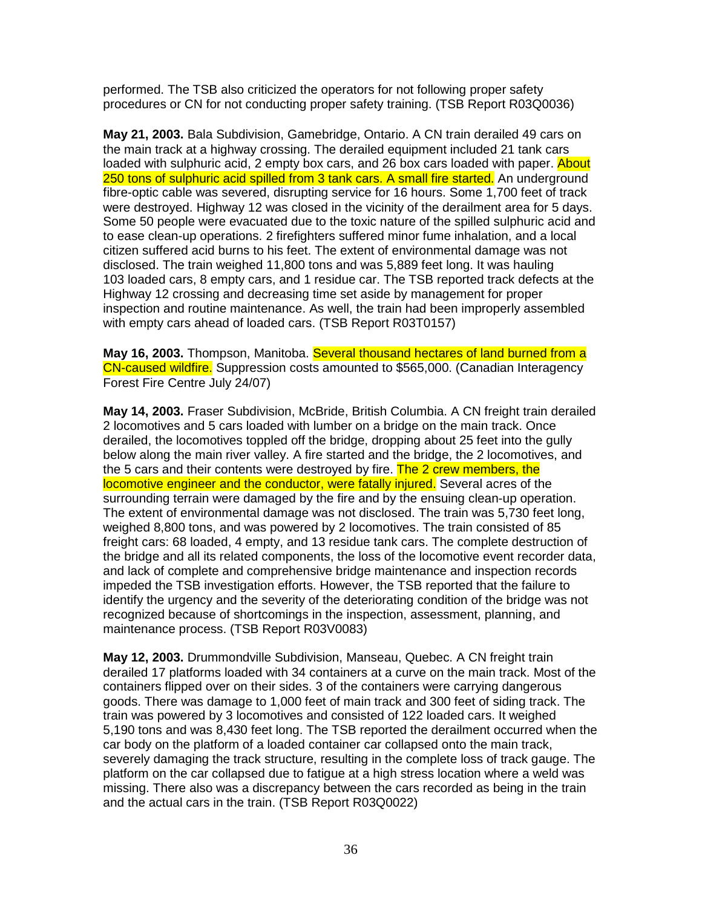performed. The TSB also criticized the operators for not following proper safety procedures or CN for not conducting proper safety training. (TSB Report R03Q0036)

**May 21, 2003.** Bala Subdivision, Gamebridge, Ontario. A CN train derailed 49 cars on the main track at a highway crossing. The derailed equipment included 21 tank cars loaded with sulphuric acid, 2 empty box cars, and 26 box cars loaded with paper. About 250 tons of sulphuric acid spilled from 3 tank cars. A small fire started. An underground fibre-optic cable was severed, disrupting service for 16 hours. Some 1,700 feet of track were destroyed. Highway 12 was closed in the vicinity of the derailment area for 5 days. Some 50 people were evacuated due to the toxic nature of the spilled sulphuric acid and to ease clean-up operations. 2 firefighters suffered minor fume inhalation, and a local citizen suffered acid burns to his feet. The extent of environmental damage was not disclosed. The train weighed 11,800 tons and was 5,889 feet long. It was hauling 103 loaded cars, 8 empty cars, and 1 residue car. The TSB reported track defects at the Highway 12 crossing and decreasing time set aside by management for proper inspection and routine maintenance. As well, the train had been improperly assembled with empty cars ahead of loaded cars. (TSB Report R03T0157)

**May 16, 2003.** Thompson, Manitoba. Several thousand hectares of land burned from a CN-caused wildfire. Suppression costs amounted to $565,000. (Canadian Interagency Forest Fire Centre July 24/07)

**May 14, 2003.** Fraser Subdivision, McBride, British Columbia. A CN freight train derailed 2 locomotives and 5 cars loaded with lumber on a bridge on the main track. Once derailed, the locomotives toppled off the bridge, dropping about 25 feet into the gully below along the main river valley. A fire started and the bridge, the 2 locomotives, and the 5 cars and their contents were destroyed by fire. The 2 crew members, the locomotive engineer and the conductor, were fatally injured. Several acres of the surrounding terrain were damaged by the fire and by the ensuing clean-up operation. The extent of environmental damage was not disclosed. The train was 5,730 feet long, weighed 8,800 tons, and was powered by 2 locomotives. The train consisted of 85 freight cars: 68 loaded, 4 empty, and 13 residue tank cars. The complete destruction of the bridge and all its related components, the loss of the locomotive event recorder data, and lack of complete and comprehensive bridge maintenance and inspection records impeded the TSB investigation efforts. However, the TSB reported that the failure to identify the urgency and the severity of the deteriorating condition of the bridge was not recognized because of shortcomings in the inspection, assessment, planning, and maintenance process. (TSB Report R03V0083)

**May 12, 2003.** Drummondville Subdivision, Manseau, Quebec. A CN freight train derailed 17 platforms loaded with 34 containers at a curve on the main track. Most of the containers flipped over on their sides. 3 of the containers were carrying dangerous goods. There was damage to 1,000 feet of main track and 300 feet of siding track. The train was powered by 3 locomotives and consisted of 122 loaded cars. It weighed 5,190 tons and was 8,430 feet long. The TSB reported the derailment occurred when the car body on the platform of a loaded container car collapsed onto the main track, severely damaging the track structure, resulting in the complete loss of track gauge. The platform on the car collapsed due to fatigue at a high stress location where a weld was missing. There also was a discrepancy between the cars recorded as being in the train and the actual cars in the train. (TSB Report R03Q0022)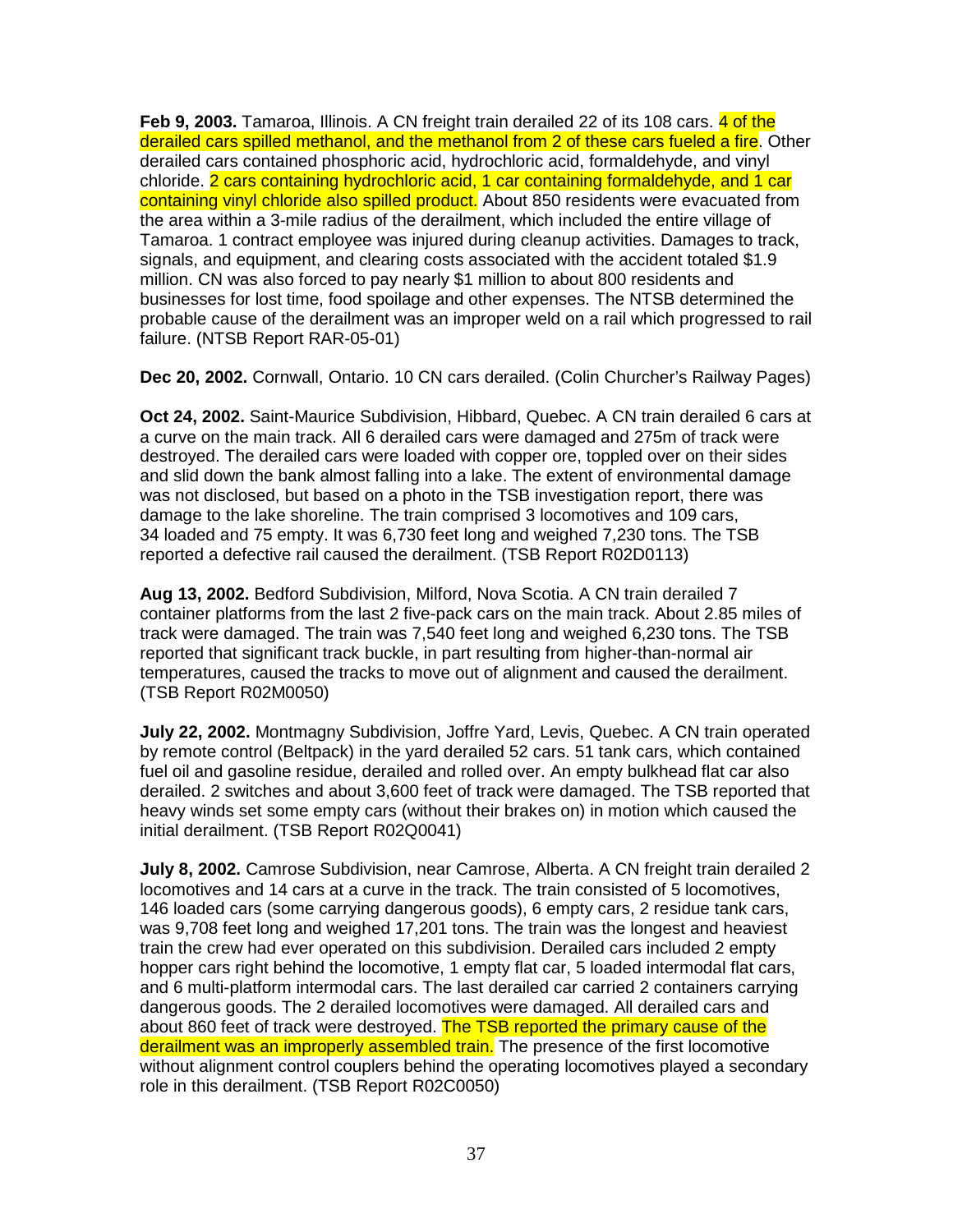**Feb 9, 2003.** Tamaroa, Illinois. A CN freight train derailed 22 of its 108 cars. 4 of the derailed cars spilled methanol, and the methanol from 2 of these cars fueled a fire. Other derailed cars contained phosphoric acid, hydrochloric acid, formaldehyde, and vinyl chloride. 2 cars containing hydrochloric acid, 1 car containing formaldehyde, and 1 car containing vinyl chloride also spilled product. About 850 residents were evacuated from the area within a 3-mile radius of the derailment, which included the entire village of Tamaroa. 1 contract employee was injured during cleanup activities. Damages to track, signals, and equipment, and clearing costs associated with the accident totaled $1.9 million. CN was also forced to pay nearly $1 million to about 800 residents and businesses for lost time, food spoilage and other expenses. The NTSB determined the probable cause of the derailment was an improper weld on a rail which progressed to rail failure. (NTSB Report RAR-05-01)

**Dec 20, 2002.** Cornwall, Ontario. 10 CN cars derailed. (Colin Churcher's Railway Pages)

**Oct 24, 2002.** Saint-Maurice Subdivision, Hibbard, Quebec. A CN train derailed 6 cars at a curve on the main track. All 6 derailed cars were damaged and 275m of track were destroyed. The derailed cars were loaded with copper ore, toppled over on their sides and slid down the bank almost falling into a lake. The extent of environmental damage was not disclosed, but based on a photo in the TSB investigation report, there was damage to the lake shoreline. The train comprised 3 locomotives and 109 cars, 34 loaded and 75 empty. It was 6,730 feet long and weighed 7,230 tons. The TSB reported a defective rail caused the derailment. (TSB Report R02D0113)

**Aug 13, 2002.** Bedford Subdivision, Milford, Nova Scotia. A CN train derailed 7 container platforms from the last 2 five-pack cars on the main track. About 2.85 miles of track were damaged. The train was 7,540 feet long and weighed 6,230 tons. The TSB reported that significant track buckle, in part resulting from higher-than-normal air temperatures, caused the tracks to move out of alignment and caused the derailment. (TSB Report R02M0050)

**July 22, 2002.** Montmagny Subdivision, Joffre Yard, Levis, Quebec. A CN train operated by remote control (Beltpack) in the yard derailed 52 cars. 51 tank cars, which contained fuel oil and gasoline residue, derailed and rolled over. An empty bulkhead flat car also derailed. 2 switches and about 3,600 feet of track were damaged. The TSB reported that heavy winds set some empty cars (without their brakes on) in motion which caused the initial derailment. (TSB Report R02Q0041)

**July 8, 2002.** Camrose Subdivision, near Camrose, Alberta. A CN freight train derailed 2 locomotives and 14 cars at a curve in the track. The train consisted of 5 locomotives, 146 loaded cars (some carrying dangerous goods), 6 empty cars, 2 residue tank cars, was 9,708 feet long and weighed 17,201 tons. The train was the longest and heaviest train the crew had ever operated on this subdivision. Derailed cars included 2 empty hopper cars right behind the locomotive, 1 empty flat car, 5 loaded intermodal flat cars, and 6 multi-platform intermodal cars. The last derailed car carried 2 containers carrying dangerous goods. The 2 derailed locomotives were damaged. All derailed cars and about 860 feet of track were destroyed. The TSB reported the primary cause of the derailment was an improperly assembled train. The presence of the first locomotive without alignment control couplers behind the operating locomotives played a secondary role in this derailment. (TSB Report R02C0050)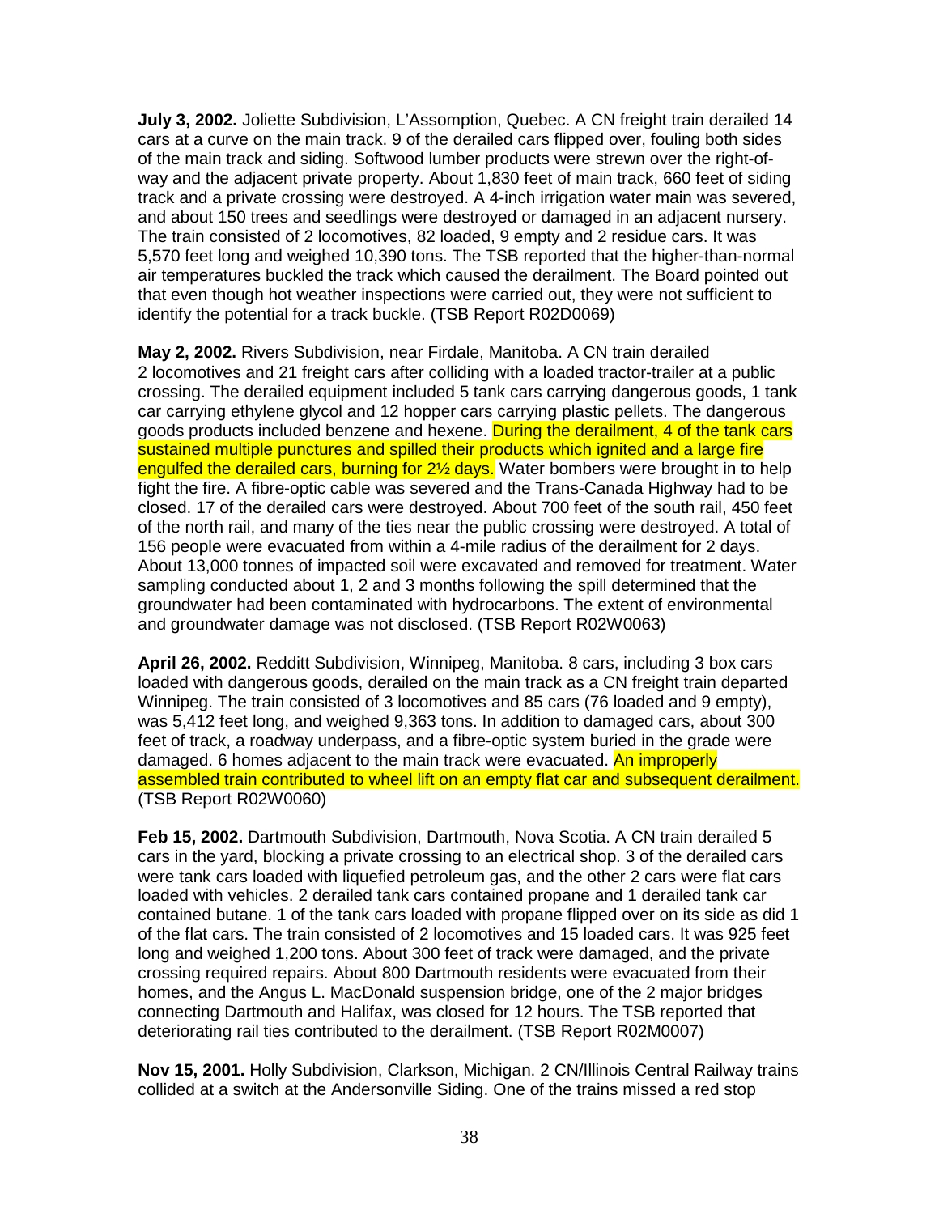**July 3, 2002.** Joliette Subdivision, L'Assomption, Quebec. A CN freight train derailed 14 cars at a curve on the main track. 9 of the derailed cars flipped over, fouling both sides of the main track and siding. Softwood lumber products were strewn over the right-of-way and the adjacent private property. About 1,830 feet of main track, 660 feet of siding track and a private crossing were destroyed. A 4-inch irrigation water main was severed, and about 150 trees and seedlings were destroyed or damaged in an adjacent nursery. The train consisted of 2 locomotives, 82 loaded, 9 empty and 2 residue cars. It was 5,570 feet long and weighed 10,390 tons. The TSB reported that the higher-than-normal air temperatures buckled the track which caused the derailment. The Board pointed out that even though hot weather inspections were carried out, they were not sufficient to identify the potential for a track buckle. (TSB Report R02D0069)

**May 2, 2002.** Rivers Subdivision, near Firdale, Manitoba. A CN train derailed 2 locomotives and 21 freight cars after colliding with a loaded tractor-trailer at a public crossing. The derailed equipment included 5 tank cars carrying dangerous goods, 1 tank car carrying ethylene glycol and 12 hopper cars carrying plastic pellets. The dangerous goods products included benzene and hexene. During the derailment, 4 of the tank cars sustained multiple punctures and spilled their products which ignited and a large fire engulfed the derailed cars, burning for 2½ days. Water bombers were brought in to help fight the fire. A fibre-optic cable was severed and the Trans-Canada Highway had to be closed. 17 of the derailed cars were destroyed. About 700 feet of the south rail, 450 feet of the north rail, and many of the ties near the public crossing were destroyed. A total of 156 people were evacuated from within a 4-mile radius of the derailment for 2 days. About 13,000 tonnes of impacted soil were excavated and removed for treatment. Water sampling conducted about 1, 2 and 3 months following the spill determined that the groundwater had been contaminated with hydrocarbons. The extent of environmental and groundwater damage was not disclosed. (TSB Report R02W0063)

**April 26, 2002.** Redditt Subdivision, Winnipeg, Manitoba. 8 cars, including 3 box cars loaded with dangerous goods, derailed on the main track as a CN freight train departed Winnipeg. The train consisted of 3 locomotives and 85 cars (76 loaded and 9 empty), was 5,412 feet long, and weighed 9,363 tons. In addition to damaged cars, about 300 feet of track, a roadway underpass, and a fibre-optic system buried in the grade were damaged. 6 homes adjacent to the main track were evacuated. An improperly assembled train contributed to wheel lift on an empty flat car and subsequent derailment. (TSB Report R02W0060)

**Feb 15, 2002.** Dartmouth Subdivision, Dartmouth, Nova Scotia. A CN train derailed 5 cars in the yard, blocking a private crossing to an electrical shop. 3 of the derailed cars were tank cars loaded with liquefied petroleum gas, and the other 2 cars were flat cars loaded with vehicles. 2 derailed tank cars contained propane and 1 derailed tank car contained butane. 1 of the tank cars loaded with propane flipped over on its side as did 1 of the flat cars. The train consisted of 2 locomotives and 15 loaded cars. It was 925 feet long and weighed 1,200 tons. About 300 feet of track were damaged, and the private crossing required repairs. About 800 Dartmouth residents were evacuated from their homes, and the Angus L. MacDonald suspension bridge, one of the 2 major bridges connecting Dartmouth and Halifax, was closed for 12 hours. The TSB reported that deteriorating rail ties contributed to the derailment. (TSB Report R02M0007)

**Nov 15, 2001.** Holly Subdivision, Clarkson, Michigan. 2 CN/Illinois Central Railway trains collided at a switch at the Andersonville Siding. One of the trains missed a red stop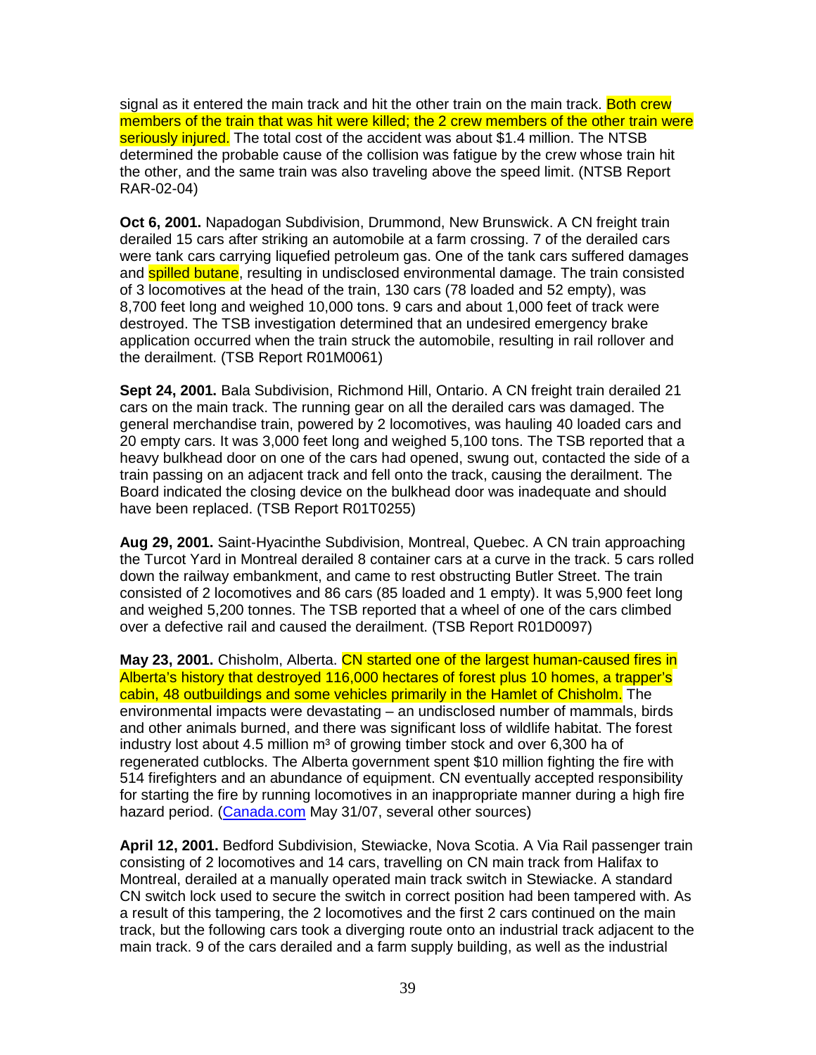signal as it entered the main track and hit the other train on the main track. Both crew members of the train that was hit were killed; the 2 crew members of the other train were seriously injured. The total cost of the accident was about $1.4 million. The NTSB determined the probable cause of the collision was fatigue by the crew whose train hit the other, and the same train was also traveling above the speed limit. (NTSB Report RAR-02-04)

**Oct 6, 2001.** Napadogan Subdivision, Drummond, New Brunswick. A CN freight train derailed 15 cars after striking an automobile at a farm crossing. 7 of the derailed cars were tank cars carrying liquefied petroleum gas. One of the tank cars suffered damages and spilled butane, resulting in undisclosed environmental damage. The train consisted of 3 locomotives at the head of the train, 130 cars (78 loaded and 52 empty), was 8,700 feet long and weighed 10,000 tons. 9 cars and about 1,000 feet of track were destroyed. The TSB investigation determined that an undesired emergency brake application occurred when the train struck the automobile, resulting in rail rollover and the derailment. (TSB Report R01M0061)

**Sept 24, 2001.** Bala Subdivision, Richmond Hill, Ontario. A CN freight train derailed 21 cars on the main track. The running gear on all the derailed cars was damaged. The general merchandise train, powered by 2 locomotives, was hauling 40 loaded cars and 20 empty cars. It was 3,000 feet long and weighed 5,100 tons. The TSB reported that a heavy bulkhead door on one of the cars had opened, swung out, contacted the side of a train passing on an adjacent track and fell onto the track, causing the derailment. The Board indicated the closing device on the bulkhead door was inadequate and should have been replaced. (TSB Report R01T0255)

**Aug 29, 2001.** Saint-Hyacinthe Subdivision, Montreal, Quebec. A CN train approaching the Turcot Yard in Montreal derailed 8 container cars at a curve in the track. 5 cars rolled down the railway embankment, and came to rest obstructing Butler Street. The train consisted of 2 locomotives and 86 cars (85 loaded and 1 empty). It was 5,900 feet long and weighed 5,200 tonnes. The TSB reported that a wheel of one of the cars climbed over a defective rail and caused the derailment. (TSB Report R01D0097)

**May 23, 2001.** Chisholm, Alberta. CN started one of the largest human-caused fires in Alberta's history that destroyed 116,000 hectares of forest plus 10 homes, a trapper's cabin, 48 outbuildings and some vehicles primarily in the Hamlet of Chisholm. The environmental impacts were devastating – an undisclosed number of mammals, birds and other animals burned, and there was significant loss of wildlife habitat. The forest industry lost about 4.5 million m³ of growing timber stock and over 6,300 ha of regenerated cutblocks. The Alberta government spent $10 million fighting the fire with 514 firefighters and an abundance of equipment. CN eventually accepted responsibility for starting the fire by running locomotives in an inappropriate manner during a high fire hazard period. (Canada.com May 31/07, several other sources)

**April 12, 2001.** Bedford Subdivision, Stewiacke, Nova Scotia. A Via Rail passenger train consisting of 2 locomotives and 14 cars, travelling on CN main track from Halifax to Montreal, derailed at a manually operated main track switch in Stewiacke. A standard CN switch lock used to secure the switch in correct position had been tampered with. As a result of this tampering, the 2 locomotives and the first 2 cars continued on the main track, but the following cars took a diverging route onto an industrial track adjacent to the main track. 9 of the cars derailed and a farm supply building, as well as the industrial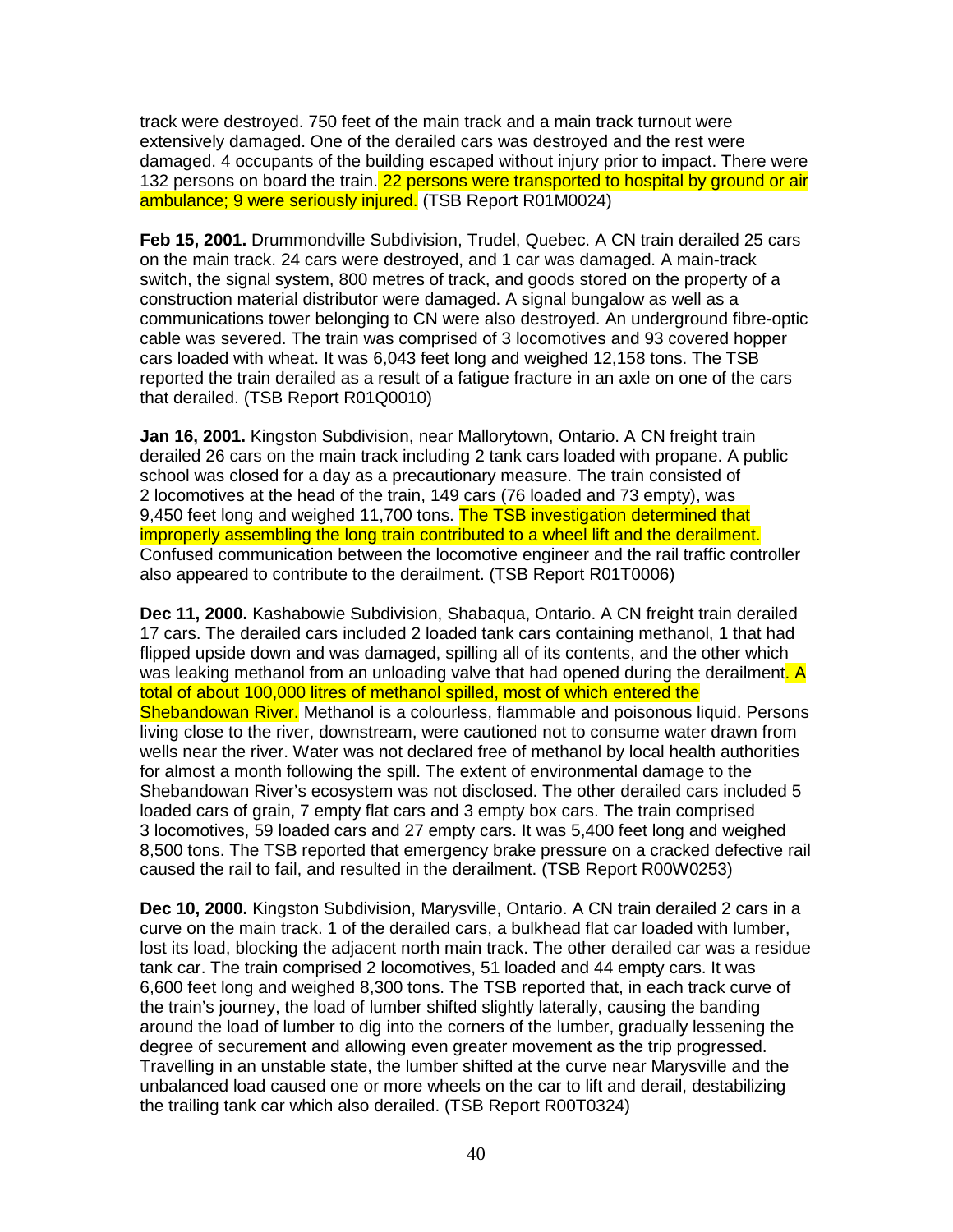track were destroyed. 750 feet of the main track and a main track turnout were extensively damaged. One of the derailed cars was destroyed and the rest were damaged. 4 occupants of the building escaped without injury prior to impact. There were 132 persons on board the train. 22 persons were transported to hospital by ground or air ambulance; 9 were seriously injured. (TSB Report R01M0024)

**Feb 15, 2001.** Drummondville Subdivision, Trudel, Quebec. A CN train derailed 25 cars on the main track. 24 cars were destroyed, and 1 car was damaged. A main-track switch, the signal system, 800 metres of track, and goods stored on the property of a construction material distributor were damaged. A signal bungalow as well as a communications tower belonging to CN were also destroyed. An underground fibre-optic cable was severed. The train was comprised of 3 locomotives and 93 covered hopper cars loaded with wheat. It was 6,043 feet long and weighed 12,158 tons. The TSB reported the train derailed as a result of a fatigue fracture in an axle on one of the cars that derailed. (TSB Report R01Q0010)

**Jan 16, 2001.** Kingston Subdivision, near Mallorytown, Ontario. A CN freight train derailed 26 cars on the main track including 2 tank cars loaded with propane. A public school was closed for a day as a precautionary measure. The train consisted of 2 locomotives at the head of the train, 149 cars (76 loaded and 73 empty), was 9,450 feet long and weighed 11,700 tons. The TSB investigation determined that improperly assembling the long train contributed to a wheel lift and the derailment. Confused communication between the locomotive engineer and the rail traffic controller also appeared to contribute to the derailment. (TSB Report R01T0006)

**Dec 11, 2000.** Kashabowie Subdivision, Shabaqua, Ontario. A CN freight train derailed 17 cars. The derailed cars included 2 loaded tank cars containing methanol, 1 that had flipped upside down and was damaged, spilling all of its contents, and the other which was leaking methanol from an unloading valve that had opened during the derailment. A total of about 100,000 litres of methanol spilled, most of which entered the Shebandowan River. Methanol is a colourless, flammable and poisonous liquid. Persons living close to the river, downstream, were cautioned not to consume water drawn from wells near the river. Water was not declared free of methanol by local health authorities for almost a month following the spill. The extent of environmental damage to the Shebandowan River's ecosystem was not disclosed. The other derailed cars included 5 loaded cars of grain, 7 empty flat cars and 3 empty box cars. The train comprised 3 locomotives, 59 loaded cars and 27 empty cars. It was 5,400 feet long and weighed 8,500 tons. The TSB reported that emergency brake pressure on a cracked defective rail caused the rail to fail, and resulted in the derailment. (TSB Report R00W0253)

**Dec 10, 2000.** Kingston Subdivision, Marysville, Ontario. A CN train derailed 2 cars in a curve on the main track. 1 of the derailed cars, a bulkhead flat car loaded with lumber, lost its load, blocking the adjacent north main track. The other derailed car was a residue tank car. The train comprised 2 locomotives, 51 loaded and 44 empty cars. It was 6,600 feet long and weighed 8,300 tons. The TSB reported that, in each track curve of the train's journey, the load of lumber shifted slightly laterally, causing the banding around the load of lumber to dig into the corners of the lumber, gradually lessening the degree of securement and allowing even greater movement as the trip progressed. Travelling in an unstable state, the lumber shifted at the curve near Marysville and the unbalanced load caused one or more wheels on the car to lift and derail, destabilizing the trailing tank car which also derailed. (TSB Report R00T0324)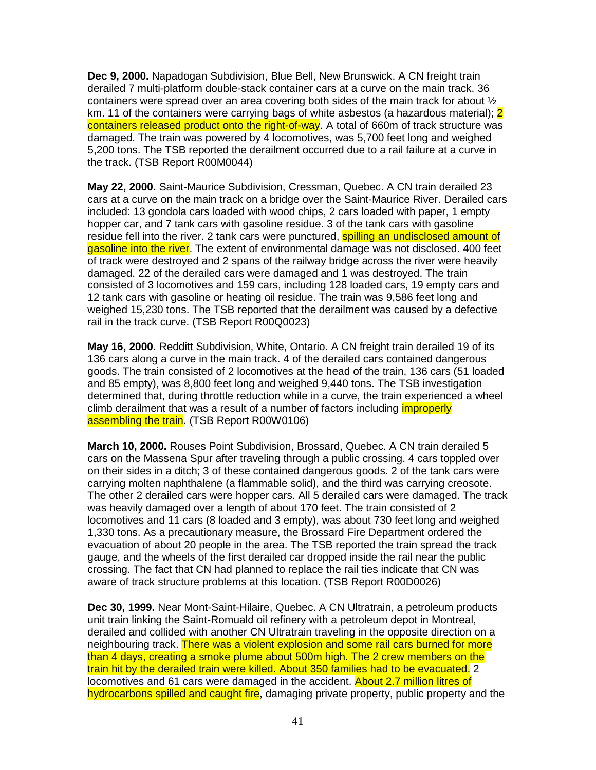**Dec 9, 2000.** Napadogan Subdivision, Blue Bell, New Brunswick. A CN freight train derailed 7 multi-platform double-stack container cars at a curve on the main track. 36 containers were spread over an area covering both sides of the main track for about ½ km. 11 of the containers were carrying bags of white asbestos (a hazardous material); 2 containers released product onto the right-of-way. A total of 660m of track structure was damaged. The train was powered by 4 locomotives, was 5,700 feet long and weighed 5,200 tons. The TSB reported the derailment occurred due to a rail failure at a curve in the track. (TSB Report R00M0044)

**May 22, 2000.** Saint-Maurice Subdivision, Cressman, Quebec. A CN train derailed 23 cars at a curve on the main track on a bridge over the Saint-Maurice River. Derailed cars included: 13 gondola cars loaded with wood chips, 2 cars loaded with paper, 1 empty hopper car, and 7 tank cars with gasoline residue. 3 of the tank cars with gasoline residue fell into the river. 2 tank cars were punctured, spilling an undisclosed amount of gasoline into the river. The extent of environmental damage was not disclosed. 400 feet of track were destroyed and 2 spans of the railway bridge across the river were heavily damaged. 22 of the derailed cars were damaged and 1 was destroyed. The train consisted of 3 locomotives and 159 cars, including 128 loaded cars, 19 empty cars and 12 tank cars with gasoline or heating oil residue. The train was 9,586 feet long and weighed 15,230 tons. The TSB reported that the derailment was caused by a defective rail in the track curve. (TSB Report R00Q0023)

**May 16, 2000.** Redditt Subdivision, White, Ontario. A CN freight train derailed 19 of its 136 cars along a curve in the main track. 4 of the derailed cars contained dangerous goods. The train consisted of 2 locomotives at the head of the train, 136 cars (51 loaded and 85 empty), was 8,800 feet long and weighed 9,440 tons. The TSB investigation determined that, during throttle reduction while in a curve, the train experienced a wheel climb derailment that was a result of a number of factors including improperly assembling the train. (TSB Report R00W0106)

**March 10, 2000.** Rouses Point Subdivision, Brossard, Quebec. A CN train derailed 5 cars on the Massena Spur after traveling through a public crossing. 4 cars toppled over on their sides in a ditch; 3 of these contained dangerous goods. 2 of the tank cars were carrying molten naphthalene (a flammable solid), and the third was carrying creosote. The other 2 derailed cars were hopper cars. All 5 derailed cars were damaged. The track was heavily damaged over a length of about 170 feet. The train consisted of 2 locomotives and 11 cars (8 loaded and 3 empty), was about 730 feet long and weighed 1,330 tons. As a precautionary measure, the Brossard Fire Department ordered the evacuation of about 20 people in the area. The TSB reported the train spread the track gauge, and the wheels of the first derailed car dropped inside the rail near the public crossing. The fact that CN had planned to replace the rail ties indicate that CN was aware of track structure problems at this location. (TSB Report R00D0026)

**Dec 30, 1999.** Near Mont-Saint-Hilaire, Quebec. A CN Ultratrain, a petroleum products unit train linking the Saint-Romuald oil refinery with a petroleum depot in Montreal, derailed and collided with another CN Ultratrain traveling in the opposite direction on a neighbouring track. There was a violent explosion and some rail cars burned for more than 4 days, creating a smoke plume about 500m high. The 2 crew members on the train hit by the derailed train were killed. About 350 families had to be evacuated. 2 locomotives and 61 cars were damaged in the accident. About 2.7 million litres of hydrocarbons spilled and caught fire, damaging private property, public property and the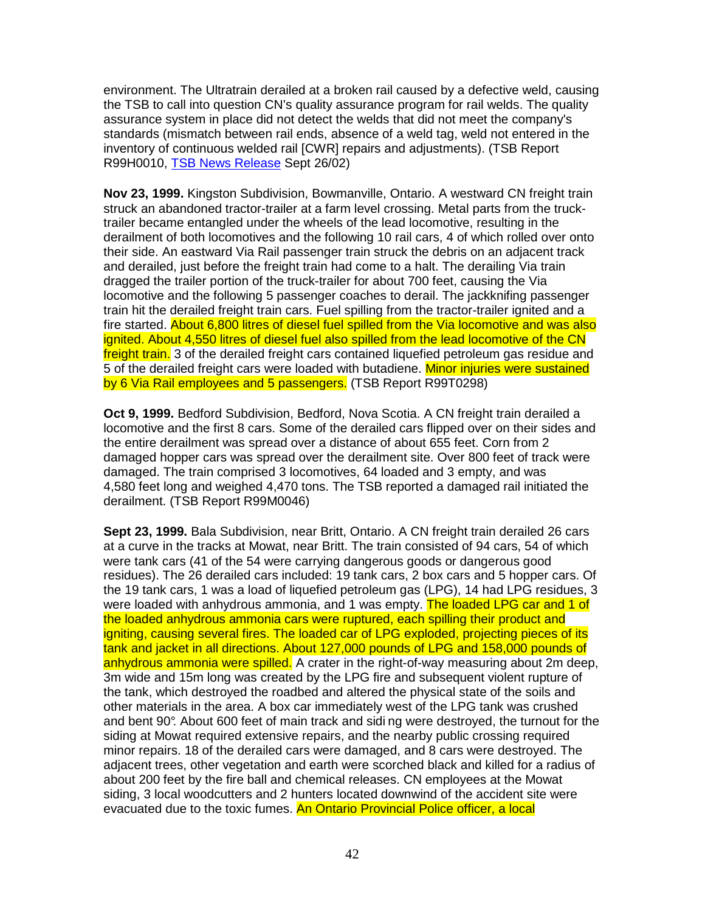environment. The Ultratrain derailed at a broken rail caused by a defective weld, causing the TSB to call into question CN's quality assurance program for rail welds. The quality assurance system in place did not detect the welds that did not meet the company's standards (mismatch between rail ends, absence of a weld tag, weld not entered in the inventory of continuous welded rail [CWR] repairs and adjustments). (TSB Report R99H0010, TSB News Release Sept 26/02)

**Nov 23, 1999.** Kingston Subdivision, Bowmanville, Ontario. A westward CN freight train struck an abandoned tractor-trailer at a farm level crossing. Metal parts from the truck-trailer became entangled under the wheels of the lead locomotive, resulting in the derailment of both locomotives and the following 10 rail cars, 4 of which rolled over onto their side. An eastward Via Rail passenger train struck the debris on an adjacent track and derailed, just before the freight train had come to a halt. The derailing Via train dragged the trailer portion of the truck-trailer for about 700 feet, causing the Via locomotive and the following 5 passenger coaches to derail. The jackknifing passenger train hit the derailed freight train cars. Fuel spilling from the tractor-trailer ignited and a fire started. About 6,800 litres of diesel fuel spilled from the Via locomotive and was also ignited. About 4,550 litres of diesel fuel also spilled from the lead locomotive of the CN freight train. 3 of the derailed freight cars contained liquefied petroleum gas residue and 5 of the derailed freight cars were loaded with butadiene. Minor injuries were sustained by 6 Via Rail employees and 5 passengers. (TSB Report R99T0298)

**Oct 9, 1999.** Bedford Subdivision, Bedford, Nova Scotia. A CN freight train derailed a locomotive and the first 8 cars. Some of the derailed cars flipped over on their sides and the entire derailment was spread over a distance of about 655 feet. Corn from 2 damaged hopper cars was spread over the derailment site. Over 800 feet of track were damaged. The train comprised 3 locomotives, 64 loaded and 3 empty, and was 4,580 feet long and weighed 4,470 tons. The TSB reported a damaged rail initiated the derailment. (TSB Report R99M0046)

**Sept 23, 1999.** Bala Subdivision, near Britt, Ontario. A CN freight train derailed 26 cars at a curve in the tracks at Mowat, near Britt. The train consisted of 94 cars, 54 of which were tank cars (41 of the 54 were carrying dangerous goods or dangerous good residues). The 26 derailed cars included: 19 tank cars, 2 box cars and 5 hopper cars. Of the 19 tank cars, 1 was a load of liquefied petroleum gas (LPG), 14 had LPG residues, 3 were loaded with anhydrous ammonia, and 1 was empty. The loaded LPG car and 1 of the loaded anhydrous ammonia cars were ruptured, each spilling their product and igniting, causing several fires. The loaded car of LPG exploded, projecting pieces of its tank and jacket in all directions. About 127,000 pounds of LPG and 158,000 pounds of anhydrous ammonia were spilled. A crater in the right-of-way measuring about 2m deep, 3m wide and 15m long was created by the LPG fire and subsequent violent rupture of the tank, which destroyed the roadbed and altered the physical state of the soils and other materials in the area. A box car immediately west of the LPG tank was crushed and bent 90°. About 600 feet of main track and siding were destroyed, the turnout for the siding at Mowat required extensive repairs, and the nearby public crossing required minor repairs. 18 of the derailed cars were damaged, and 8 cars were destroyed. The adjacent trees, other vegetation and earth were scorched black and killed for a radius of about 200 feet by the fire ball and chemical releases. CN employees at the Mowat siding, 3 local woodcutters and 2 hunters located downwind of the accident site were evacuated due to the toxic fumes. An Ontario Provincial Police officer, a local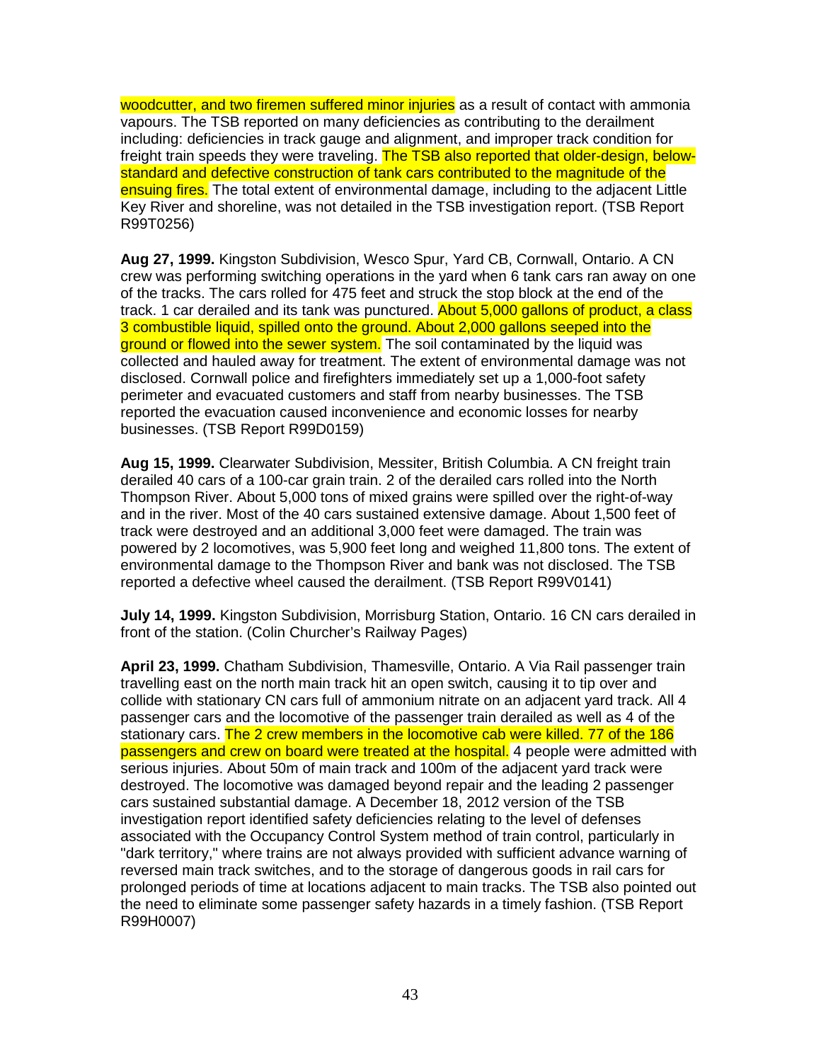woodcutter, and two firemen suffered minor injuries as a result of contact with ammonia vapours. The TSB reported on many deficiencies as contributing to the derailment including: deficiencies in track gauge and alignment, and improper track condition for freight train speeds they were traveling. The TSB also reported that older-design, below-standard and defective construction of tank cars contributed to the magnitude of the ensuing fires. The total extent of environmental damage, including to the adjacent Little Key River and shoreline, was not detailed in the TSB investigation report. (TSB Report R99T0256)

**Aug 27, 1999.** Kingston Subdivision, Wesco Spur, Yard CB, Cornwall, Ontario. A CN crew was performing switching operations in the yard when 6 tank cars ran away on one of the tracks. The cars rolled for 475 feet and struck the stop block at the end of the track. 1 car derailed and its tank was punctured. About 5,000 gallons of product, a class 3 combustible liquid, spilled onto the ground. About 2,000 gallons seeped into the ground or flowed into the sewer system. The soil contaminated by the liquid was collected and hauled away for treatment. The extent of environmental damage was not disclosed. Cornwall police and firefighters immediately set up a 1,000-foot safety perimeter and evacuated customers and staff from nearby businesses. The TSB reported the evacuation caused inconvenience and economic losses for nearby businesses. (TSB Report R99D0159)

**Aug 15, 1999.** Clearwater Subdivision, Messiter, British Columbia. A CN freight train derailed 40 cars of a 100-car grain train. 2 of the derailed cars rolled into the North Thompson River. About 5,000 tons of mixed grains were spilled over the right-of-way and in the river. Most of the 40 cars sustained extensive damage. About 1,500 feet of track were destroyed and an additional 3,000 feet were damaged. The train was powered by 2 locomotives, was 5,900 feet long and weighed 11,800 tons. The extent of environmental damage to the Thompson River and bank was not disclosed. The TSB reported a defective wheel caused the derailment. (TSB Report R99V0141)

**July 14, 1999.** Kingston Subdivision, Morrisburg Station, Ontario. 16 CN cars derailed in front of the station. (Colin Churcher's Railway Pages)

**April 23, 1999.** Chatham Subdivision, Thamesville, Ontario. A Via Rail passenger train travelling east on the north main track hit an open switch, causing it to tip over and collide with stationary CN cars full of ammonium nitrate on an adjacent yard track. All 4 passenger cars and the locomotive of the passenger train derailed as well as 4 of the stationary cars. The 2 crew members in the locomotive cab were killed. 77 of the 186 passengers and crew on board were treated at the hospital. 4 people were admitted with serious injuries. About 50m of main track and 100m of the adjacent yard track were destroyed. The locomotive was damaged beyond repair and the leading 2 passenger cars sustained substantial damage. A December 18, 2012 version of the TSB investigation report identified safety deficiencies relating to the level of defenses associated with the Occupancy Control System method of train control, particularly in "dark territory," where trains are not always provided with sufficient advance warning of reversed main track switches, and to the storage of dangerous goods in rail cars for prolonged periods of time at locations adjacent to main tracks. The TSB also pointed out the need to eliminate some passenger safety hazards in a timely fashion. (TSB Report R99H0007)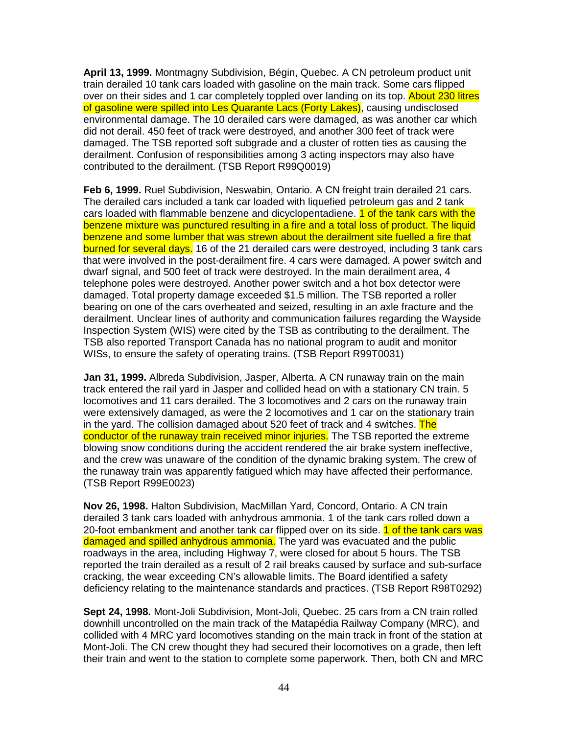**April 13, 1999.** Montmagny Subdivision, Bégin, Quebec. A CN petroleum product unit train derailed 10 tank cars loaded with gasoline on the main track. Some cars flipped over on their sides and 1 car completely toppled over landing on its top. About 230 litres of gasoline were spilled into Les Quarante Lacs (Forty Lakes), causing undisclosed environmental damage. The 10 derailed cars were damaged, as was another car which did not derail. 450 feet of track were destroyed, and another 300 feet of track were damaged. The TSB reported soft subgrade and a cluster of rotten ties as causing the derailment. Confusion of responsibilities among 3 acting inspectors may also have contributed to the derailment. (TSB Report R99Q0019)

**Feb 6, 1999.** Ruel Subdivision, Neswabin, Ontario. A CN freight train derailed 21 cars. The derailed cars included a tank car loaded with liquefied petroleum gas and 2 tank cars loaded with flammable benzene and dicyclopentadiene. 1 of the tank cars with the benzene mixture was punctured resulting in a fire and a total loss of product. The liquid benzene and some lumber that was strewn about the derailment site fuelled a fire that burned for several days. 16 of the 21 derailed cars were destroyed, including 3 tank cars that were involved in the post-derailment fire. 4 cars were damaged. A power switch and dwarf signal, and 500 feet of track were destroyed. In the main derailment area, 4 telephone poles were destroyed. Another power switch and a hot box detector were damaged. Total property damage exceeded $1.5 million. The TSB reported a roller bearing on one of the cars overheated and seized, resulting in an axle fracture and the derailment. Unclear lines of authority and communication failures regarding the Wayside Inspection System (WIS) were cited by the TSB as contributing to the derailment. The TSB also reported Transport Canada has no national program to audit and monitor WISs, to ensure the safety of operating trains. (TSB Report R99T0031)

**Jan 31, 1999.** Albreda Subdivision, Jasper, Alberta. A CN runaway train on the main track entered the rail yard in Jasper and collided head on with a stationary CN train. 5 locomotives and 11 cars derailed. The 3 locomotives and 2 cars on the runaway train were extensively damaged, as were the 2 locomotives and 1 car on the stationary train in the yard. The collision damaged about 520 feet of track and 4 switches. The conductor of the runaway train received minor injuries. The TSB reported the extreme blowing snow conditions during the accident rendered the air brake system ineffective, and the crew was unaware of the condition of the dynamic braking system. The crew of the runaway train was apparently fatigued which may have affected their performance. (TSB Report R99E0023)

**Nov 26, 1998.** Halton Subdivision, MacMillan Yard, Concord, Ontario. A CN train derailed 3 tank cars loaded with anhydrous ammonia. 1 of the tank cars rolled down a 20-foot embankment and another tank car flipped over on its side. 1 of the tank cars was damaged and spilled anhydrous ammonia. The yard was evacuated and the public roadways in the area, including Highway 7, were closed for about 5 hours. The TSB reported the train derailed as a result of 2 rail breaks caused by surface and sub-surface cracking, the wear exceeding CN's allowable limits. The Board identified a safety deficiency relating to the maintenance standards and practices. (TSB Report R98T0292)

**Sept 24, 1998.** Mont-Joli Subdivision, Mont-Joli, Quebec. 25 cars from a CN train rolled downhill uncontrolled on the main track of the Matapédia Railway Company (MRC), and collided with 4 MRC yard locomotives standing on the main track in front of the station at Mont-Joli. The CN crew thought they had secured their locomotives on a grade, then left their train and went to the station to complete some paperwork. Then, both CN and MRC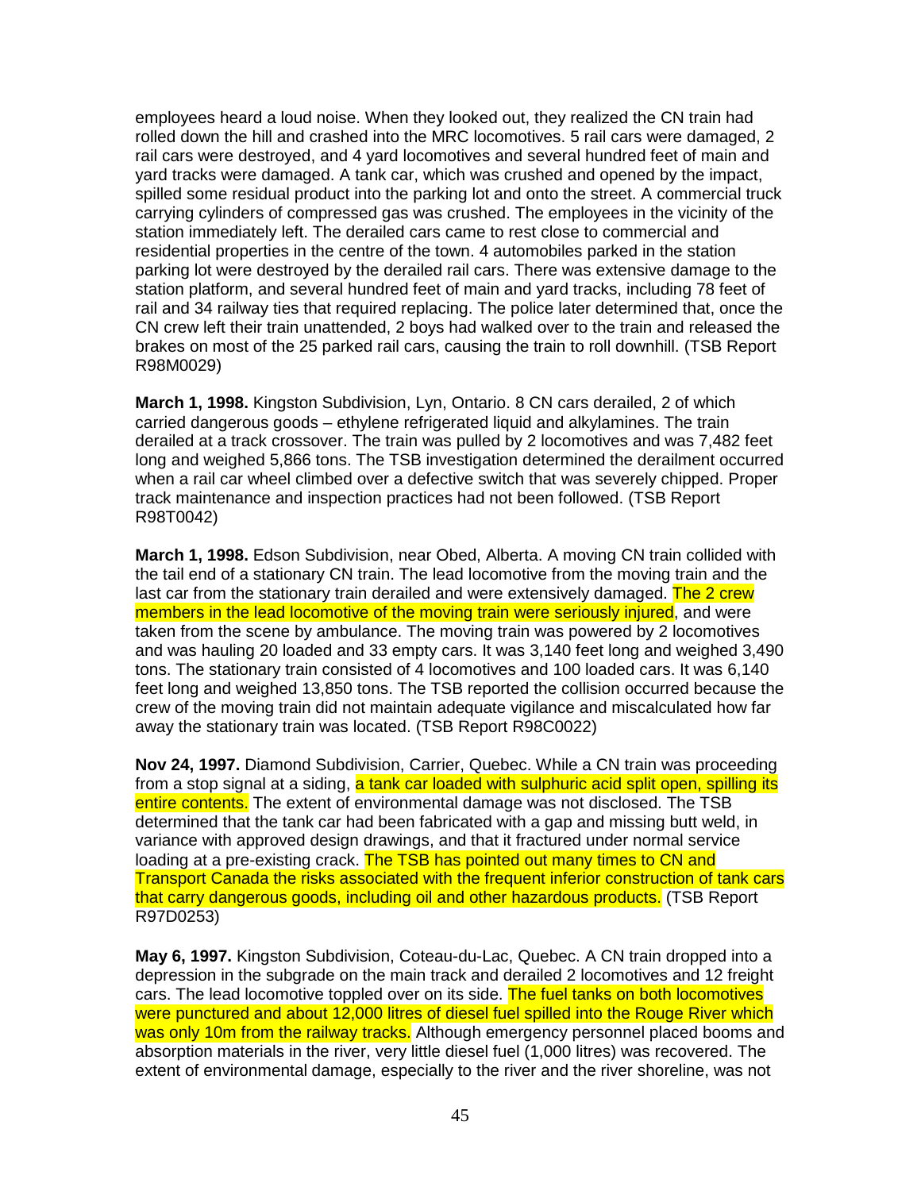employees heard a loud noise. When they looked out, they realized the CN train had rolled down the hill and crashed into the MRC locomotives. 5 rail cars were damaged, 2 rail cars were destroyed, and 4 yard locomotives and several hundred feet of main and yard tracks were damaged. A tank car, which was crushed and opened by the impact, spilled some residual product into the parking lot and onto the street. A commercial truck carrying cylinders of compressed gas was crushed. The employees in the vicinity of the station immediately left. The derailed cars came to rest close to commercial and residential properties in the centre of the town. 4 automobiles parked in the station parking lot were destroyed by the derailed rail cars. There was extensive damage to the station platform, and several hundred feet of main and yard tracks, including 78 feet of rail and 34 railway ties that required replacing. The police later determined that, once the CN crew left their train unattended, 2 boys had walked over to the train and released the brakes on most of the 25 parked rail cars, causing the train to roll downhill. (TSB Report R98M0029)

**March 1, 1998.** Kingston Subdivision, Lyn, Ontario. 8 CN cars derailed, 2 of which carried dangerous goods – ethylene refrigerated liquid and alkylamines. The train derailed at a track crossover. The train was pulled by 2 locomotives and was 7,482 feet long and weighed 5,866 tons. The TSB investigation determined the derailment occurred when a rail car wheel climbed over a defective switch that was severely chipped. Proper track maintenance and inspection practices had not been followed. (TSB Report R98T0042)

**March 1, 1998.** Edson Subdivision, near Obed, Alberta. A moving CN train collided with the tail end of a stationary CN train. The lead locomotive from the moving train and the last car from the stationary train derailed and were extensively damaged. The 2 crew members in the lead locomotive of the moving train were seriously injured, and were taken from the scene by ambulance. The moving train was powered by 2 locomotives and was hauling 20 loaded and 33 empty cars. It was 3,140 feet long and weighed 3,490 tons. The stationary train consisted of 4 locomotives and 100 loaded cars. It was 6,140 feet long and weighed 13,850 tons. The TSB reported the collision occurred because the crew of the moving train did not maintain adequate vigilance and miscalculated how far away the stationary train was located. (TSB Report R98C0022)

**Nov 24, 1997.** Diamond Subdivision, Carrier, Quebec. While a CN train was proceeding from a stop signal at a siding, a tank car loaded with sulphuric acid split open, spilling its entire contents. The extent of environmental damage was not disclosed. The TSB determined that the tank car had been fabricated with a gap and missing butt weld, in variance with approved design drawings, and that it fractured under normal service loading at a pre-existing crack. The TSB has pointed out many times to CN and Transport Canada the risks associated with the frequent inferior construction of tank cars that carry dangerous goods, including oil and other hazardous products. (TSB Report R97D0253)

**May 6, 1997.** Kingston Subdivision, Coteau-du-Lac, Quebec. A CN train dropped into a depression in the subgrade on the main track and derailed 2 locomotives and 12 freight cars. The lead locomotive toppled over on its side. The fuel tanks on both locomotives were punctured and about 12,000 litres of diesel fuel spilled into the Rouge River which was only 10m from the railway tracks. Although emergency personnel placed booms and absorption materials in the river, very little diesel fuel (1,000 litres) was recovered. The extent of environmental damage, especially to the river and the river shoreline, was not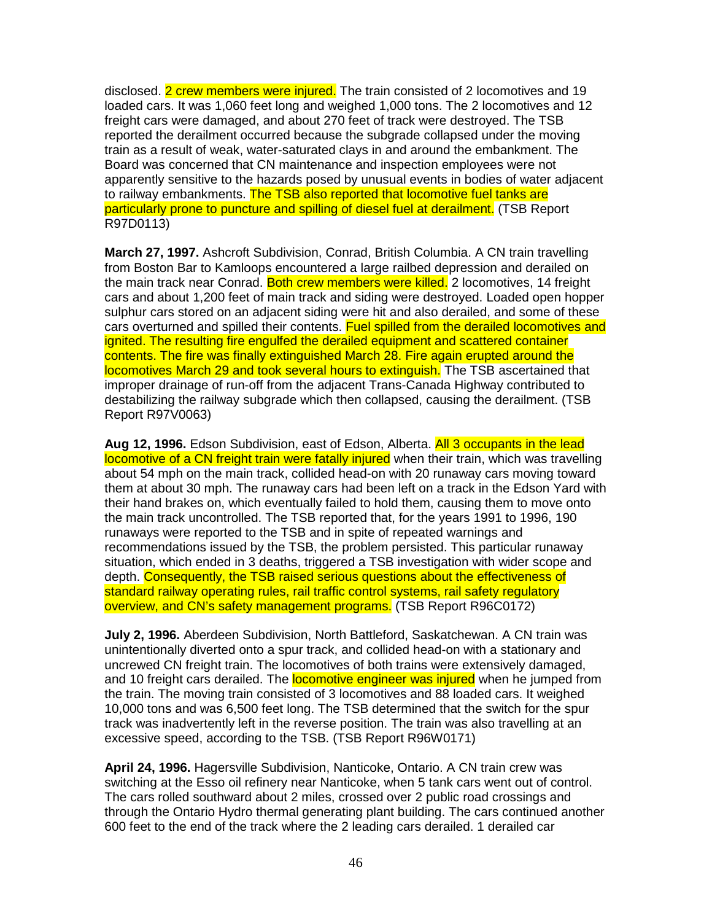disclosed. 2 crew members were injured. The train consisted of 2 locomotives and 19 loaded cars. It was 1,060 feet long and weighed 1,000 tons. The 2 locomotives and 12 freight cars were damaged, and about 270 feet of track were destroyed. The TSB reported the derailment occurred because the subgrade collapsed under the moving train as a result of weak, water-saturated clays in and around the embankment. The Board was concerned that CN maintenance and inspection employees were not apparently sensitive to the hazards posed by unusual events in bodies of water adjacent to railway embankments. The TSB also reported that locomotive fuel tanks are particularly prone to puncture and spilling of diesel fuel at derailment. (TSB Report R97D0113)

**March 27, 1997.** Ashcroft Subdivision, Conrad, British Columbia. A CN train travelling from Boston Bar to Kamloops encountered a large railbed depression and derailed on the main track near Conrad. Both crew members were killed. 2 locomotives, 14 freight cars and about 1,200 feet of main track and siding were destroyed. Loaded open hopper sulphur cars stored on an adjacent siding were hit and also derailed, and some of these cars overturned and spilled their contents. Fuel spilled from the derailed locomotives and ignited. The resulting fire engulfed the derailed equipment and scattered container contents. The fire was finally extinguished March 28. Fire again erupted around the locomotives March 29 and took several hours to extinguish. The TSB ascertained that improper drainage of run-off from the adjacent Trans-Canada Highway contributed to destabilizing the railway subgrade which then collapsed, causing the derailment. (TSB Report R97V0063)

**Aug 12, 1996.** Edson Subdivision, east of Edson, Alberta. All 3 occupants in the lead locomotive of a CN freight train were fatally injured when their train, which was travelling about 54 mph on the main track, collided head-on with 20 runaway cars moving toward them at about 30 mph. The runaway cars had been left on a track in the Edson Yard with their hand brakes on, which eventually failed to hold them, causing them to move onto the main track uncontrolled. The TSB reported that, for the years 1991 to 1996, 190 runaways were reported to the TSB and in spite of repeated warnings and recommendations issued by the TSB, the problem persisted. This particular runaway situation, which ended in 3 deaths, triggered a TSB investigation with wider scope and depth. Consequently, the TSB raised serious questions about the effectiveness of standard railway operating rules, rail traffic control systems, rail safety regulatory overview, and CN's safety management programs. (TSB Report R96C0172)

**July 2, 1996.** Aberdeen Subdivision, North Battleford, Saskatchewan. A CN train was unintentionally diverted onto a spur track, and collided head-on with a stationary and uncrewed CN freight train. The locomotives of both trains were extensively damaged, and 10 freight cars derailed. The locomotive engineer was injured when he jumped from the train. The moving train consisted of 3 locomotives and 88 loaded cars. It weighed 10,000 tons and was 6,500 feet long. The TSB determined that the switch for the spur track was inadvertently left in the reverse position. The train was also travelling at an excessive speed, according to the TSB. (TSB Report R96W0171)

**April 24, 1996.** Hagersville Subdivision, Nanticoke, Ontario. A CN train crew was switching at the Esso oil refinery near Nanticoke, when 5 tank cars went out of control. The cars rolled southward about 2 miles, crossed over 2 public road crossings and through the Ontario Hydro thermal generating plant building. The cars continued another 600 feet to the end of the track where the 2 leading cars derailed. 1 derailed car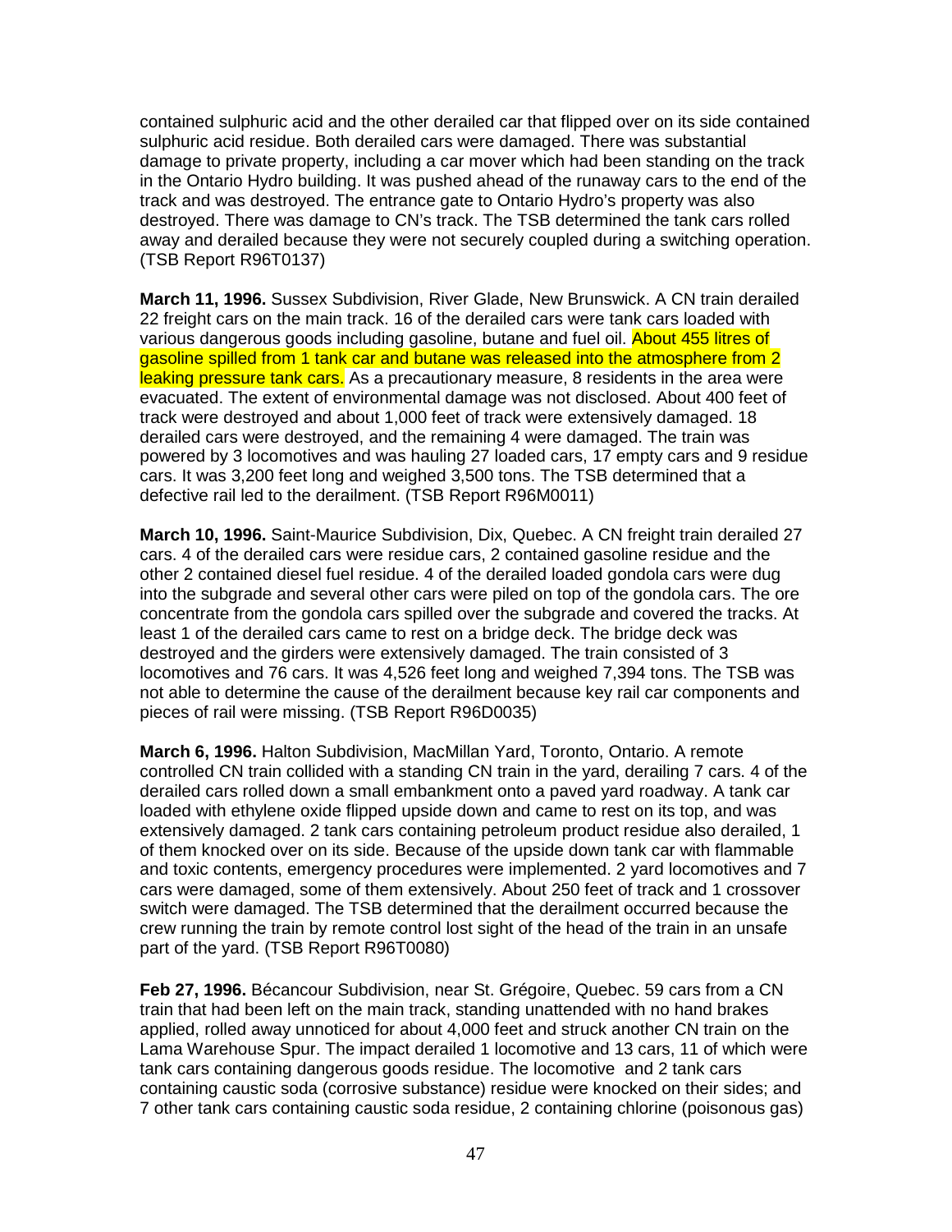contained sulphuric acid and the other derailed car that flipped over on its side contained sulphuric acid residue. Both derailed cars were damaged. There was substantial damage to private property, including a car mover which had been standing on the track in the Ontario Hydro building. It was pushed ahead of the runaway cars to the end of the track and was destroyed. The entrance gate to Ontario Hydro's property was also destroyed. There was damage to CN's track. The TSB determined the tank cars rolled away and derailed because they were not securely coupled during a switching operation. (TSB Report R96T0137)

**March 11, 1996.** Sussex Subdivision, River Glade, New Brunswick. A CN train derailed 22 freight cars on the main track. 16 of the derailed cars were tank cars loaded with various dangerous goods including gasoline, butane and fuel oil. About 455 litres of gasoline spilled from 1 tank car and butane was released into the atmosphere from 2 leaking pressure tank cars. As a precautionary measure, 8 residents in the area were evacuated. The extent of environmental damage was not disclosed. About 400 feet of track were destroyed and about 1,000 feet of track were extensively damaged. 18 derailed cars were destroyed, and the remaining 4 were damaged. The train was powered by 3 locomotives and was hauling 27 loaded cars, 17 empty cars and 9 residue cars. It was 3,200 feet long and weighed 3,500 tons. The TSB determined that a defective rail led to the derailment. (TSB Report R96M0011)

**March 10, 1996.** Saint-Maurice Subdivision, Dix, Quebec. A CN freight train derailed 27 cars. 4 of the derailed cars were residue cars, 2 contained gasoline residue and the other 2 contained diesel fuel residue. 4 of the derailed loaded gondola cars were dug into the subgrade and several other cars were piled on top of the gondola cars. The ore concentrate from the gondola cars spilled over the subgrade and covered the tracks. At least 1 of the derailed cars came to rest on a bridge deck. The bridge deck was destroyed and the girders were extensively damaged. The train consisted of 3 locomotives and 76 cars. It was 4,526 feet long and weighed 7,394 tons. The TSB was not able to determine the cause of the derailment because key rail car components and pieces of rail were missing. (TSB Report R96D0035)

**March 6, 1996.** Halton Subdivision, MacMillan Yard, Toronto, Ontario. A remote controlled CN train collided with a standing CN train in the yard, derailing 7 cars. 4 of the derailed cars rolled down a small embankment onto a paved yard roadway. A tank car loaded with ethylene oxide flipped upside down and came to rest on its top, and was extensively damaged. 2 tank cars containing petroleum product residue also derailed, 1 of them knocked over on its side. Because of the upside down tank car with flammable and toxic contents, emergency procedures were implemented. 2 yard locomotives and 7 cars were damaged, some of them extensively. About 250 feet of track and 1 crossover switch were damaged. The TSB determined that the derailment occurred because the crew running the train by remote control lost sight of the head of the train in an unsafe part of the yard. (TSB Report R96T0080)

**Feb 27, 1996.** Bécancour Subdivision, near St. Grégoire, Quebec. 59 cars from a CN train that had been left on the main track, standing unattended with no hand brakes applied, rolled away unnoticed for about 4,000 feet and struck another CN train on the Lama Warehouse Spur. The impact derailed 1 locomotive and 13 cars, 11 of which were tank cars containing dangerous goods residue. The locomotive and 2 tank cars containing caustic soda (corrosive substance) residue were knocked on their sides; and 7 other tank cars containing caustic soda residue, 2 containing chlorine (poisonous gas)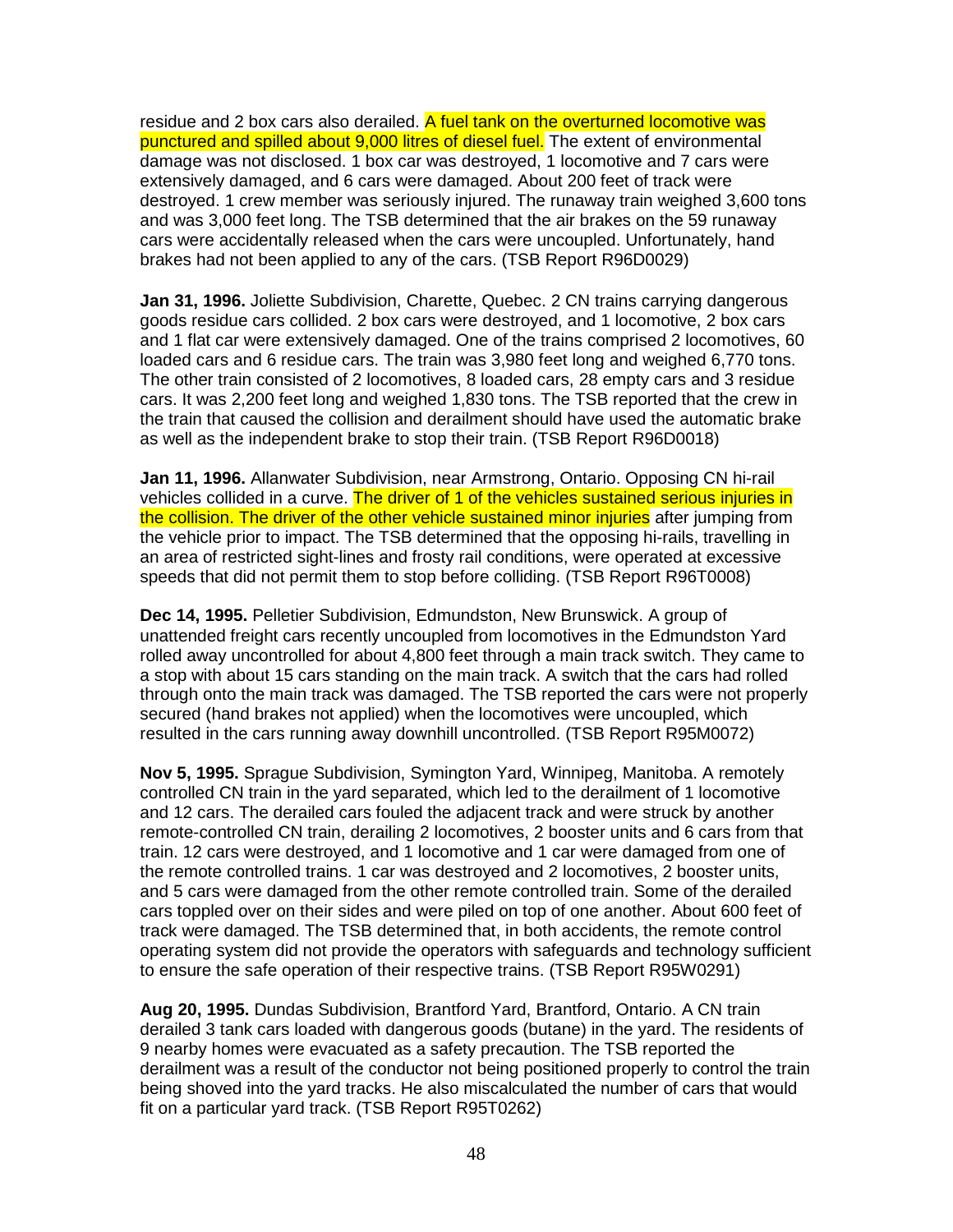residue and 2 box cars also derailed. A fuel tank on the overturned locomotive was punctured and spilled about 9,000 litres of diesel fuel. The extent of environmental damage was not disclosed. 1 box car was destroyed, 1 locomotive and 7 cars were extensively damaged, and 6 cars were damaged. About 200 feet of track were destroyed. 1 crew member was seriously injured. The runaway train weighed 3,600 tons and was 3,000 feet long. The TSB determined that the air brakes on the 59 runaway cars were accidentally released when the cars were uncoupled. Unfortunately, hand brakes had not been applied to any of the cars. (TSB Report R96D0029)

**Jan 31, 1996.** Joliette Subdivision, Charette, Quebec. 2 CN trains carrying dangerous goods residue cars collided. 2 box cars were destroyed, and 1 locomotive, 2 box cars and 1 flat car were extensively damaged. One of the trains comprised 2 locomotives, 60 loaded cars and 6 residue cars. The train was 3,980 feet long and weighed 6,770 tons. The other train consisted of 2 locomotives, 8 loaded cars, 28 empty cars and 3 residue cars. It was 2,200 feet long and weighed 1,830 tons. The TSB reported that the crew in the train that caused the collision and derailment should have used the automatic brake as well as the independent brake to stop their train. (TSB Report R96D0018)

**Jan 11, 1996.** Allanwater Subdivision, near Armstrong, Ontario. Opposing CN hi-rail vehicles collided in a curve. The driver of 1 of the vehicles sustained serious injuries in the collision. The driver of the other vehicle sustained minor injuries after jumping from the vehicle prior to impact. The TSB determined that the opposing hi-rails, travelling in an area of restricted sight-lines and frosty rail conditions, were operated at excessive speeds that did not permit them to stop before colliding. (TSB Report R96T0008)

**Dec 14, 1995.** Pelletier Subdivision, Edmundston, New Brunswick. A group of unattended freight cars recently uncoupled from locomotives in the Edmundston Yard rolled away uncontrolled for about 4,800 feet through a main track switch. They came to a stop with about 15 cars standing on the main track. A switch that the cars had rolled through onto the main track was damaged. The TSB reported the cars were not properly secured (hand brakes not applied) when the locomotives were uncoupled, which resulted in the cars running away downhill uncontrolled. (TSB Report R95M0072)

**Nov 5, 1995.** Sprague Subdivision, Symington Yard, Winnipeg, Manitoba. A remotely controlled CN train in the yard separated, which led to the derailment of 1 locomotive and 12 cars. The derailed cars fouled the adjacent track and were struck by another remote-controlled CN train, derailing 2 locomotives, 2 booster units and 6 cars from that train. 12 cars were destroyed, and 1 locomotive and 1 car were damaged from one of the remote controlled trains. 1 car was destroyed and 2 locomotives, 2 booster units, and 5 cars were damaged from the other remote controlled train. Some of the derailed cars toppled over on their sides and were piled on top of one another. About 600 feet of track were damaged. The TSB determined that, in both accidents, the remote control operating system did not provide the operators with safeguards and technology sufficient to ensure the safe operation of their respective trains. (TSB Report R95W0291)

**Aug 20, 1995.** Dundas Subdivision, Brantford Yard, Brantford, Ontario. A CN train derailed 3 tank cars loaded with dangerous goods (butane) in the yard. The residents of 9 nearby homes were evacuated as a safety precaution. The TSB reported the derailment was a result of the conductor not being positioned properly to control the train being shoved into the yard tracks. He also miscalculated the number of cars that would fit on a particular yard track. (TSB Report R95T0262)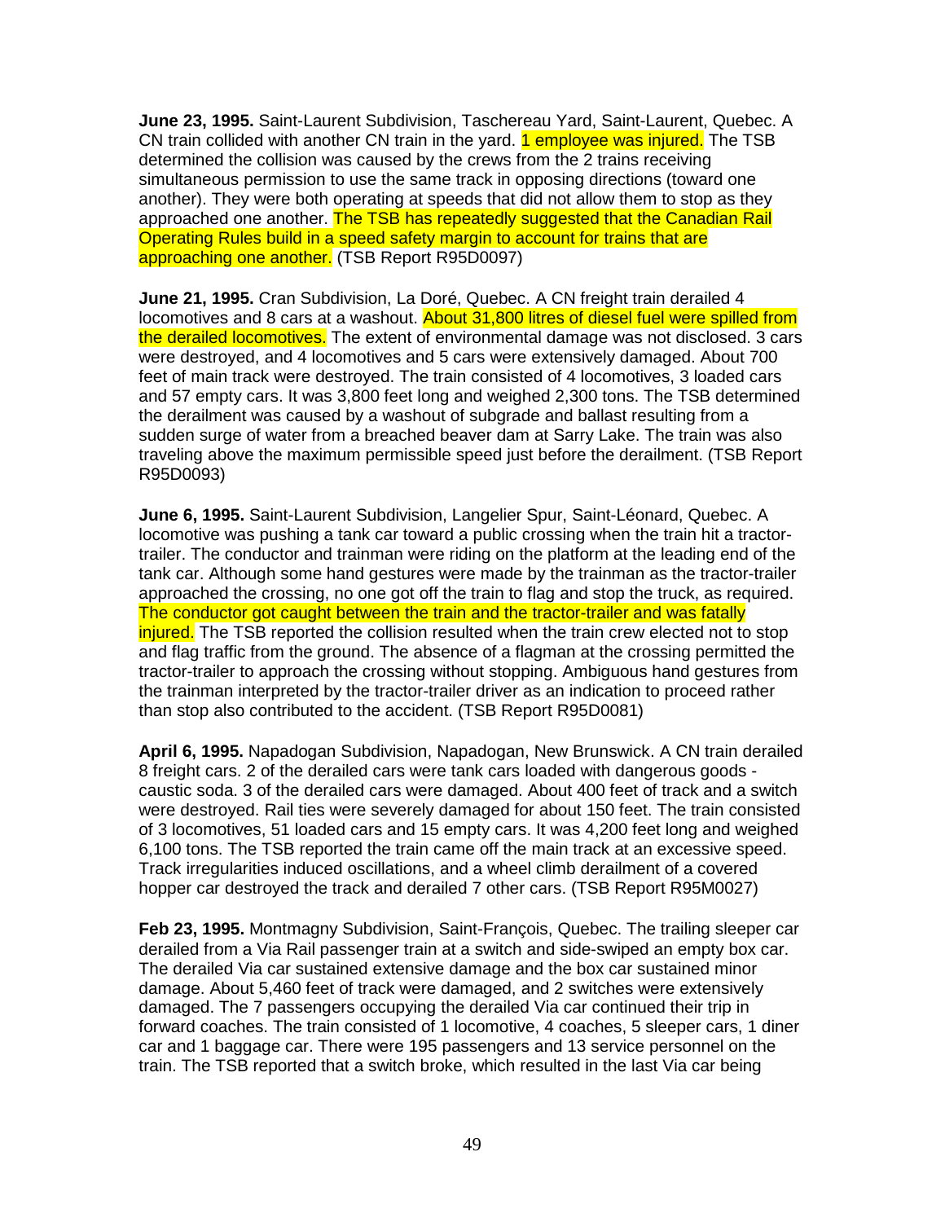**June 23, 1995.** Saint-Laurent Subdivision, Taschereau Yard, Saint-Laurent, Quebec. A CN train collided with another CN train in the yard. 1 employee was injured. The TSB determined the collision was caused by the crews from the 2 trains receiving simultaneous permission to use the same track in opposing directions (toward one another). They were both operating at speeds that did not allow them to stop as they approached one another. The TSB has repeatedly suggested that the Canadian Rail Operating Rules build in a speed safety margin to account for trains that are approaching one another. (TSB Report R95D0097)

**June 21, 1995.** Cran Subdivision, La Doré, Quebec. A CN freight train derailed 4 locomotives and 8 cars at a washout. About 31,800 litres of diesel fuel were spilled from the derailed locomotives. The extent of environmental damage was not disclosed. 3 cars were destroyed, and 4 locomotives and 5 cars were extensively damaged. About 700 feet of main track were destroyed. The train consisted of 4 locomotives, 3 loaded cars and 57 empty cars. It was 3,800 feet long and weighed 2,300 tons. The TSB determined the derailment was caused by a washout of subgrade and ballast resulting from a sudden surge of water from a breached beaver dam at Sarry Lake. The train was also traveling above the maximum permissible speed just before the derailment. (TSB Report R95D0093)

**June 6, 1995.** Saint-Laurent Subdivision, Langelier Spur, Saint-Léonard, Quebec. A locomotive was pushing a tank car toward a public crossing when the train hit a tractor-trailer. The conductor and trainman were riding on the platform at the leading end of the tank car. Although some hand gestures were made by the trainman as the tractor-trailer approached the crossing, no one got off the train to flag and stop the truck, as required. The conductor got caught between the train and the tractor-trailer and was fatally injured. The TSB reported the collision resulted when the train crew elected not to stop and flag traffic from the ground. The absence of a flagman at the crossing permitted the tractor-trailer to approach the crossing without stopping. Ambiguous hand gestures from the trainman interpreted by the tractor-trailer driver as an indication to proceed rather than stop also contributed to the accident. (TSB Report R95D0081)

**April 6, 1995.** Napadogan Subdivision, Napadogan, New Brunswick. A CN train derailed 8 freight cars. 2 of the derailed cars were tank cars loaded with dangerous goods - caustic soda. 3 of the derailed cars were damaged. About 400 feet of track and a switch were destroyed. Rail ties were severely damaged for about 150 feet. The train consisted of 3 locomotives, 51 loaded cars and 15 empty cars. It was 4,200 feet long and weighed 6,100 tons. The TSB reported the train came off the main track at an excessive speed. Track irregularities induced oscillations, and a wheel climb derailment of a covered hopper car destroyed the track and derailed 7 other cars. (TSB Report R95M0027)

**Feb 23, 1995.** Montmagny Subdivision, Saint-François, Quebec. The trailing sleeper car derailed from a Via Rail passenger train at a switch and side-swiped an empty box car. The derailed Via car sustained extensive damage and the box car sustained minor damage. About 5,460 feet of track were damaged, and 2 switches were extensively damaged. The 7 passengers occupying the derailed Via car continued their trip in forward coaches. The train consisted of 1 locomotive, 4 coaches, 5 sleeper cars, 1 diner car and 1 baggage car. There were 195 passengers and 13 service personnel on the train. The TSB reported that a switch broke, which resulted in the last Via car being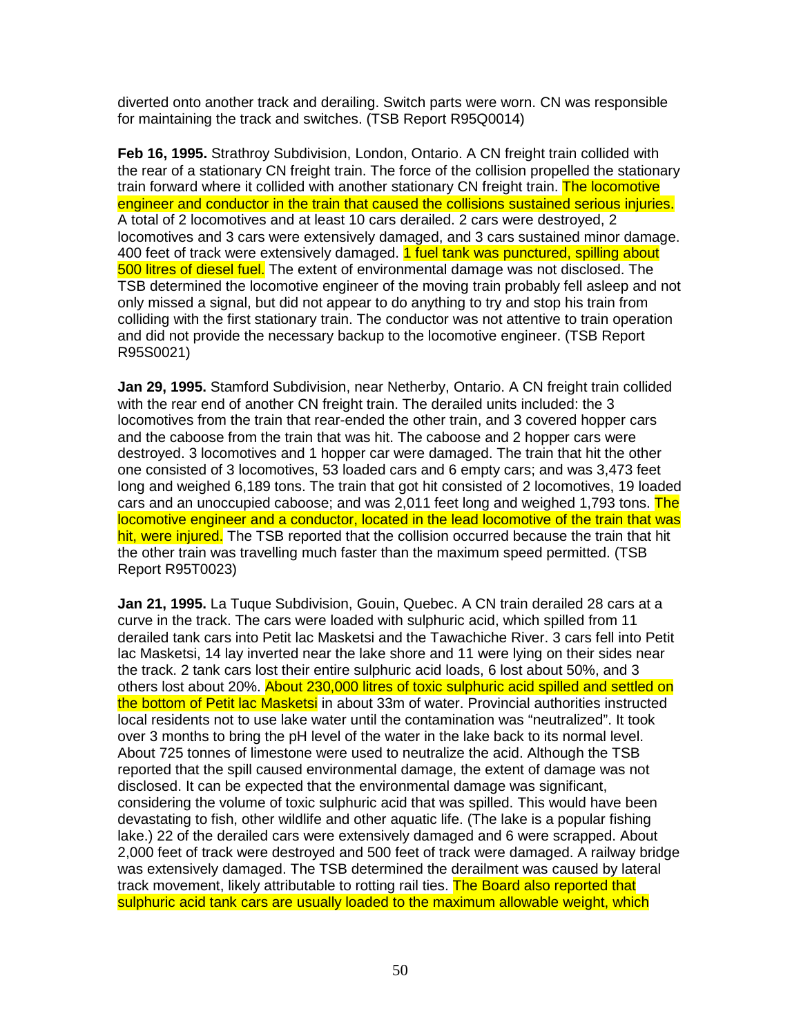diverted onto another track and derailing. Switch parts were worn. CN was responsible for maintaining the track and switches. (TSB Report R95Q0014)

**Feb 16, 1995.** Strathroy Subdivision, London, Ontario. A CN freight train collided with the rear of a stationary CN freight train. The force of the collision propelled the stationary train forward where it collided with another stationary CN freight train. The locomotive engineer and conductor in the train that caused the collisions sustained serious injuries. A total of 2 locomotives and at least 10 cars derailed. 2 cars were destroyed, 2 locomotives and 3 cars were extensively damaged, and 3 cars sustained minor damage. 400 feet of track were extensively damaged. 1 fuel tank was punctured, spilling about 500 litres of diesel fuel. The extent of environmental damage was not disclosed. The TSB determined the locomotive engineer of the moving train probably fell asleep and not only missed a signal, but did not appear to do anything to try and stop his train from colliding with the first stationary train. The conductor was not attentive to train operation and did not provide the necessary backup to the locomotive engineer. (TSB Report R95S0021)

**Jan 29, 1995.** Stamford Subdivision, near Netherby, Ontario. A CN freight train collided with the rear end of another CN freight train. The derailed units included: the 3 locomotives from the train that rear-ended the other train, and 3 covered hopper cars and the caboose from the train that was hit. The caboose and 2 hopper cars were destroyed. 3 locomotives and 1 hopper car were damaged. The train that hit the other one consisted of 3 locomotives, 53 loaded cars and 6 empty cars; and was 3,473 feet long and weighed 6,189 tons. The train that got hit consisted of 2 locomotives, 19 loaded cars and an unoccupied caboose; and was 2,011 feet long and weighed 1,793 tons. The locomotive engineer and a conductor, located in the lead locomotive of the train that was hit, were injured. The TSB reported that the collision occurred because the train that hit the other train was travelling much faster than the maximum speed permitted. (TSB Report R95T0023)

**Jan 21, 1995.** La Tuque Subdivision, Gouin, Quebec. A CN train derailed 28 cars at a curve in the track. The cars were loaded with sulphuric acid, which spilled from 11 derailed tank cars into Petit lac Masketsi and the Tawachiche River. 3 cars fell into Petit lac Masketsi, 14 lay inverted near the lake shore and 11 were lying on their sides near the track. 2 tank cars lost their entire sulphuric acid loads, 6 lost about 50%, and 3 others lost about 20%. About 230,000 litres of toxic sulphuric acid spilled and settled on the bottom of Petit lac Masketsi in about 33m of water. Provincial authorities instructed local residents not to use lake water until the contamination was "neutralized". It took over 3 months to bring the pH level of the water in the lake back to its normal level. About 725 tonnes of limestone were used to neutralize the acid. Although the TSB reported that the spill caused environmental damage, the extent of damage was not disclosed. It can be expected that the environmental damage was significant, considering the volume of toxic sulphuric acid that was spilled. This would have been devastating to fish, other wildlife and other aquatic life. (The lake is a popular fishing lake.) 22 of the derailed cars were extensively damaged and 6 were scrapped. About 2,000 feet of track were destroyed and 500 feet of track were damaged. A railway bridge was extensively damaged. The TSB determined the derailment was caused by lateral track movement, likely attributable to rotting rail ties. The Board also reported that sulphuric acid tank cars are usually loaded to the maximum allowable weight, which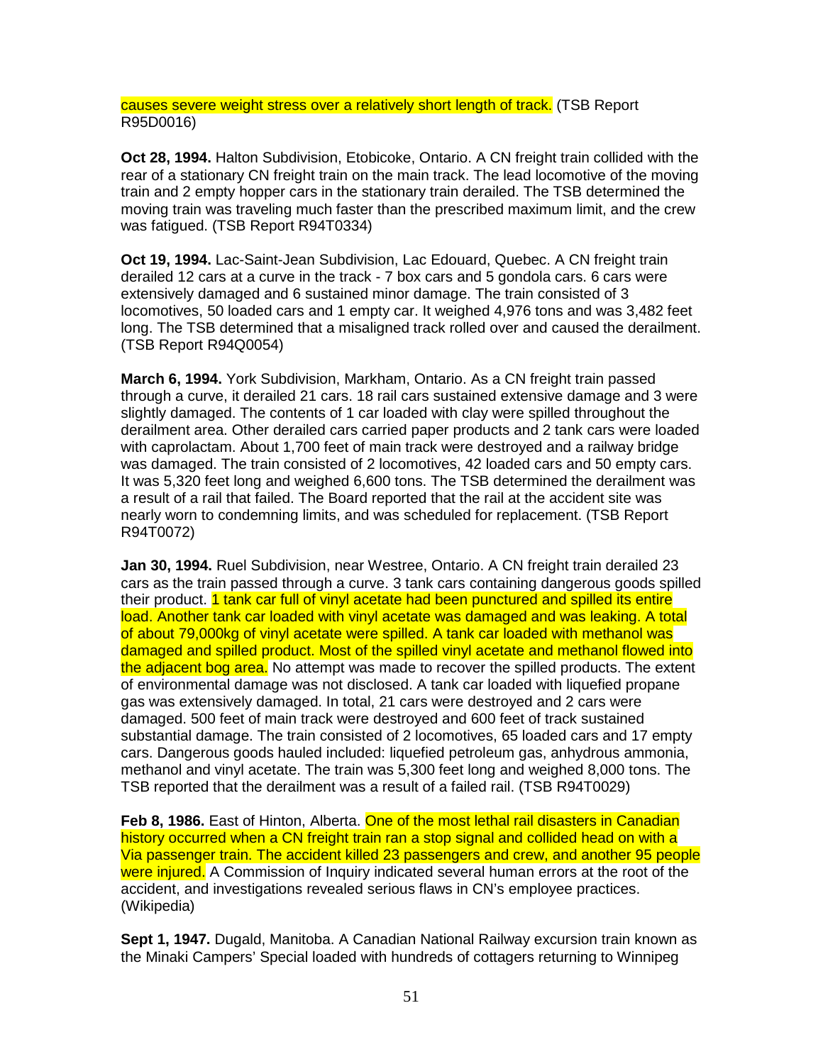causes severe weight stress over a relatively short length of track. (TSB Report R95D0016)

**Oct 28, 1994.** Halton Subdivision, Etobicoke, Ontario. A CN freight train collided with the rear of a stationary CN freight train on the main track. The lead locomotive of the moving train and 2 empty hopper cars in the stationary train derailed. The TSB determined the moving train was traveling much faster than the prescribed maximum limit, and the crew was fatigued. (TSB Report R94T0334)

**Oct 19, 1994.** Lac-Saint-Jean Subdivision, Lac Edouard, Quebec. A CN freight train derailed 12 cars at a curve in the track - 7 box cars and 5 gondola cars. 6 cars were extensively damaged and 6 sustained minor damage. The train consisted of 3 locomotives, 50 loaded cars and 1 empty car. It weighed 4,976 tons and was 3,482 feet long. The TSB determined that a misaligned track rolled over and caused the derailment. (TSB Report R94Q0054)

**March 6, 1994.** York Subdivision, Markham, Ontario. As a CN freight train passed through a curve, it derailed 21 cars. 18 rail cars sustained extensive damage and 3 were slightly damaged. The contents of 1 car loaded with clay were spilled throughout the derailment area. Other derailed cars carried paper products and 2 tank cars were loaded with caprolactam. About 1,700 feet of main track were destroyed and a railway bridge was damaged. The train consisted of 2 locomotives, 42 loaded cars and 50 empty cars. It was 5,320 feet long and weighed 6,600 tons. The TSB determined the derailment was a result of a rail that failed. The Board reported that the rail at the accident site was nearly worn to condemning limits, and was scheduled for replacement. (TSB Report R94T0072)

**Jan 30, 1994.** Ruel Subdivision, near Westree, Ontario. A CN freight train derailed 23 cars as the train passed through a curve. 3 tank cars containing dangerous goods spilled their product. 1 tank car full of vinyl acetate had been punctured and spilled its entire load. Another tank car loaded with vinyl acetate was damaged and was leaking. A total of about 79,000kg of vinyl acetate were spilled. A tank car loaded with methanol was damaged and spilled product. Most of the spilled vinyl acetate and methanol flowed into the adjacent bog area. No attempt was made to recover the spilled products. The extent of environmental damage was not disclosed. A tank car loaded with liquefied propane gas was extensively damaged. In total, 21 cars were destroyed and 2 cars were damaged. 500 feet of main track were destroyed and 600 feet of track sustained substantial damage. The train consisted of 2 locomotives, 65 loaded cars and 17 empty cars. Dangerous goods hauled included: liquefied petroleum gas, anhydrous ammonia, methanol and vinyl acetate. The train was 5,300 feet long and weighed 8,000 tons. The TSB reported that the derailment was a result of a failed rail. (TSB R94T0029)

**Feb 8, 1986.** East of Hinton, Alberta. One of the most lethal rail disasters in Canadian history occurred when a CN freight train ran a stop signal and collided head on with a Via passenger train. The accident killed 23 passengers and crew, and another 95 people were injured. A Commission of Inquiry indicated several human errors at the root of the accident, and investigations revealed serious flaws in CN's employee practices. (Wikipedia)

**Sept 1, 1947.** Dugald, Manitoba. A Canadian National Railway excursion train known as the Minaki Campers' Special loaded with hundreds of cottagers returning to Winnipeg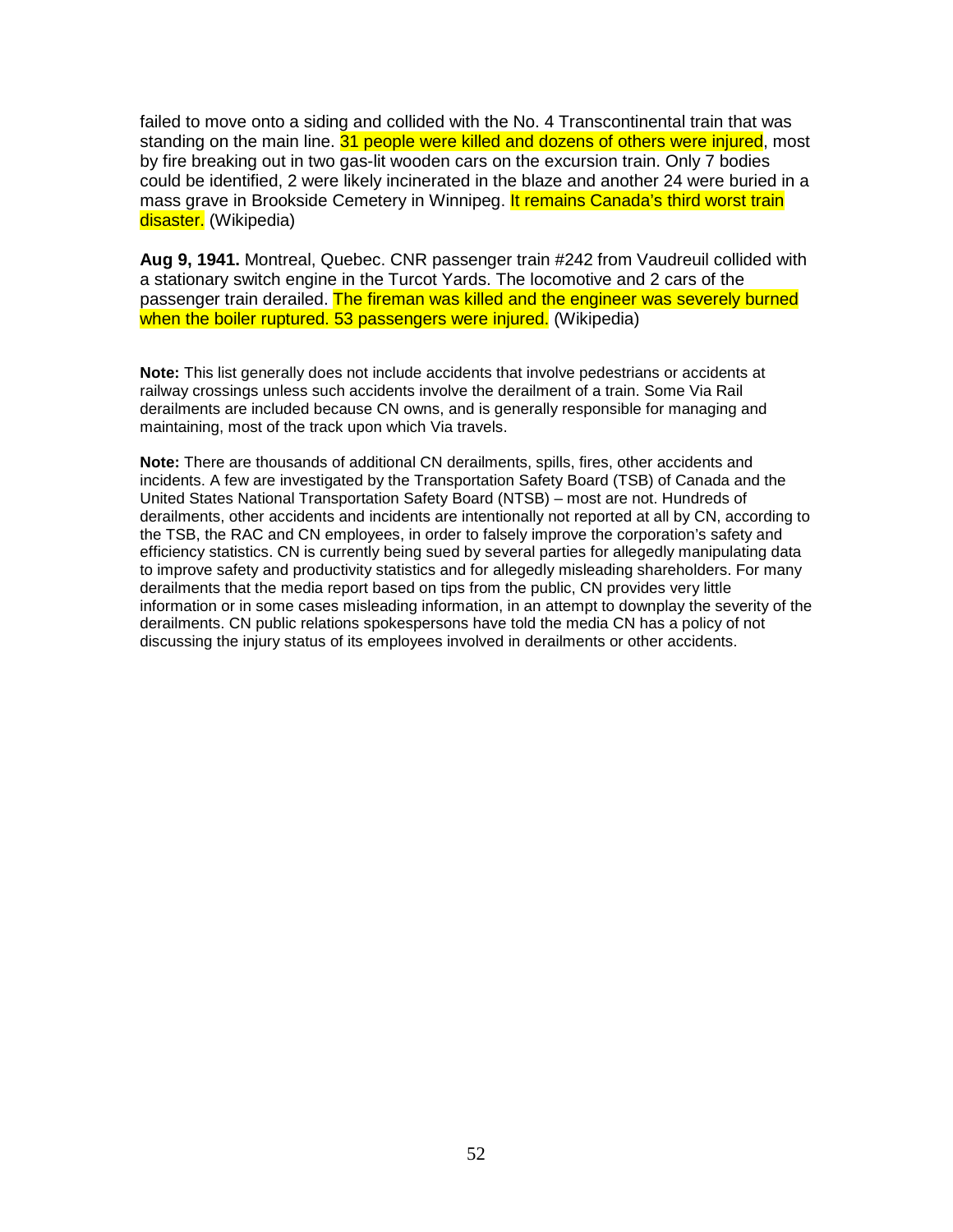failed to move onto a siding and collided with the No. 4 Transcontinental train that was standing on the main line. 31 people were killed and dozens of others were injured, most by fire breaking out in two gas-lit wooden cars on the excursion train. Only 7 bodies could be identified, 2 were likely incinerated in the blaze and another 24 were buried in a mass grave in Brookside Cemetery in Winnipeg. It remains Canada's third worst train disaster. (Wikipedia)

**Aug 9, 1941.** Montreal, Quebec. CNR passenger train #242 from Vaudreuil collided with a stationary switch engine in the Turcot Yards. The locomotive and 2 cars of the passenger train derailed. The fireman was killed and the engineer was severely burned when the boiler ruptured. 53 passengers were injured. (Wikipedia)

**Note:** This list generally does not include accidents that involve pedestrians or accidents at railway crossings unless such accidents involve the derailment of a train. Some Via Rail derailments are included because CN owns, and is generally responsible for managing and maintaining, most of the track upon which Via travels.

**Note:** There are thousands of additional CN derailments, spills, fires, other accidents and incidents. A few are investigated by the Transportation Safety Board (TSB) of Canada and the United States National Transportation Safety Board (NTSB) – most are not. Hundreds of derailments, other accidents and incidents are intentionally not reported at all by CN, according to the TSB, the RAC and CN employees, in order to falsely improve the corporation's safety and efficiency statistics. CN is currently being sued by several parties for allegedly manipulating data to improve safety and productivity statistics and for allegedly misleading shareholders. For many derailments that the media report based on tips from the public, CN provides very little information or in some cases misleading information, in an attempt to downplay the severity of the derailments. CN public relations spokespersons have told the media CN has a policy of not discussing the injury status of its employees involved in derailments or other accidents.